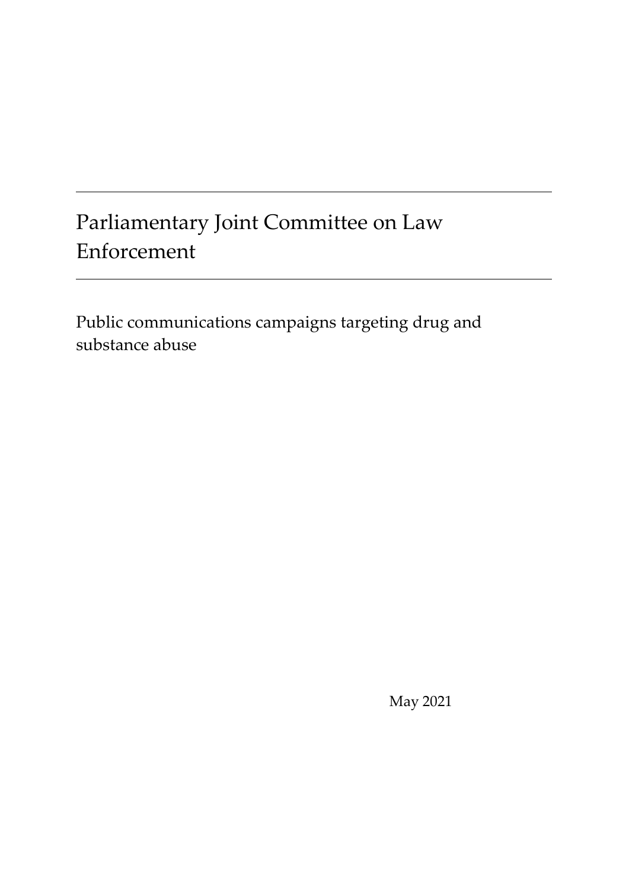# Parliamentary Joint Committee on Law Enforcement

Public communications campaigns targeting drug and substance abuse

May 2021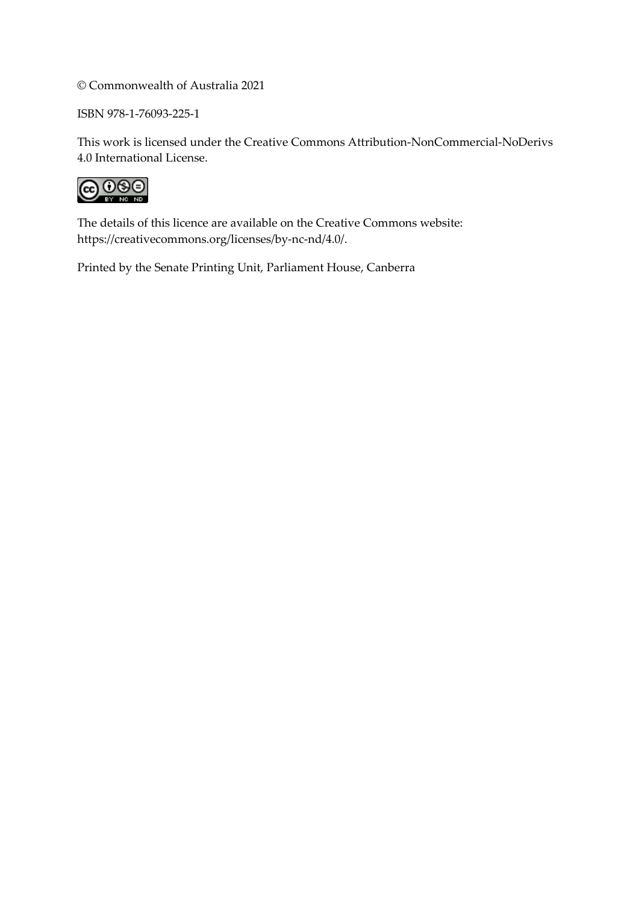© Commonwealth of Australia 2021

ISBN 978-1-76093-225-1

This work is licensed under the Creative Commons Attribution-NonCommercial-NoDerivs 4.0 International License.

The details of this licence are available on the Creative Commons website: https://creativecommons.org/licenses/by-nc-nd/4.0/.

Printed by the Senate Printing Unit, Parliament House, Canberra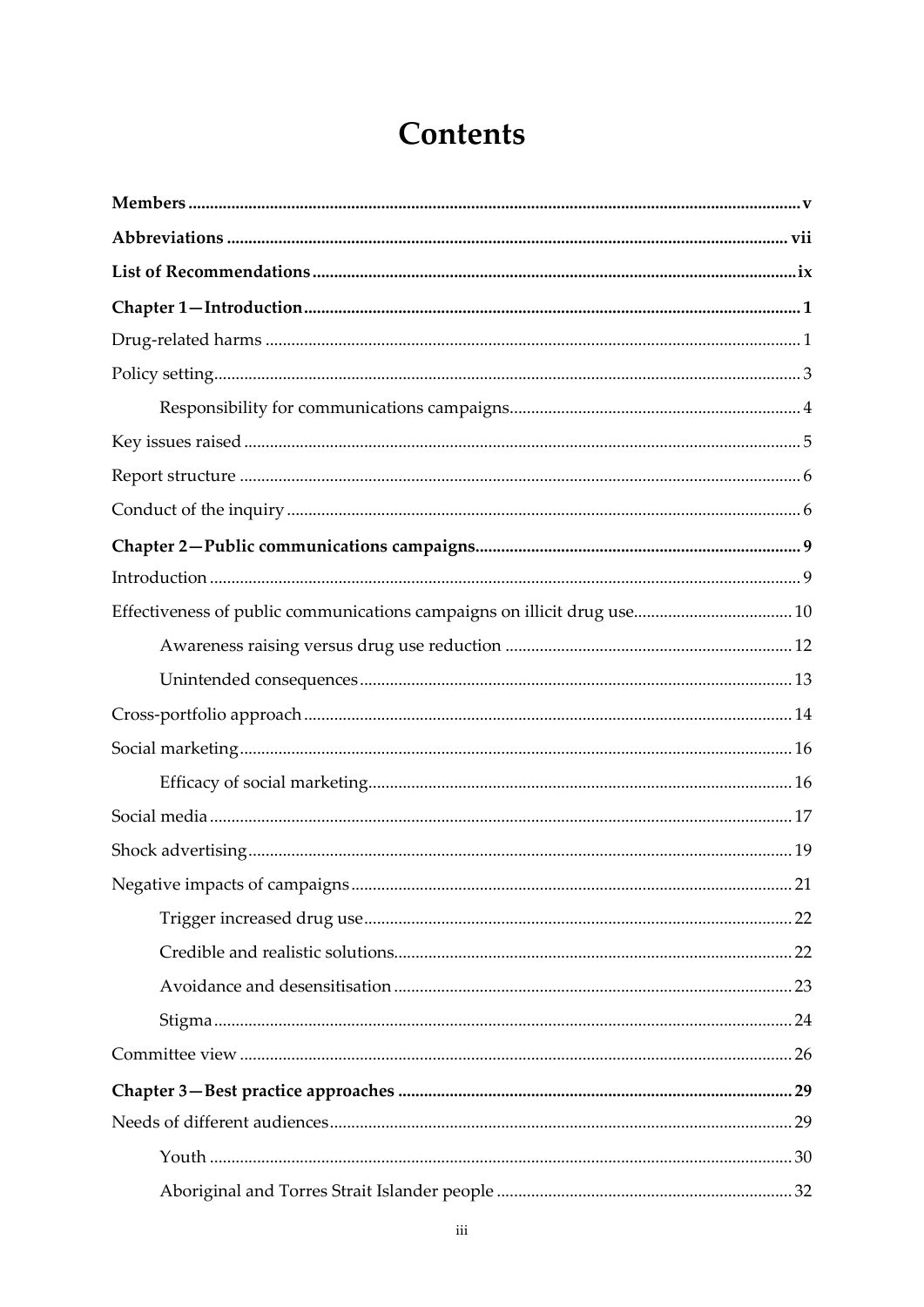# Contents

**Members** .......... v

**Abbreviations** .......... vii

**List of Recommendations** .......... ix

**Chapter 1—Introduction** .......... 1

Drug-related harms .......... 1

Policy setting .......... 3

- Responsibility for communications campaigns .......... 4

Key issues raised .......... 5

Report structure .......... 6

Conduct of the inquiry .......... 6

**Chapter 2—Public communications campaigns** .......... 9

Introduction .......... 9

Effectiveness of public communications campaigns on illicit drug use .......... 10

- Awareness raising versus drug use reduction .......... 12
- Unintended consequences .......... 13

Cross-portfolio approach .......... 14

Social marketing .......... 16

- Efficacy of social marketing .......... 16

Social media .......... 17

Shock advertising .......... 19

Negative impacts of campaigns .......... 21

- Trigger increased drug use .......... 22
- Credible and realistic solutions .......... 22
- Avoidance and desensitisation .......... 23
- Stigma .......... 24

Committee view .......... 26

**Chapter 3—Best practice approaches** .......... 29

Needs of different audiences .......... 29

- Youth .......... 30
- Aboriginal and Torres Strait Islander people .......... 32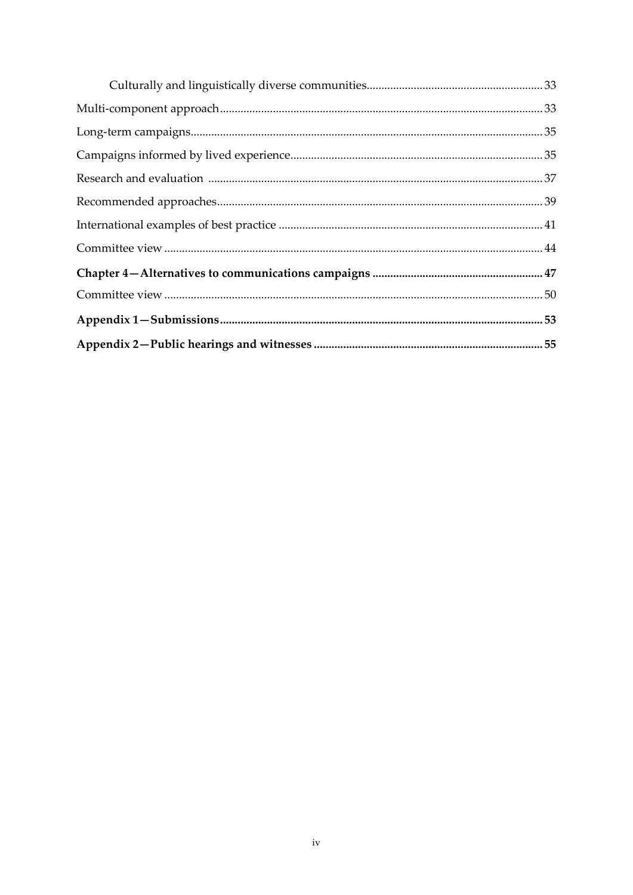Culturally and linguistically diverse communities ........................................................... 33

Multi-component approach ........................................................................................... 33

Long-term campaigns ...................................................................................................... 35

Campaigns informed by lived experience ....................................................................... 35

Research and evaluation ................................................................................................ 37

Recommended approaches ............................................................................................. 39

International examples of best practice ......................................................................... 41

Committee view ............................................................................................................... 44

**Chapter 4—Alternatives to communications campaigns ............................................ 47**

Committee view ............................................................................................................... 50

**Appendix 1—Submissions ............................................................................................. 53**

**Appendix 2—Public hearings and witnesses ............................................................... 55**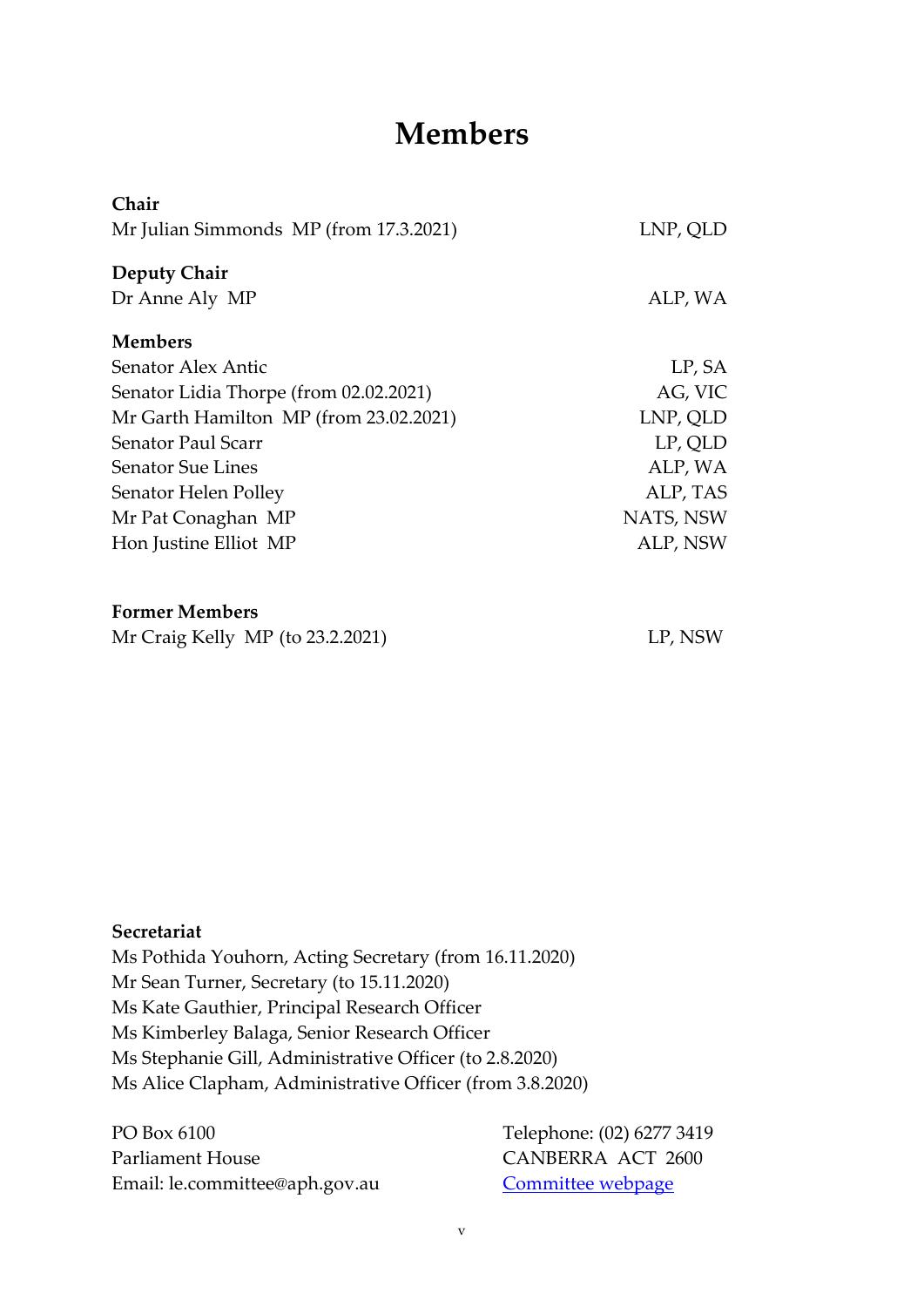# Members

| | |
|---|---|
| **Chair** | |
| Mr Julian Simmonds MP (from 17.3.2021) | LNP, QLD |
| **Deputy Chair** | |
| Dr Anne Aly MP | ALP, WA |
| **Members** | |
| Senator Alex Antic | LP, SA |
| Senator Lidia Thorpe (from 02.02.2021) | AG, VIC |
| Mr Garth Hamilton MP (from 23.02.2021) | LNP, QLD |
| Senator Paul Scarr | LP, QLD |
| Senator Sue Lines | ALP, WA |
| Senator Helen Polley | ALP, TAS |
| Mr Pat Conaghan MP | NATS, NSW |
| Hon Justine Elliot MP | ALP, NSW |
| **Former Members** | |
| Mr Craig Kelly MP (to 23.2.2021) | LP, NSW |

**Secretariat**

Ms Pothida Youhorn, Acting Secretary (from 16.11.2020)
Mr Sean Turner, Secretary (to 15.11.2020)
Ms Kate Gauthier, Principal Research Officer
Ms Kimberley Balaga, Senior Research Officer
Ms Stephanie Gill, Administrative Officer (to 2.8.2020)
Ms Alice Clapham, Administrative Officer (from 3.8.2020)

PO Box 6100
Parliament House
CANBERRA ACT 2600
Telephone: (02) 6277 3419
Email: le.committee@aph.gov.au
Committee webpage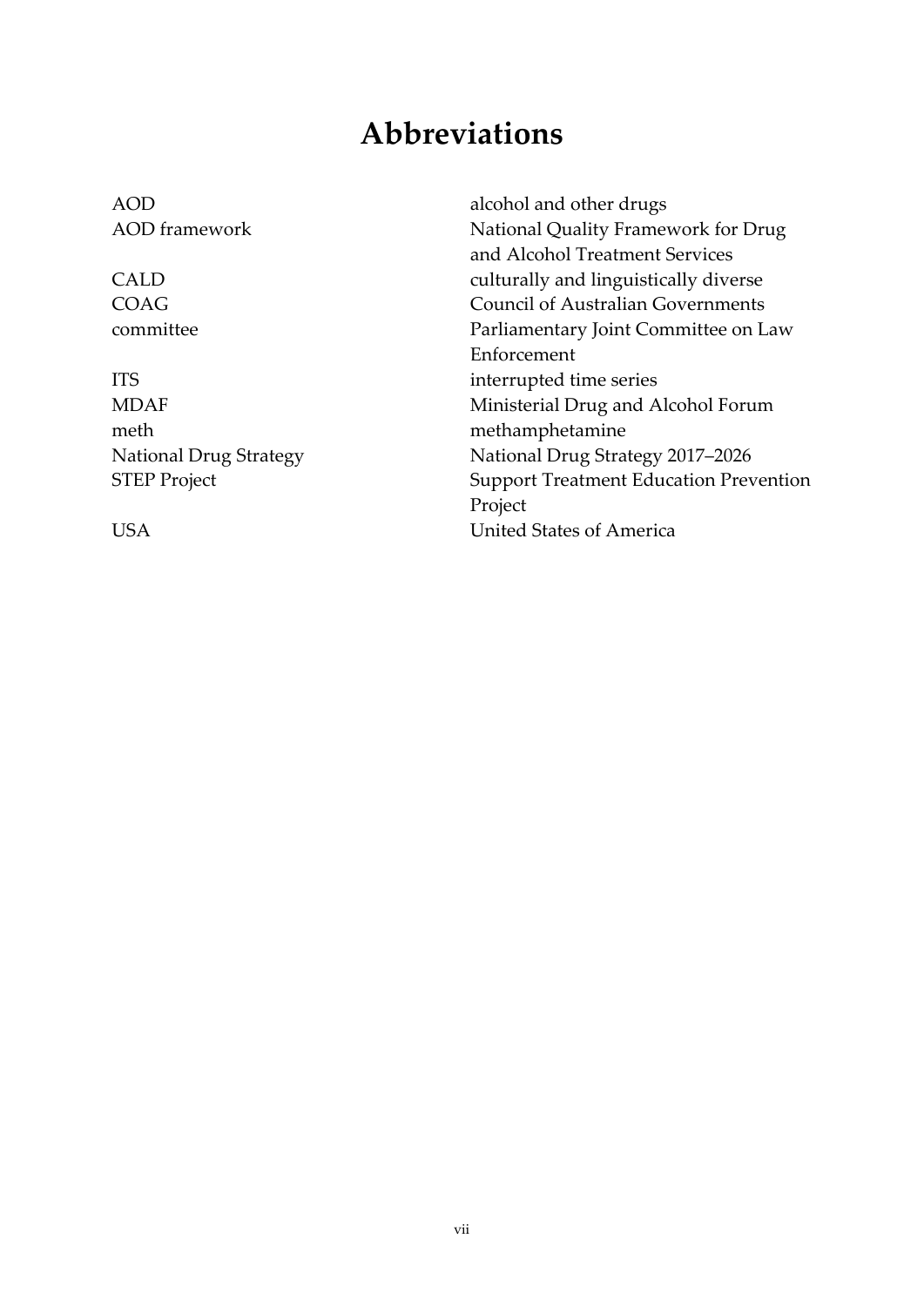# Abbreviations

| | |
|---|---|
| AOD | alcohol and other drugs |
| AOD framework | National Quality Framework for Drug and Alcohol Treatment Services |
| CALD | culturally and linguistically diverse |
| COAG | Council of Australian Governments |
| committee | Parliamentary Joint Committee on Law Enforcement |
| ITS | interrupted time series |
| MDAF | Ministerial Drug and Alcohol Forum |
| meth | methamphetamine |
| National Drug Strategy | National Drug Strategy 2017–2026 |
| STEP Project | Support Treatment Education Prevention Project |
| USA | United States of America |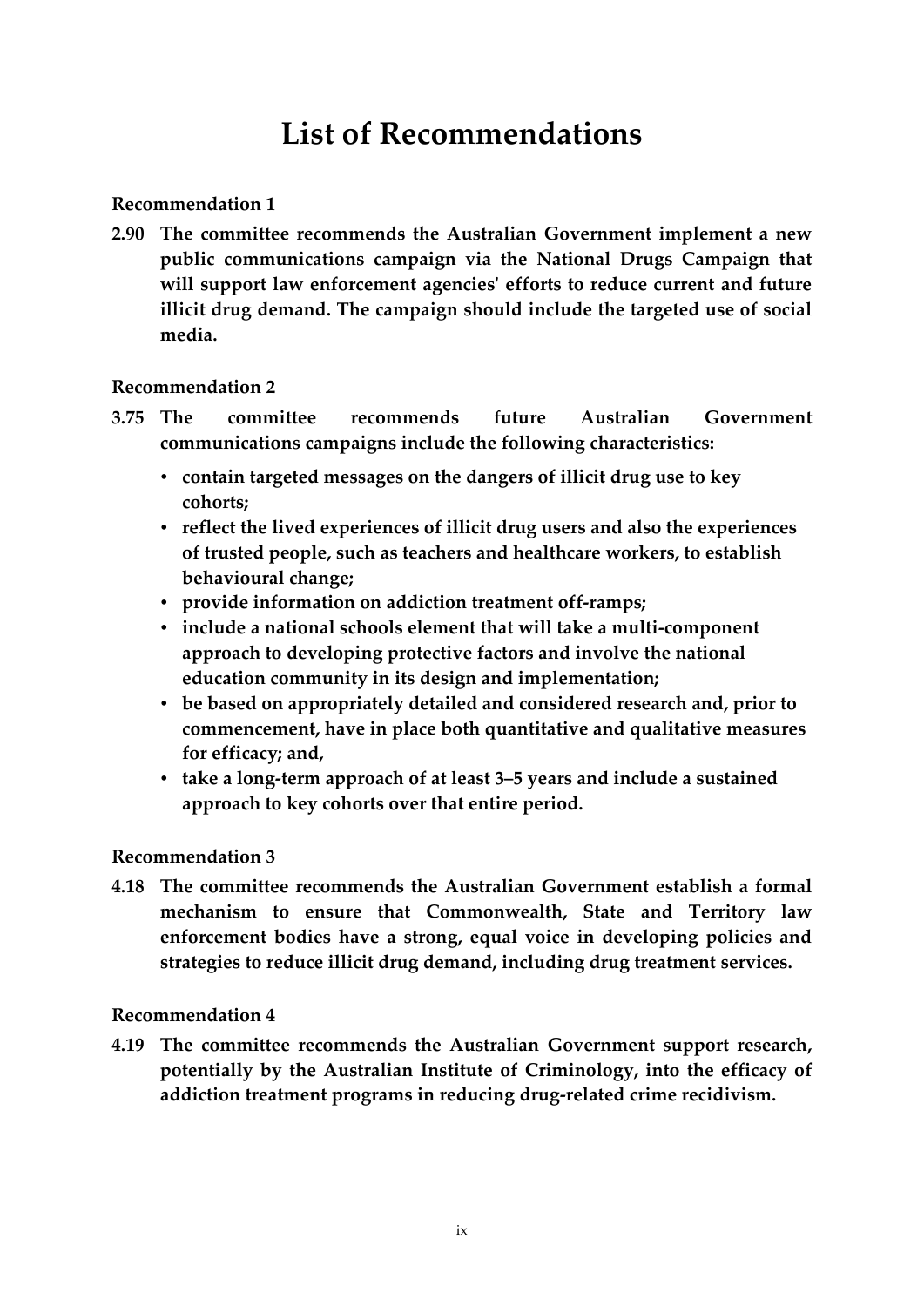# List of Recommendations

**Recommendation 1**

**2.90 The committee recommends the Australian Government implement a new public communications campaign via the National Drugs Campaign that will support law enforcement agencies' efforts to reduce current and future illicit drug demand. The campaign should include the targeted use of social media.**

**Recommendation 2**

**3.75 The committee recommends future Australian Government communications campaigns include the following characteristics:**

- **contain targeted messages on the dangers of illicit drug use to key cohorts;**
- **reflect the lived experiences of illicit drug users and also the experiences of trusted people, such as teachers and healthcare workers, to establish behavioural change;**
- **provide information on addiction treatment off-ramps;**
- **include a national schools element that will take a multi-component approach to developing protective factors and involve the national education community in its design and implementation;**
- **be based on appropriately detailed and considered research and, prior to commencement, have in place both quantitative and qualitative measures for efficacy; and,**
- **take a long-term approach of at least 3–5 years and include a sustained approach to key cohorts over that entire period.**

**Recommendation 3**

**4.18 The committee recommends the Australian Government establish a formal mechanism to ensure that Commonwealth, State and Territory law enforcement bodies have a strong, equal voice in developing policies and strategies to reduce illicit drug demand, including drug treatment services.**

**Recommendation 4**

**4.19 The committee recommends the Australian Government support research, potentially by the Australian Institute of Criminology, into the efficacy of addiction treatment programs in reducing drug-related crime recidivism.**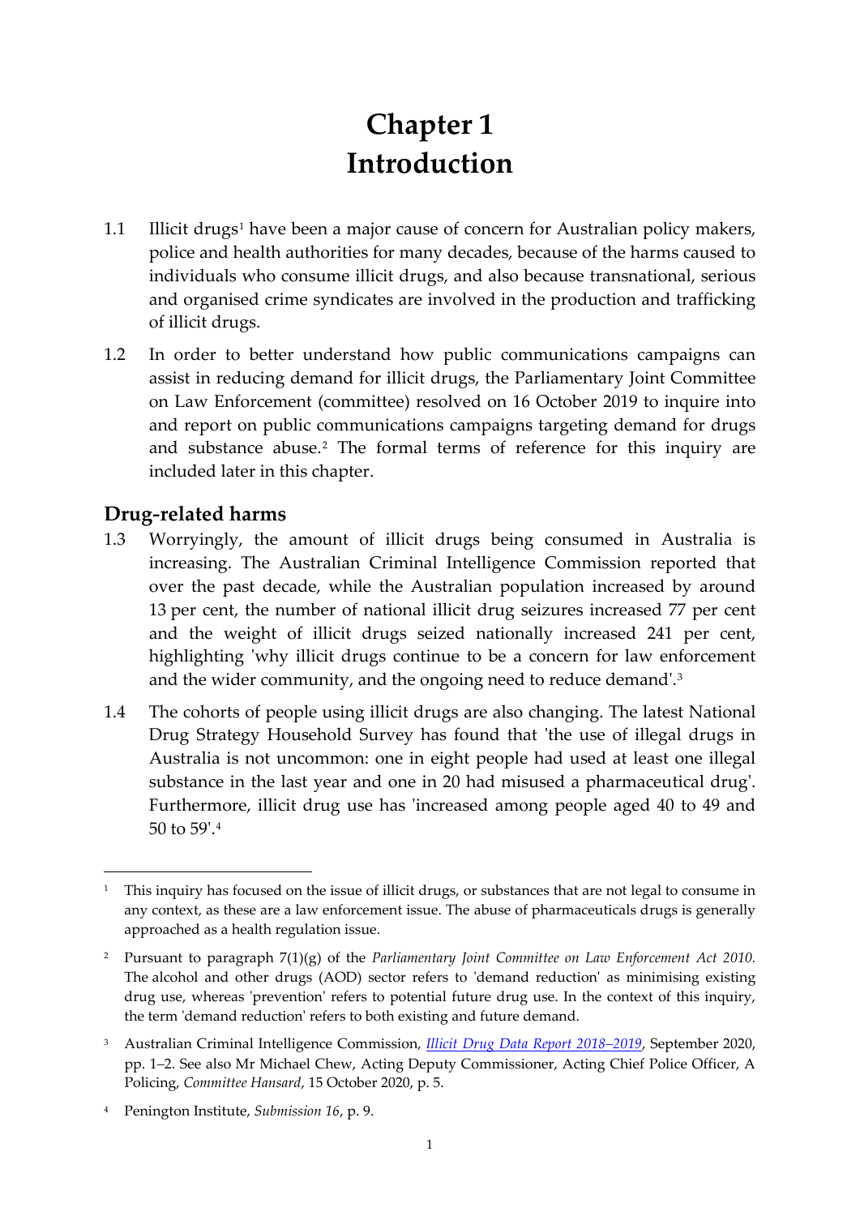# Chapter 1 Introduction

1.1 Illicit drugs[1] have been a major cause of concern for Australian policy makers, police and health authorities for many decades, because of the harms caused to individuals who consume illicit drugs, and also because transnational, serious and organised crime syndicates are involved in the production and trafficking of illicit drugs.

1.2 In order to better understand how public communications campaigns can assist in reducing demand for illicit drugs, the Parliamentary Joint Committee on Law Enforcement (committee) resolved on 16 October 2019 to inquire into and report on public communications campaigns targeting demand for drugs and substance abuse.[2] The formal terms of reference for this inquiry are included later in this chapter.

## Drug-related harms

1.3 Worryingly, the amount of illicit drugs being consumed in Australia is increasing. The Australian Criminal Intelligence Commission reported that over the past decade, while the Australian population increased by around 13 per cent, the number of national illicit drug seizures increased 77 per cent and the weight of illicit drugs seized nationally increased 241 per cent, highlighting 'why illicit drugs continue to be a concern for law enforcement and the wider community, and the ongoing need to reduce demand'.[3]

1.4 The cohorts of people using illicit drugs are also changing. The latest National Drug Strategy Household Survey has found that 'the use of illegal drugs in Australia is not uncommon: one in eight people had used at least one illegal substance in the last year and one in 20 had misused a pharmaceutical drug'. Furthermore, illicit drug use has 'increased among people aged 40 to 49 and 50 to 59'.[4]

---

[1] This inquiry has focused on the issue of illicit drugs, or substances that are not legal to consume in any context, as these are a law enforcement issue. The abuse of pharmaceuticals drugs is generally approached as a health regulation issue.

[2] Pursuant to paragraph 7(1)(g) of the *Parliamentary Joint Committee on Law Enforcement Act 2010.* The alcohol and other drugs (AOD) sector refers to 'demand reduction' as minimising existing drug use, whereas 'prevention' refers to potential future drug use. In the context of this inquiry, the term 'demand reduction' refers to both existing and future demand.

[3] Australian Criminal Intelligence Commission, *Illicit Drug Data Report 2018–2019*, September 2020, pp. 1–2. See also Mr Michael Chew, Acting Deputy Commissioner, Acting Chief Police Officer, A Policing, *Committee Hansard*, 15 October 2020, p. 5.

[4] Penington Institute, *Submission 16*, p. 9.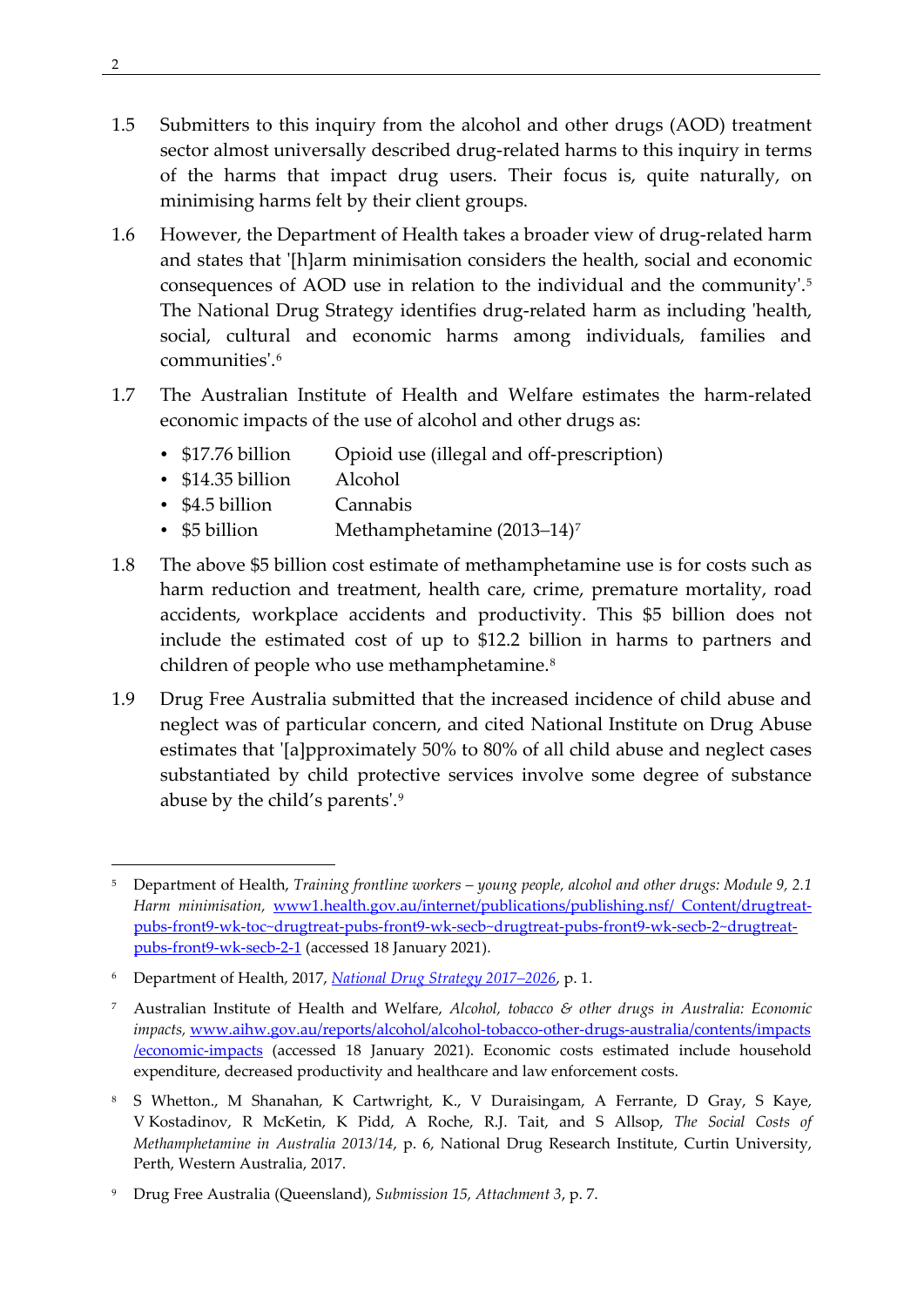1.5 Submitters to this inquiry from the alcohol and other drugs (AOD) treatment sector almost universally described drug-related harms to this inquiry in terms of the harms that impact drug users. Their focus is, quite naturally, on minimising harms felt by their client groups.

1.6 However, the Department of Health takes a broader view of drug-related harm and states that '[h]arm minimisation considers the health, social and economic consequences of AOD use in relation to the individual and the community'.[5] The National Drug Strategy identifies drug-related harm as including 'health, social, cultural and economic harms among individuals, families and communities'.[6]

1.7 The Australian Institute of Health and Welfare estimates the harm-related economic impacts of the use of alcohol and other drugs as:

- $17.76 billion Opioid use (illegal and off-prescription)
- $14.35 billion Alcohol
- $4.5 billion Cannabis
- $5 billion Methamphetamine (2013–14)[7]

1.8 The above $5 billion cost estimate of methamphetamine use is for costs such as harm reduction and treatment, health care, crime, premature mortality, road accidents, workplace accidents and productivity. This $5 billion does not include the estimated cost of up to $12.2 billion in harms to partners and children of people who use methamphetamine.[8]

1.9 Drug Free Australia submitted that the increased incidence of child abuse and neglect was of particular concern, and cited National Institute on Drug Abuse estimates that '[a]pproximately 50% to 80% of all child abuse and neglect cases substantiated by child protective services involve some degree of substance abuse by the child's parents'.[9]

---

[5] Department of Health, *Training frontline workers – young people, alcohol and other drugs: Module 9, 2.1 Harm minimisation,* www1.health.gov.au/internet/publications/publishing.nsf/ Content/drugtreat-pubs-front9-wk-toc~drugtreat-pubs-front9-wk-secb~drugtreat-pubs-front9-wk-secb-2~drugtreat-pubs-front9-wk-secb-2-1 (accessed 18 January 2021).

[6] Department of Health, 2017, *National Drug Strategy 2017–2026*, p. 1.

[7] Australian Institute of Health and Welfare, *Alcohol, tobacco & other drugs in Australia: Economic impacts,* www.aihw.gov.au/reports/alcohol/alcohol-tobacco-other-drugs-australia/contents/impacts /economic-impacts (accessed 18 January 2021). Economic costs estimated include household expenditure, decreased productivity and healthcare and law enforcement costs.

[8] S Whetton., M Shanahan, K Cartwright, K., V Duraisingam, A Ferrante, D Gray, S Kaye, V Kostadinov, R McKetin, K Pidd, A Roche, R.J. Tait, and S Allsop, *The Social Costs of Methamphetamine in Australia 2013/14*, p. 6, National Drug Research Institute, Curtin University, Perth, Western Australia, 2017.

[9] Drug Free Australia (Queensland), *Submission 15, Attachment 3*, p. 7.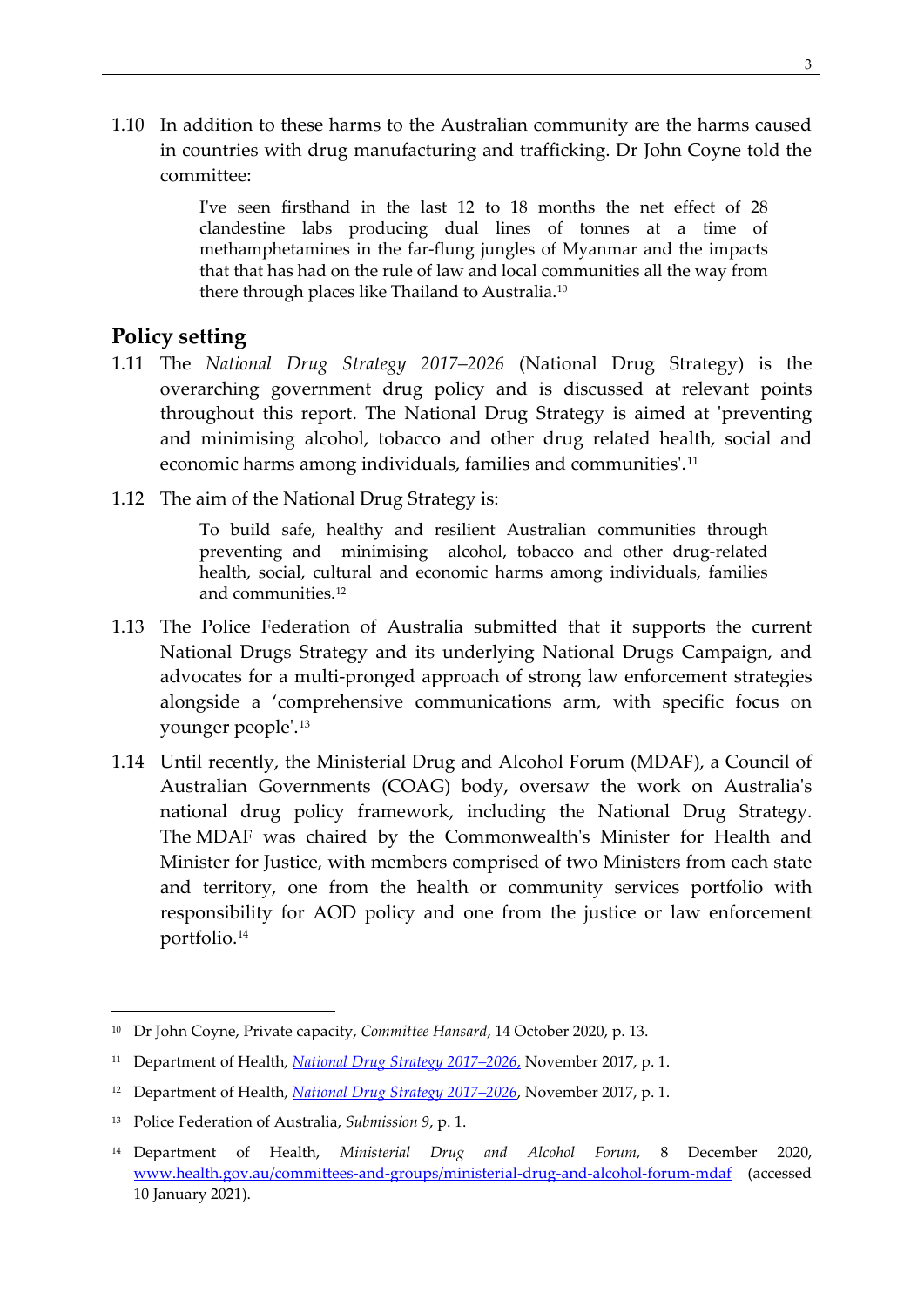1.10 In addition to these harms to the Australian community are the harms caused in countries with drug manufacturing and trafficking. Dr John Coyne told the committee:

> I've seen firsthand in the last 12 to 18 months the net effect of 28 clandestine labs producing dual lines of tonnes at a time of methamphetamines in the far-flung jungles of Myanmar and the impacts that that has had on the rule of law and local communities all the way from there through places like Thailand to Australia.[10]

## Policy setting

1.11 The *National Drug Strategy 2017–2026* (National Drug Strategy) is the overarching government drug policy and is discussed at relevant points throughout this report. The National Drug Strategy is aimed at 'preventing and minimising alcohol, tobacco and other drug related health, social and economic harms among individuals, families and communities'.[11]

1.12 The aim of the National Drug Strategy is:

> To build safe, healthy and resilient Australian communities through preventing and minimising alcohol, tobacco and other drug-related health, social, cultural and economic harms among individuals, families and communities.[12]

1.13 The Police Federation of Australia submitted that it supports the current National Drugs Strategy and its underlying National Drugs Campaign, and advocates for a multi-pronged approach of strong law enforcement strategies alongside a 'comprehensive communications arm, with specific focus on younger people'.[13]

1.14 Until recently, the Ministerial Drug and Alcohol Forum (MDAF), a Council of Australian Governments (COAG) body, oversaw the work on Australia's national drug policy framework, including the National Drug Strategy. The MDAF was chaired by the Commonwealth's Minister for Health and Minister for Justice, with members comprised of two Ministers from each state and territory, one from the health or community services portfolio with responsibility for AOD policy and one from the justice or law enforcement portfolio.[14]

---

[10] Dr John Coyne, Private capacity, *Committee Hansard*, 14 October 2020, p. 13.

[11] Department of Health, *National Drug Strategy 2017–2026*, November 2017, p. 1.

[12] Department of Health, *National Drug Strategy 2017–2026*, November 2017, p. 1.

[13] Police Federation of Australia, *Submission 9*, p. 1.

[14] Department of Health, *Ministerial Drug and Alcohol Forum*, 8 December 2020, www.health.gov.au/committees-and-groups/ministerial-drug-and-alcohol-forum-mdaf (accessed 10 January 2021).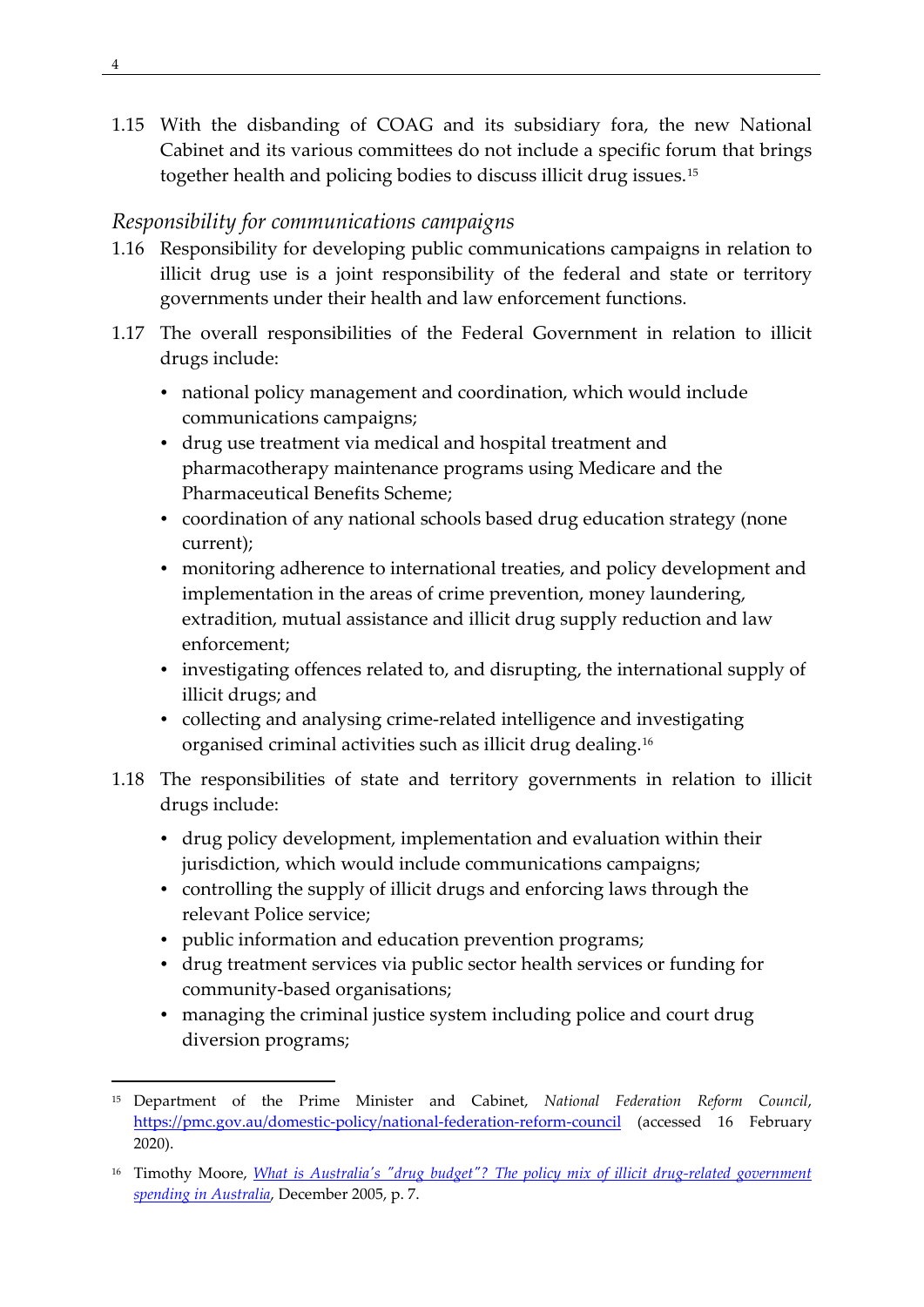1.15 With the disbanding of COAG and its subsidiary fora, the new National Cabinet and its various committees do not include a specific forum that brings together health and policing bodies to discuss illicit drug issues.[15]

### *Responsibility for communications campaigns*

1.16 Responsibility for developing public communications campaigns in relation to illicit drug use is a joint responsibility of the federal and state or territory governments under their health and law enforcement functions.

1.17 The overall responsibilities of the Federal Government in relation to illicit drugs include:

- national policy management and coordination, which would include communications campaigns;
- drug use treatment via medical and hospital treatment and pharmacotherapy maintenance programs using Medicare and the Pharmaceutical Benefits Scheme;
- coordination of any national schools based drug education strategy (none current);
- monitoring adherence to international treaties, and policy development and implementation in the areas of crime prevention, money laundering, extradition, mutual assistance and illicit drug supply reduction and law enforcement;
- investigating offences related to, and disrupting, the international supply of illicit drugs; and
- collecting and analysing crime-related intelligence and investigating organised criminal activities such as illicit drug dealing.[16]

1.18 The responsibilities of state and territory governments in relation to illicit drugs include:

- drug policy development, implementation and evaluation within their jurisdiction, which would include communications campaigns;
- controlling the supply of illicit drugs and enforcing laws through the relevant Police service;
- public information and education prevention programs;
- drug treatment services via public sector health services or funding for community-based organisations;
- managing the criminal justice system including police and court drug diversion programs;

---

[15] Department of the Prime Minister and Cabinet, *National Federation Reform Council*, https://pmc.gov.au/domestic-policy/national-federation-reform-council (accessed 16 February 2020).

[16] Timothy Moore, *What is Australia's "drug budget"? The policy mix of illicit drug-related government spending in Australia*, December 2005, p. 7.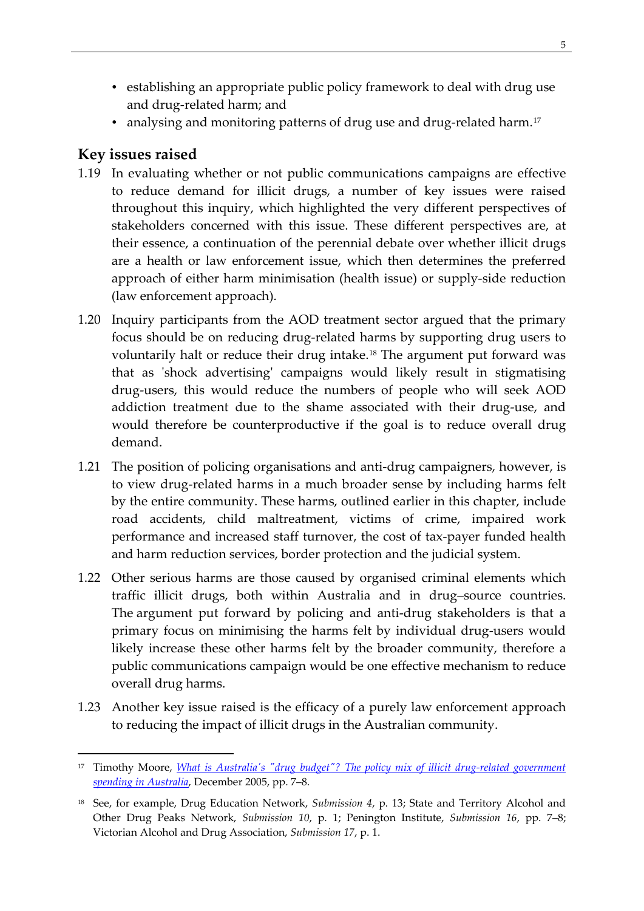- establishing an appropriate public policy framework to deal with drug use and drug-related harm; and
- analysing and monitoring patterns of drug use and drug-related harm.[17]

## Key issues raised

1.19 In evaluating whether or not public communications campaigns are effective to reduce demand for illicit drugs, a number of key issues were raised throughout this inquiry, which highlighted the very different perspectives of stakeholders concerned with this issue. These different perspectives are, at their essence, a continuation of the perennial debate over whether illicit drugs are a health or law enforcement issue, which then determines the preferred approach of either harm minimisation (health issue) or supply-side reduction (law enforcement approach).

1.20 Inquiry participants from the AOD treatment sector argued that the primary focus should be on reducing drug-related harms by supporting drug users to voluntarily halt or reduce their drug intake.[18] The argument put forward was that as 'shock advertising' campaigns would likely result in stigmatising drug-users, this would reduce the numbers of people who will seek AOD addiction treatment due to the shame associated with their drug-use, and would therefore be counterproductive if the goal is to reduce overall drug demand.

1.21 The position of policing organisations and anti-drug campaigners, however, is to view drug-related harms in a much broader sense by including harms felt by the entire community. These harms, outlined earlier in this chapter, include road accidents, child maltreatment, victims of crime, impaired work performance and increased staff turnover, the cost of tax-payer funded health and harm reduction services, border protection and the judicial system.

1.22 Other serious harms are those caused by organised criminal elements which traffic illicit drugs, both within Australia and in drug–source countries. The argument put forward by policing and anti-drug stakeholders is that a primary focus on minimising the harms felt by individual drug-users would likely increase these other harms felt by the broader community, therefore a public communications campaign would be one effective mechanism to reduce overall drug harms.

1.23 Another key issue raised is the efficacy of a purely law enforcement approach to reducing the impact of illicit drugs in the Australian community.

---

[17] Timothy Moore, *What is Australia's "drug budget"? The policy mix of illicit drug-related government spending in Australia*, December 2005, pp. 7–8.

[18] See, for example, Drug Education Network, *Submission 4*, p. 13; State and Territory Alcohol and Other Drug Peaks Network, *Submission 10*, p. 1; Penington Institute, *Submission 16*, pp. 7–8; Victorian Alcohol and Drug Association, *Submission 17*, p. 1.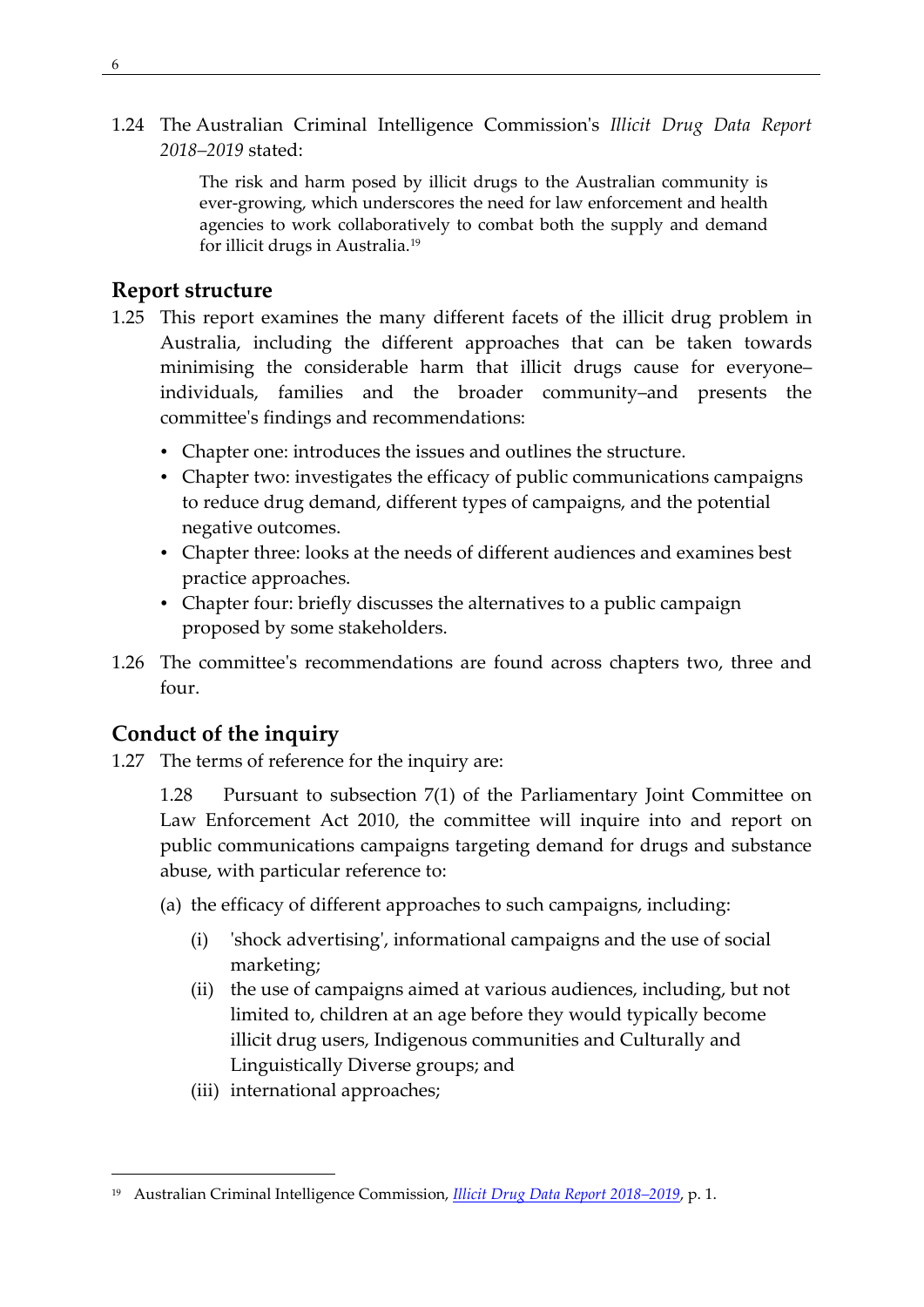1.24 The Australian Criminal Intelligence Commission's *Illicit Drug Data Report 2018–2019* stated:

> The risk and harm posed by illicit drugs to the Australian community is ever-growing, which underscores the need for law enforcement and health agencies to work collaboratively to combat both the supply and demand for illicit drugs in Australia.[19]

## Report structure

1.25 This report examines the many different facets of the illicit drug problem in Australia, including the different approaches that can be taken towards minimising the considerable harm that illicit drugs cause for everyone–individuals, families and the broader community–and presents the committee's findings and recommendations:

- Chapter one: introduces the issues and outlines the structure.
- Chapter two: investigates the efficacy of public communications campaigns to reduce drug demand, different types of campaigns, and the potential negative outcomes.
- Chapter three: looks at the needs of different audiences and examines best practice approaches.
- Chapter four: briefly discusses the alternatives to a public campaign proposed by some stakeholders.

1.26 The committee's recommendations are found across chapters two, three and four.

## Conduct of the inquiry

1.27 The terms of reference for the inquiry are:

> 1.28 Pursuant to subsection 7(1) of the Parliamentary Joint Committee on Law Enforcement Act 2010, the committee will inquire into and report on public communications campaigns targeting demand for drugs and substance abuse, with particular reference to:
>
> (a) the efficacy of different approaches to such campaigns, including:
>
> (i) 'shock advertising', informational campaigns and the use of social marketing;
>
> (ii) the use of campaigns aimed at various audiences, including, but not limited to, children at an age before they would typically become illicit drug users, Indigenous communities and Culturally and Linguistically Diverse groups; and
>
> (iii) international approaches;

---

[19] Australian Criminal Intelligence Commission, *Illicit Drug Data Report 2018–2019*, p. 1.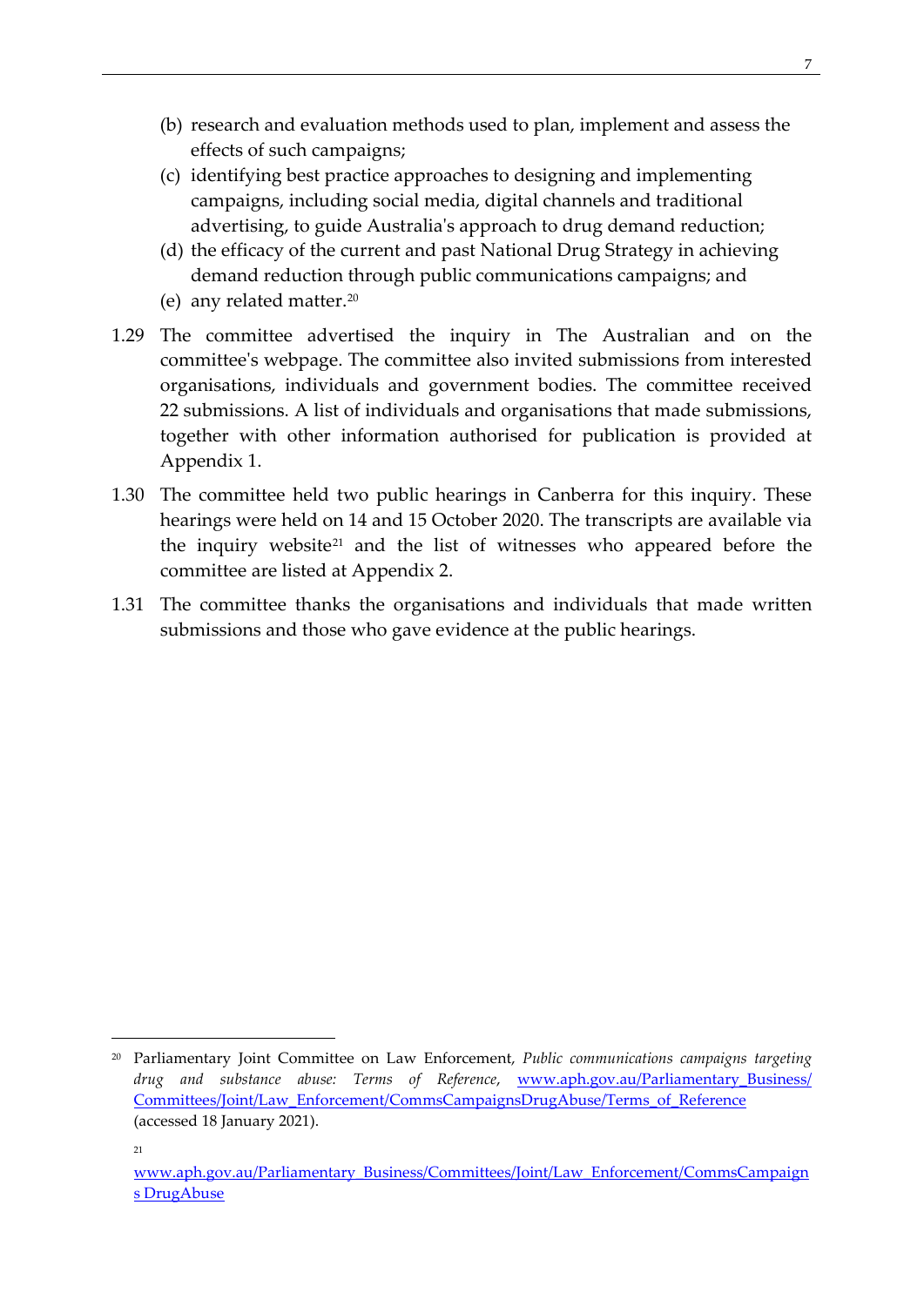(b) research and evaluation methods used to plan, implement and assess the effects of such campaigns;

(c) identifying best practice approaches to designing and implementing campaigns, including social media, digital channels and traditional advertising, to guide Australia's approach to drug demand reduction;

(d) the efficacy of the current and past National Drug Strategy in achieving demand reduction through public communications campaigns; and

(e) any related matter.[20]

1.29 The committee advertised the inquiry in The Australian and on the committee's webpage. The committee also invited submissions from interested organisations, individuals and government bodies. The committee received 22 submissions. A list of individuals and organisations that made submissions, together with other information authorised for publication is provided at Appendix 1.

1.30 The committee held two public hearings in Canberra for this inquiry. These hearings were held on 14 and 15 October 2020. The transcripts are available via the inquiry website[21] and the list of witnesses who appeared before the committee are listed at Appendix 2.

1.31 The committee thanks the organisations and individuals that made written submissions and those who gave evidence at the public hearings.

---

[20] Parliamentary Joint Committee on Law Enforcement, *Public communications campaigns targeting drug and substance abuse: Terms of Reference*, www.aph.gov.au/Parliamentary_Business/Committees/Joint/Law_Enforcement/CommsCampaignsDrugAbuse/Terms_of_Reference (accessed 18 January 2021).

[21] www.aph.gov.au/Parliamentary_Business/Committees/Joint/Law_Enforcement/CommsCampaigns DrugAbuse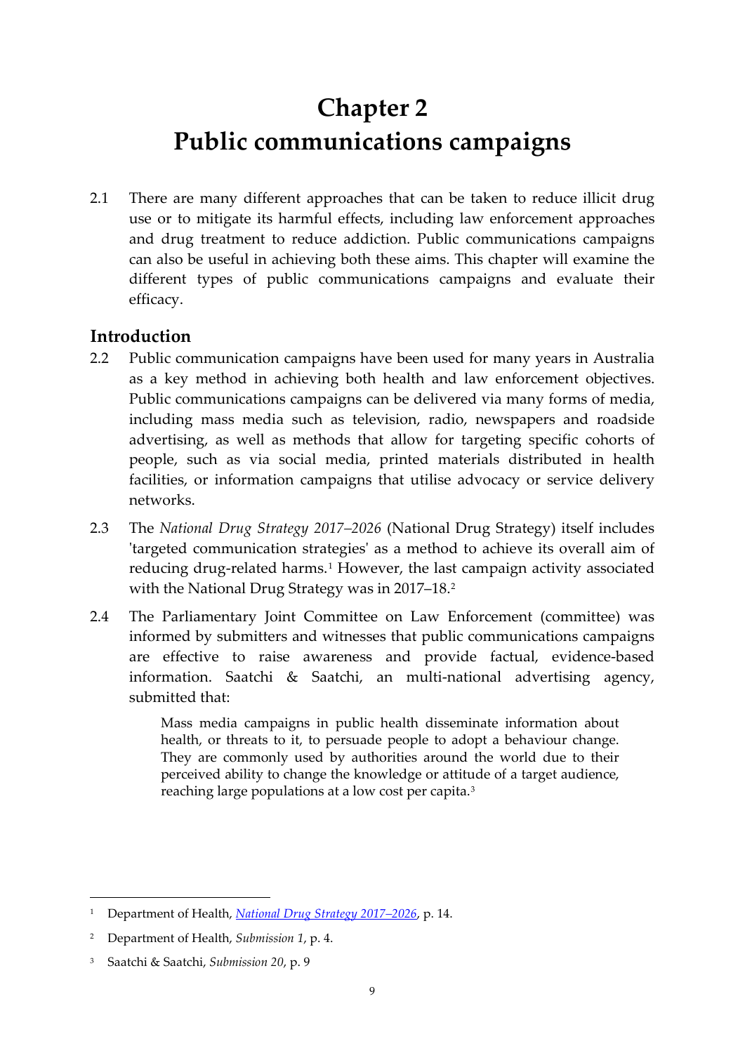# Chapter 2
# Public communications campaigns

2.1 There are many different approaches that can be taken to reduce illicit drug use or to mitigate its harmful effects, including law enforcement approaches and drug treatment to reduce addiction. Public communications campaigns can also be useful in achieving both these aims. This chapter will examine the different types of public communications campaigns and evaluate their efficacy.

## Introduction

2.2 Public communication campaigns have been used for many years in Australia as a key method in achieving both health and law enforcement objectives. Public communications campaigns can be delivered via many forms of media, including mass media such as television, radio, newspapers and roadside advertising, as well as methods that allow for targeting specific cohorts of people, such as via social media, printed materials distributed in health facilities, or information campaigns that utilise advocacy or service delivery networks.

2.3 The *National Drug Strategy 2017–2026* (National Drug Strategy) itself includes 'targeted communication strategies' as a method to achieve its overall aim of reducing drug-related harms.[1] However, the last campaign activity associated with the National Drug Strategy was in 2017–18.[2]

2.4 The Parliamentary Joint Committee on Law Enforcement (committee) was informed by submitters and witnesses that public communications campaigns are effective to raise awareness and provide factual, evidence-based information. Saatchi & Saatchi, an multi-national advertising agency, submitted that:

> Mass media campaigns in public health disseminate information about health, or threats to it, to persuade people to adopt a behaviour change. They are commonly used by authorities around the world due to their perceived ability to change the knowledge or attitude of a target audience, reaching large populations at a low cost per capita.[3]

---

[1] Department of Health, *National Drug Strategy 2017–2026*, p. 14.

[2] Department of Health, *Submission 1*, p. 4.

[3] Saatchi & Saatchi, *Submission 20*, p. 9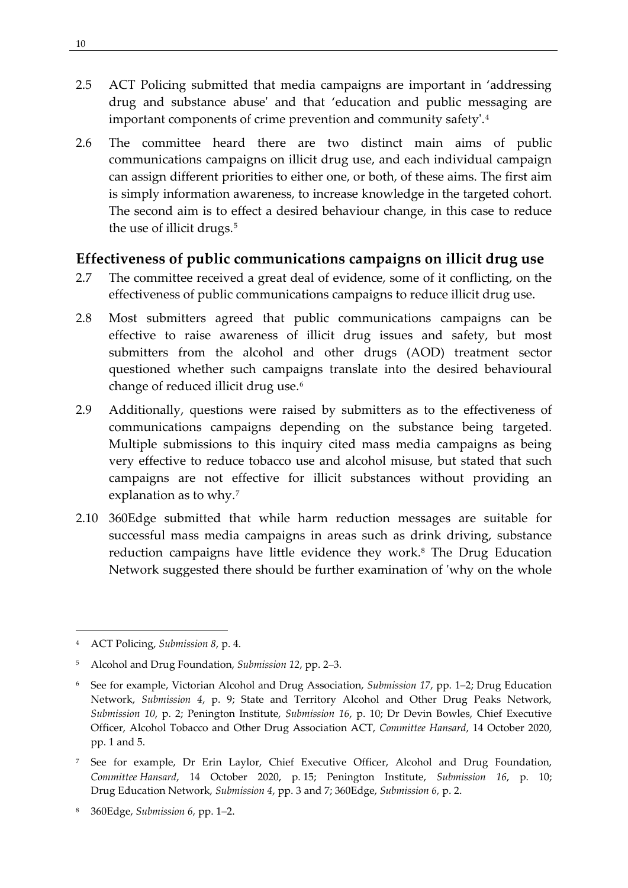2.5 ACT Policing submitted that media campaigns are important in 'addressing drug and substance abuse' and that 'education and public messaging are important components of crime prevention and community safety'.[4]

2.6 The committee heard there are two distinct main aims of public communications campaigns on illicit drug use, and each individual campaign can assign different priorities to either one, or both, of these aims. The first aim is simply information awareness, to increase knowledge in the targeted cohort. The second aim is to effect a desired behaviour change, in this case to reduce the use of illicit drugs.[5]

## Effectiveness of public communications campaigns on illicit drug use

2.7 The committee received a great deal of evidence, some of it conflicting, on the effectiveness of public communications campaigns to reduce illicit drug use.

2.8 Most submitters agreed that public communications campaigns can be effective to raise awareness of illicit drug issues and safety, but most submitters from the alcohol and other drugs (AOD) treatment sector questioned whether such campaigns translate into the desired behavioural change of reduced illicit drug use.[6]

2.9 Additionally, questions were raised by submitters as to the effectiveness of communications campaigns depending on the substance being targeted. Multiple submissions to this inquiry cited mass media campaigns as being very effective to reduce tobacco use and alcohol misuse, but stated that such campaigns are not effective for illicit substances without providing an explanation as to why.[7]

2.10 360Edge submitted that while harm reduction messages are suitable for successful mass media campaigns in areas such as drink driving, substance reduction campaigns have little evidence they work.[8] The Drug Education Network suggested there should be further examination of 'why on the whole

---

[4] ACT Policing, *Submission 8*, p. 4.

[5] Alcohol and Drug Foundation, *Submission 12*, pp. 2–3.

[6] See for example, Victorian Alcohol and Drug Association, *Submission 17*, pp. 1–2; Drug Education Network, *Submission 4*, p. 9; State and Territory Alcohol and Other Drug Peaks Network, *Submission 10*, p. 2; Penington Institute, *Submission 16*, p. 10; Dr Devin Bowles, Chief Executive Officer, Alcohol Tobacco and Other Drug Association ACT, *Committee Hansard*, 14 October 2020, pp. 1 and 5.

[7] See for example, Dr Erin Laylor, Chief Executive Officer, Alcohol and Drug Foundation, *Committee Hansard*, 14 October 2020, p. 15; Penington Institute, *Submission 16*, p. 10; Drug Education Network, *Submission 4*, pp. 3 and 7; 360Edge, *Submission 6*, p. 2.

[8] 360Edge, *Submission 6*, pp. 1–2.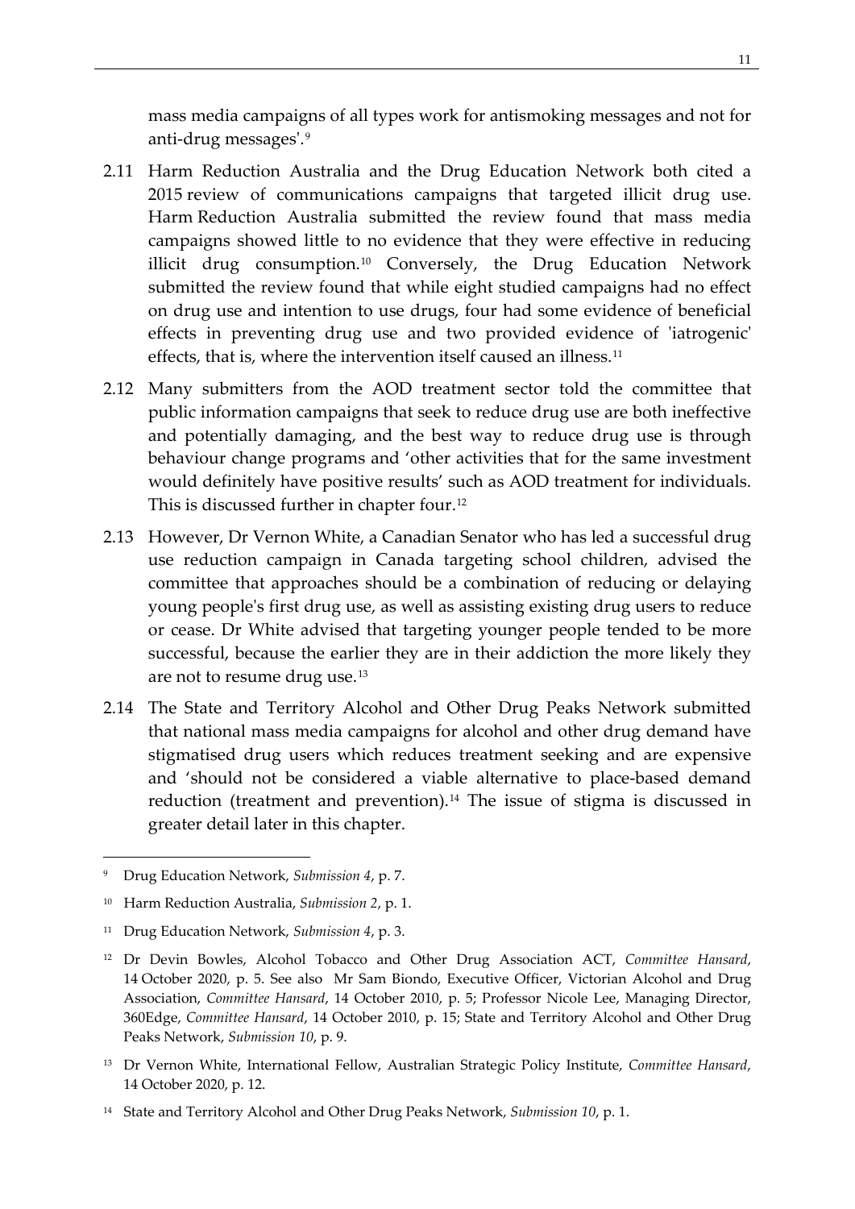mass media campaigns of all types work for antismoking messages and not for anti-drug messages'.[9]

2.11 Harm Reduction Australia and the Drug Education Network both cited a 2015 review of communications campaigns that targeted illicit drug use. Harm Reduction Australia submitted the review found that mass media campaigns showed little to no evidence that they were effective in reducing illicit drug consumption.[10] Conversely, the Drug Education Network submitted the review found that while eight studied campaigns had no effect on drug use and intention to use drugs, four had some evidence of beneficial effects in preventing drug use and two provided evidence of 'iatrogenic' effects, that is, where the intervention itself caused an illness.[11]

2.12 Many submitters from the AOD treatment sector told the committee that public information campaigns that seek to reduce drug use are both ineffective and potentially damaging, and the best way to reduce drug use is through behaviour change programs and 'other activities that for the same investment would definitely have positive results' such as AOD treatment for individuals. This is discussed further in chapter four.[12]

2.13 However, Dr Vernon White, a Canadian Senator who has led a successful drug use reduction campaign in Canada targeting school children, advised the committee that approaches should be a combination of reducing or delaying young people's first drug use, as well as assisting existing drug users to reduce or cease. Dr White advised that targeting younger people tended to be more successful, because the earlier they are in their addiction the more likely they are not to resume drug use.[13]

2.14 The State and Territory Alcohol and Other Drug Peaks Network submitted that national mass media campaigns for alcohol and other drug demand have stigmatised drug users which reduces treatment seeking and are expensive and 'should not be considered a viable alternative to place-based demand reduction (treatment and prevention).[14] The issue of stigma is discussed in greater detail later in this chapter.

---

[9] Drug Education Network, *Submission 4*, p. 7.

[10] Harm Reduction Australia, *Submission 2*, p. 1.

[11] Drug Education Network, *Submission 4*, p. 3.

[12] Dr Devin Bowles, Alcohol Tobacco and Other Drug Association ACT, *Committee Hansard*, 14 October 2020, p. 5. See also Mr Sam Biondo, Executive Officer, Victorian Alcohol and Drug Association, *Committee Hansard*, 14 October 2010, p. 5; Professor Nicole Lee, Managing Director, 360Edge, *Committee Hansard*, 14 October 2010, p. 15; State and Territory Alcohol and Other Drug Peaks Network, *Submission 10*, p. 9.

[13] Dr Vernon White, International Fellow, Australian Strategic Policy Institute, *Committee Hansard*, 14 October 2020, p. 12.

[14] State and Territory Alcohol and Other Drug Peaks Network, *Submission 10*, p. 1.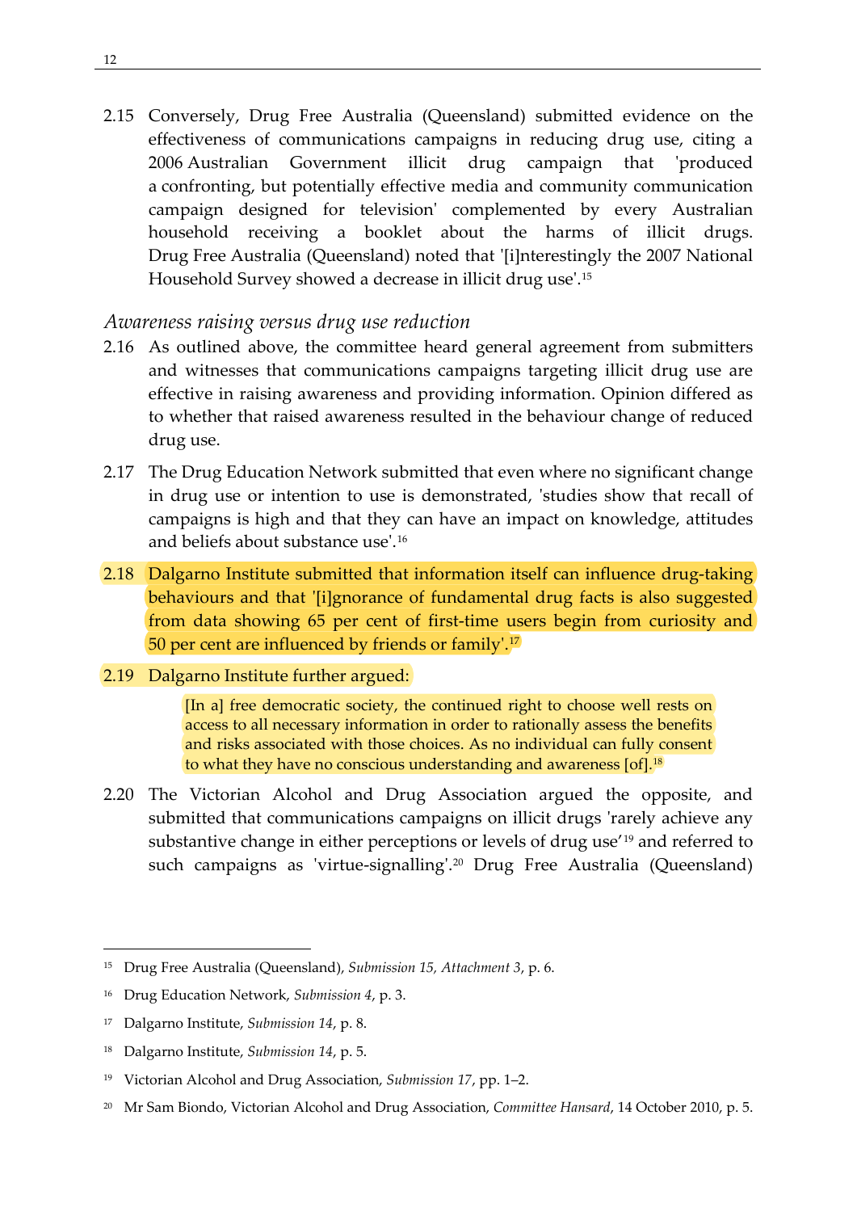2.15 Conversely, Drug Free Australia (Queensland) submitted evidence on the effectiveness of communications campaigns in reducing drug use, citing a 2006 Australian Government illicit drug campaign that 'produced a confronting, but potentially effective media and community communication campaign designed for television' complemented by every Australian household receiving a booklet about the harms of illicit drugs. Drug Free Australia (Queensland) noted that '[i]nterestingly the 2007 National Household Survey showed a decrease in illicit drug use'.[15]

*Awareness raising versus drug use reduction*

2.16 As outlined above, the committee heard general agreement from submitters and witnesses that communications campaigns targeting illicit drug use are effective in raising awareness and providing information. Opinion differed as to whether that raised awareness resulted in the behaviour change of reduced drug use.

2.17 The Drug Education Network submitted that even where no significant change in drug use or intention to use is demonstrated, 'studies show that recall of campaigns is high and that they can have an impact on knowledge, attitudes and beliefs about substance use'.[16]

2.18 Dalgarno Institute submitted that information itself can influence drug-taking behaviours and that '[i]gnorance of fundamental drug facts is also suggested from data showing 65 per cent of first-time users begin from curiosity and 50 per cent are influenced by friends or family'.[17]

2.19 Dalgarno Institute further argued:

> [In a] free democratic society, the continued right to choose well rests on access to all necessary information in order to rationally assess the benefits and risks associated with those choices. As no individual can fully consent to what they have no conscious understanding and awareness [of].[18]

2.20 The Victorian Alcohol and Drug Association argued the opposite, and submitted that communications campaigns on illicit drugs 'rarely achieve any substantive change in either perceptions or levels of drug use'[19] and referred to such campaigns as 'virtue-signalling'.[20] Drug Free Australia (Queensland)

---

[15] Drug Free Australia (Queensland), *Submission 15, Attachment 3*, p. 6.

[16] Drug Education Network, *Submission 4*, p. 3.

[17] Dalgarno Institute, *Submission 14*, p. 8.

[18] Dalgarno Institute, *Submission 14*, p. 5.

[19] Victorian Alcohol and Drug Association, *Submission 17*, pp. 1–2.

[20] Mr Sam Biondo, Victorian Alcohol and Drug Association, *Committee Hansard*, 14 October 2010, p. 5.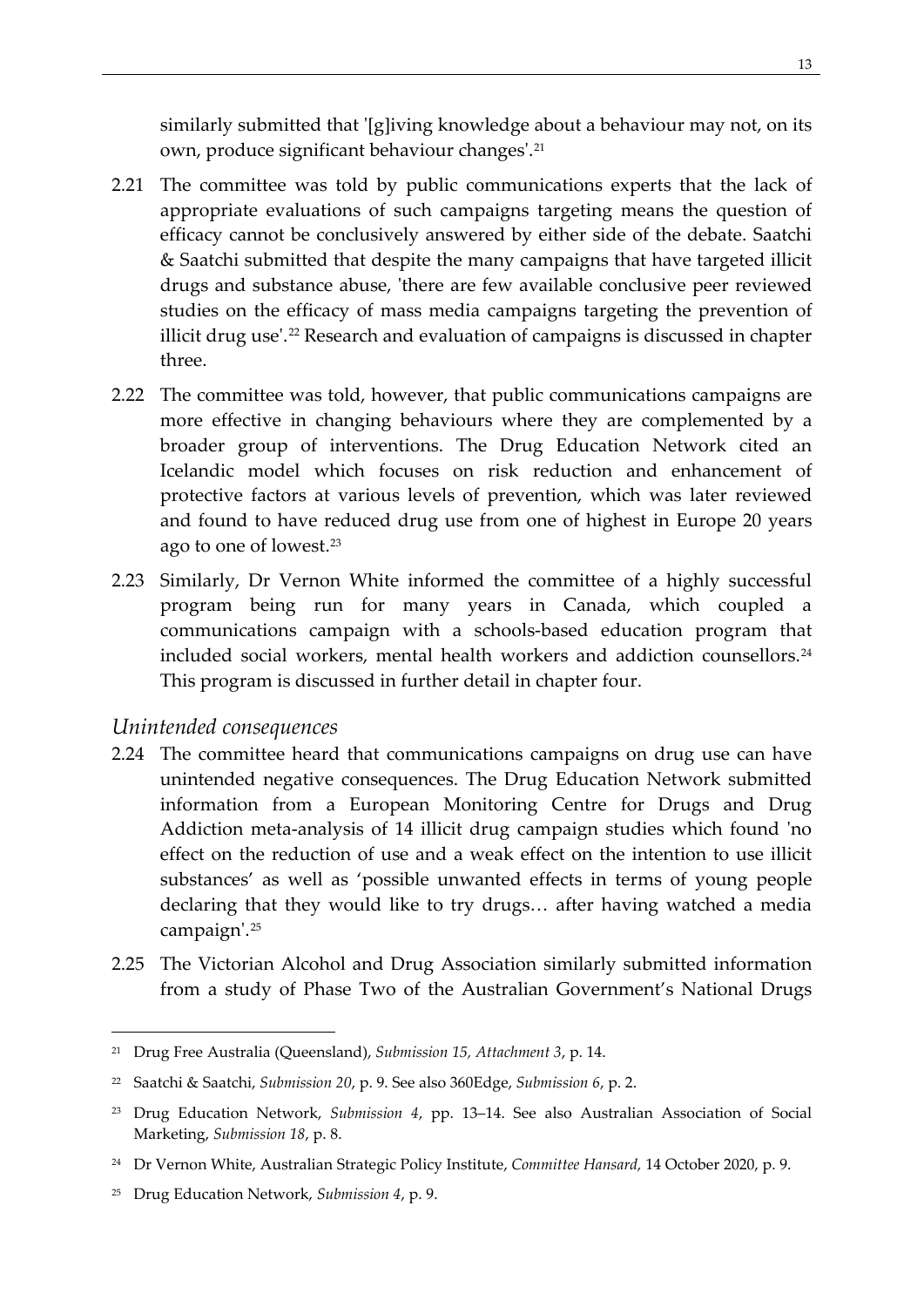similarly submitted that '[g]iving knowledge about a behaviour may not, on its own, produce significant behaviour changes'.[21]

2.21 The committee was told by public communications experts that the lack of appropriate evaluations of such campaigns targeting means the question of efficacy cannot be conclusively answered by either side of the debate. Saatchi & Saatchi submitted that despite the many campaigns that have targeted illicit drugs and substance abuse, 'there are few available conclusive peer reviewed studies on the efficacy of mass media campaigns targeting the prevention of illicit drug use'.[22] Research and evaluation of campaigns is discussed in chapter three.

2.22 The committee was told, however, that public communications campaigns are more effective in changing behaviours where they are complemented by a broader group of interventions. The Drug Education Network cited an Icelandic model which focuses on risk reduction and enhancement of protective factors at various levels of prevention, which was later reviewed and found to have reduced drug use from one of highest in Europe 20 years ago to one of lowest.[23]

2.23 Similarly, Dr Vernon White informed the committee of a highly successful program being run for many years in Canada, which coupled a communications campaign with a schools-based education program that included social workers, mental health workers and addiction counsellors.[24] This program is discussed in further detail in chapter four.

### *Unintended consequences*

2.24 The committee heard that communications campaigns on drug use can have unintended negative consequences. The Drug Education Network submitted information from a European Monitoring Centre for Drugs and Drug Addiction meta-analysis of 14 illicit drug campaign studies which found 'no effect on the reduction of use and a weak effect on the intention to use illicit substances' as well as 'possible unwanted effects in terms of young people declaring that they would like to try drugs… after having watched a media campaign'.[25]

2.25 The Victorian Alcohol and Drug Association similarly submitted information from a study of Phase Two of the Australian Government's National Drugs

---

[21] Drug Free Australia (Queensland), *Submission 15, Attachment 3*, p. 14.

[22] Saatchi & Saatchi, *Submission 20*, p. 9. See also 360Edge, *Submission 6*, p. 2.

[23] Drug Education Network, *Submission 4*, pp. 13–14. See also Australian Association of Social Marketing, *Submission 18*, p. 8.

[24] Dr Vernon White, Australian Strategic Policy Institute, *Committee Hansard*, 14 October 2020, p. 9.

[25] Drug Education Network, *Submission 4*, p. 9.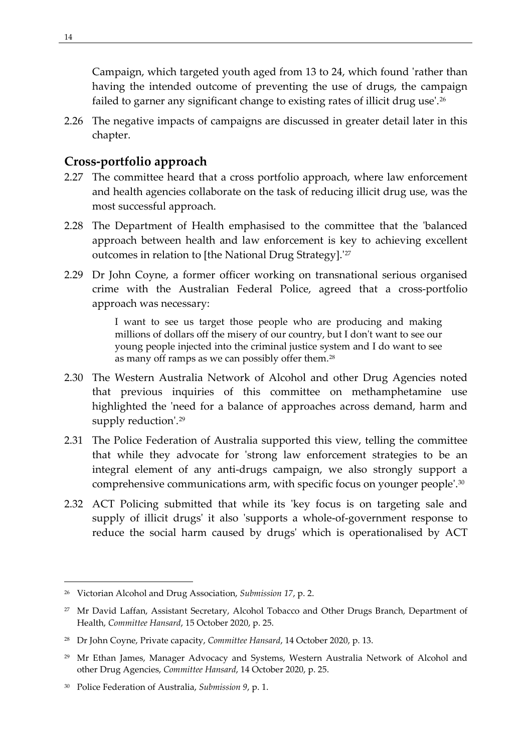Campaign, which targeted youth aged from 13 to 24, which found 'rather than having the intended outcome of preventing the use of drugs, the campaign failed to garner any significant change to existing rates of illicit drug use'.[26]

2.26 The negative impacts of campaigns are discussed in greater detail later in this chapter.

## Cross-portfolio approach

2.27 The committee heard that a cross portfolio approach, where law enforcement and health agencies collaborate on the task of reducing illicit drug use, was the most successful approach.

2.28 The Department of Health emphasised to the committee that the 'balanced approach between health and law enforcement is key to achieving excellent outcomes in relation to [the National Drug Strategy].'[27]

2.29 Dr John Coyne, a former officer working on transnational serious organised crime with the Australian Federal Police, agreed that a cross-portfolio approach was necessary:

> I want to see us target those people who are producing and making millions of dollars off the misery of our country, but I don't want to see our young people injected into the criminal justice system and I do want to see as many off ramps as we can possibly offer them.[28]

2.30 The Western Australia Network of Alcohol and other Drug Agencies noted that previous inquiries of this committee on methamphetamine use highlighted the 'need for a balance of approaches across demand, harm and supply reduction'.[29]

2.31 The Police Federation of Australia supported this view, telling the committee that while they advocate for 'strong law enforcement strategies to be an integral element of any anti-drugs campaign, we also strongly support a comprehensive communications arm, with specific focus on younger people'.[30]

2.32 ACT Policing submitted that while its 'key focus is on targeting sale and supply of illicit drugs' it also 'supports a whole-of-government response to reduce the social harm caused by drugs' which is operationalised by ACT

---

[26] Victorian Alcohol and Drug Association, *Submission 17*, p. 2.

[27] Mr David Laffan, Assistant Secretary, Alcohol Tobacco and Other Drugs Branch, Department of Health, *Committee Hansard*, 15 October 2020, p. 25.

[28] Dr John Coyne, Private capacity, *Committee Hansard*, 14 October 2020, p. 13.

[29] Mr Ethan James, Manager Advocacy and Systems, Western Australia Network of Alcohol and other Drug Agencies, *Committee Hansard*, 14 October 2020, p. 25.

[30] Police Federation of Australia, *Submission 9*, p. 1.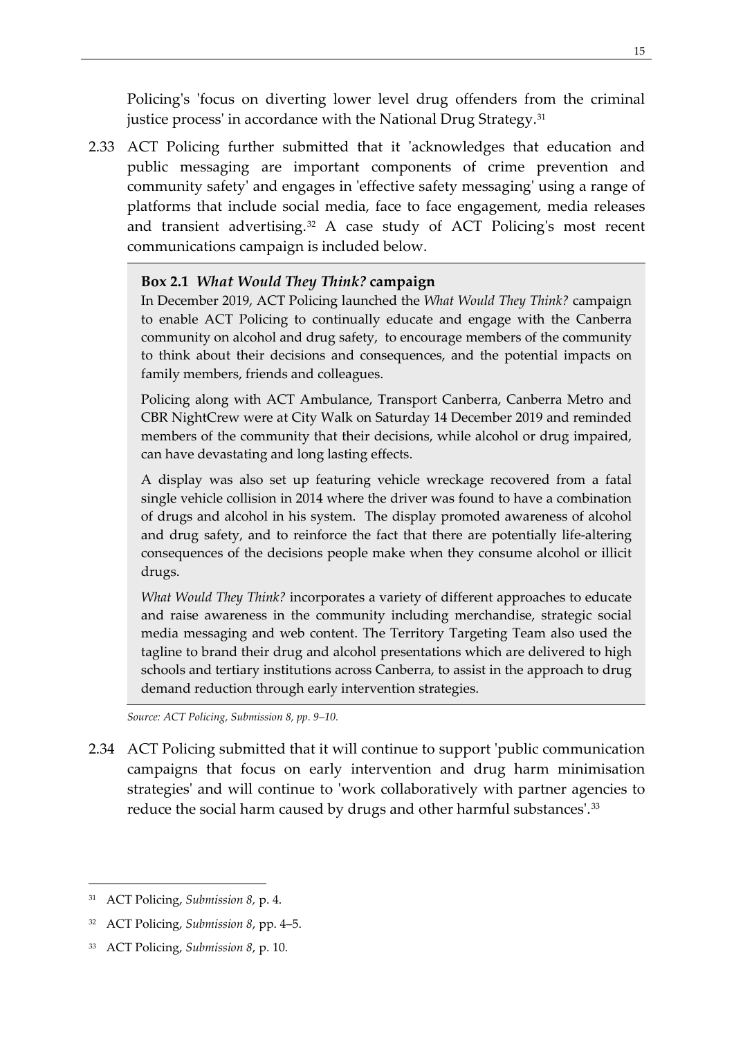Policing's 'focus on diverting lower level drug offenders from the criminal justice process' in accordance with the National Drug Strategy.[31]

2.33 ACT Policing further submitted that it 'acknowledges that education and public messaging are important components of crime prevention and community safety' and engages in 'effective safety messaging' using a range of platforms that include social media, face to face engagement, media releases and transient advertising.[32] A case study of ACT Policing's most recent communications campaign is included below.

> **Box 2.1 *What Would They Think?* campaign**
>
> In December 2019, ACT Policing launched the *What Would They Think?* campaign to enable ACT Policing to continually educate and engage with the Canberra community on alcohol and drug safety, to encourage members of the community to think about their decisions and consequences, and the potential impacts on family members, friends and colleagues.
>
> Policing along with ACT Ambulance, Transport Canberra, Canberra Metro and CBR NightCrew were at City Walk on Saturday 14 December 2019 and reminded members of the community that their decisions, while alcohol or drug impaired, can have devastating and long lasting effects.
>
> A display was also set up featuring vehicle wreckage recovered from a fatal single vehicle collision in 2014 where the driver was found to have a combination of drugs and alcohol in his system. The display promoted awareness of alcohol and drug safety, and to reinforce the fact that there are potentially life-altering consequences of the decisions people make when they consume alcohol or illicit drugs.
>
> *What Would They Think?* incorporates a variety of different approaches to educate and raise awareness in the community including merchandise, strategic social media messaging and web content. The Territory Targeting Team also used the tagline to brand their drug and alcohol presentations which are delivered to high schools and tertiary institutions across Canberra, to assist in the approach to drug demand reduction through early intervention strategies.

*Source: ACT Policing, Submission 8, pp. 9–10.*

2.34 ACT Policing submitted that it will continue to support 'public communication campaigns that focus on early intervention and drug harm minimisation strategies' and will continue to 'work collaboratively with partner agencies to reduce the social harm caused by drugs and other harmful substances'.[33]

---

[31] ACT Policing, *Submission 8,* p. 4.

[32] ACT Policing, *Submission 8*, pp. 4–5.

[33] ACT Policing, *Submission 8*, p. 10.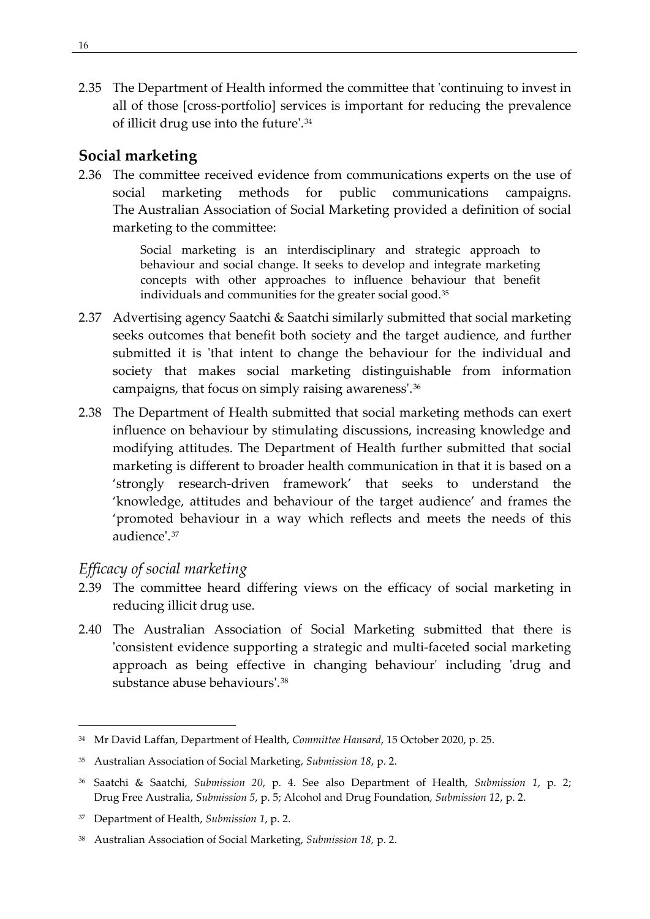2.35 The Department of Health informed the committee that 'continuing to invest in all of those [cross-portfolio] services is important for reducing the prevalence of illicit drug use into the future'.[34]

## Social marketing

2.36 The committee received evidence from communications experts on the use of social marketing methods for public communications campaigns. The Australian Association of Social Marketing provided a definition of social marketing to the committee:

> Social marketing is an interdisciplinary and strategic approach to behaviour and social change. It seeks to develop and integrate marketing concepts with other approaches to influence behaviour that benefit individuals and communities for the greater social good.[35]

2.37 Advertising agency Saatchi & Saatchi similarly submitted that social marketing seeks outcomes that benefit both society and the target audience, and further submitted it is 'that intent to change the behaviour for the individual and society that makes social marketing distinguishable from information campaigns, that focus on simply raising awareness'.[36]

2.38 The Department of Health submitted that social marketing methods can exert influence on behaviour by stimulating discussions, increasing knowledge and modifying attitudes. The Department of Health further submitted that social marketing is different to broader health communication in that it is based on a 'strongly research-driven framework' that seeks to understand the 'knowledge, attitudes and behaviour of the target audience' and frames the 'promoted behaviour in a way which reflects and meets the needs of this audience'.[37]

### *Efficacy of social marketing*

2.39 The committee heard differing views on the efficacy of social marketing in reducing illicit drug use.

2.40 The Australian Association of Social Marketing submitted that there is 'consistent evidence supporting a strategic and multi-faceted social marketing approach as being effective in changing behaviour' including 'drug and substance abuse behaviours'.[38]

---

[34] Mr David Laffan, Department of Health, *Committee Hansard*, 15 October 2020, p. 25.

[35] Australian Association of Social Marketing, *Submission 18*, p. 2.

[36] Saatchi & Saatchi, *Submission 20*, p. 4. See also Department of Health, *Submission 1*, p. 2; Drug Free Australia, *Submission 5*, p. 5; Alcohol and Drug Foundation, *Submission 12*, p. 2.

[37] Department of Health, *Submission 1*, p. 2.

[38] Australian Association of Social Marketing, *Submission 18*, p. 2.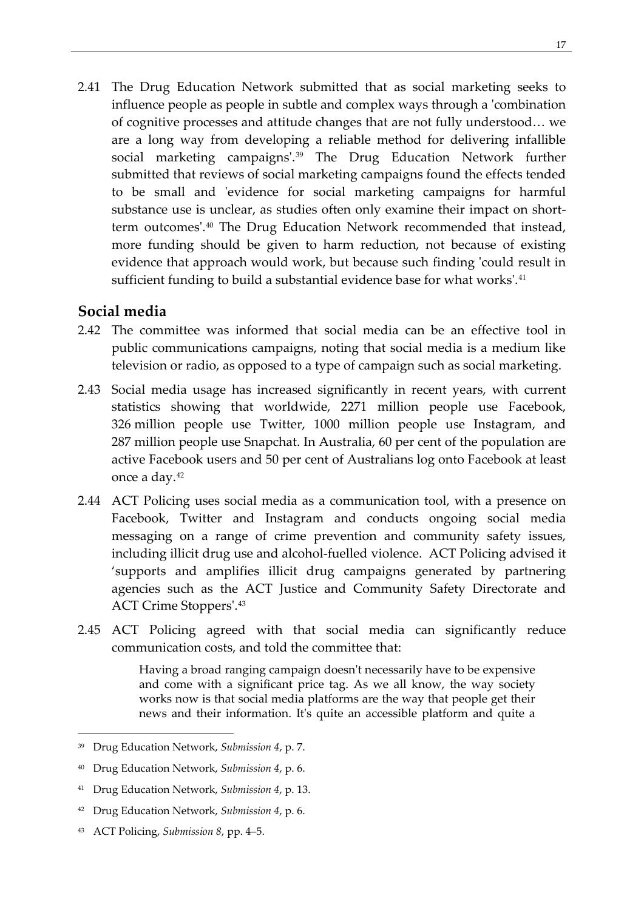2.41 The Drug Education Network submitted that as social marketing seeks to influence people as people in subtle and complex ways through a 'combination of cognitive processes and attitude changes that are not fully understood… we are a long way from developing a reliable method for delivering infallible social marketing campaigns'.[39] The Drug Education Network further submitted that reviews of social marketing campaigns found the effects tended to be small and 'evidence for social marketing campaigns for harmful substance use is unclear, as studies often only examine their impact on short-term outcomes'.[40] The Drug Education Network recommended that instead, more funding should be given to harm reduction, not because of existing evidence that approach would work, but because such finding 'could result in sufficient funding to build a substantial evidence base for what works'.[41]

## Social media

2.42 The committee was informed that social media can be an effective tool in public communications campaigns, noting that social media is a medium like television or radio, as opposed to a type of campaign such as social marketing.

2.43 Social media usage has increased significantly in recent years, with current statistics showing that worldwide, 2271 million people use Facebook, 326 million people use Twitter, 1000 million people use Instagram, and 287 million people use Snapchat. In Australia, 60 per cent of the population are active Facebook users and 50 per cent of Australians log onto Facebook at least once a day.[42]

2.44 ACT Policing uses social media as a communication tool, with a presence on Facebook, Twitter and Instagram and conducts ongoing social media messaging on a range of crime prevention and community safety issues, including illicit drug use and alcohol-fuelled violence. ACT Policing advised it 'supports and amplifies illicit drug campaigns generated by partnering agencies such as the ACT Justice and Community Safety Directorate and ACT Crime Stoppers'.[43]

2.45 ACT Policing agreed with that social media can significantly reduce communication costs, and told the committee that:

> Having a broad ranging campaign doesn't necessarily have to be expensive and come with a significant price tag. As we all know, the way society works now is that social media platforms are the way that people get their news and their information. It's quite an accessible platform and quite a

---

39 Drug Education Network, *Submission 4*, p. 7.

40 Drug Education Network, *Submission 4*, p. 6.

41 Drug Education Network, *Submission 4*, p. 13.

42 Drug Education Network, *Submission 4*, p. 6.

43 ACT Policing, *Submission 8*, pp. 4–5.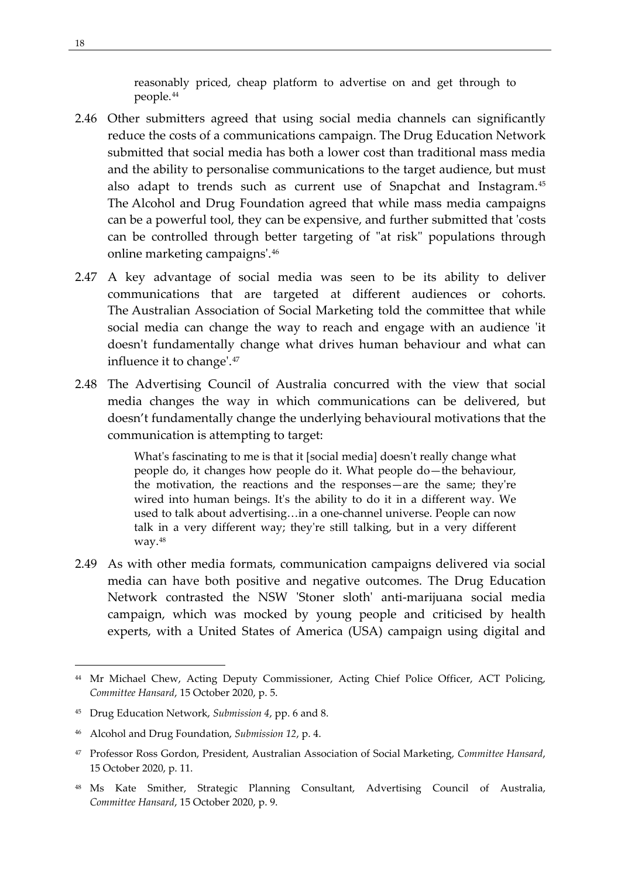> reasonably priced, cheap platform to advertise on and get through to people.[44]

2.46 Other submitters agreed that using social media channels can significantly reduce the costs of a communications campaign. The Drug Education Network submitted that social media has both a lower cost than traditional mass media and the ability to personalise communications to the target audience, but must also adapt to trends such as current use of Snapchat and Instagram.[45] The Alcohol and Drug Foundation agreed that while mass media campaigns can be a powerful tool, they can be expensive, and further submitted that 'costs can be controlled through better targeting of "at risk" populations through online marketing campaigns'.[46]

2.47 A key advantage of social media was seen to be its ability to deliver communications that are targeted at different audiences or cohorts. The Australian Association of Social Marketing told the committee that while social media can change the way to reach and engage with an audience 'it doesn't fundamentally change what drives human behaviour and what can influence it to change'.[47]

2.48 The Advertising Council of Australia concurred with the view that social media changes the way in which communications can be delivered, but doesn't fundamentally change the underlying behavioural motivations that the communication is attempting to target:

> What's fascinating to me is that it [social media] doesn't really change what people do, it changes how people do it. What people do—the behaviour, the motivation, the reactions and the responses—are the same; they're wired into human beings. It's the ability to do it in a different way. We used to talk about advertising…in a one-channel universe. People can now talk in a very different way; they're still talking, but in a very different way.[48]

2.49 As with other media formats, communication campaigns delivered via social media can have both positive and negative outcomes. The Drug Education Network contrasted the NSW 'Stoner sloth' anti-marijuana social media campaign, which was mocked by young people and criticised by health experts, with a United States of America (USA) campaign using digital and

---

[44] Mr Michael Chew, Acting Deputy Commissioner, Acting Chief Police Officer, ACT Policing, *Committee Hansard*, 15 October 2020, p. 5.

[45] Drug Education Network, *Submission 4*, pp. 6 and 8.

[46] Alcohol and Drug Foundation, *Submission 12*, p. 4.

[47] Professor Ross Gordon, President, Australian Association of Social Marketing, *Committee Hansard*, 15 October 2020, p. 11.

[48] Ms Kate Smither, Strategic Planning Consultant, Advertising Council of Australia, *Committee Hansard*, 15 October 2020, p. 9.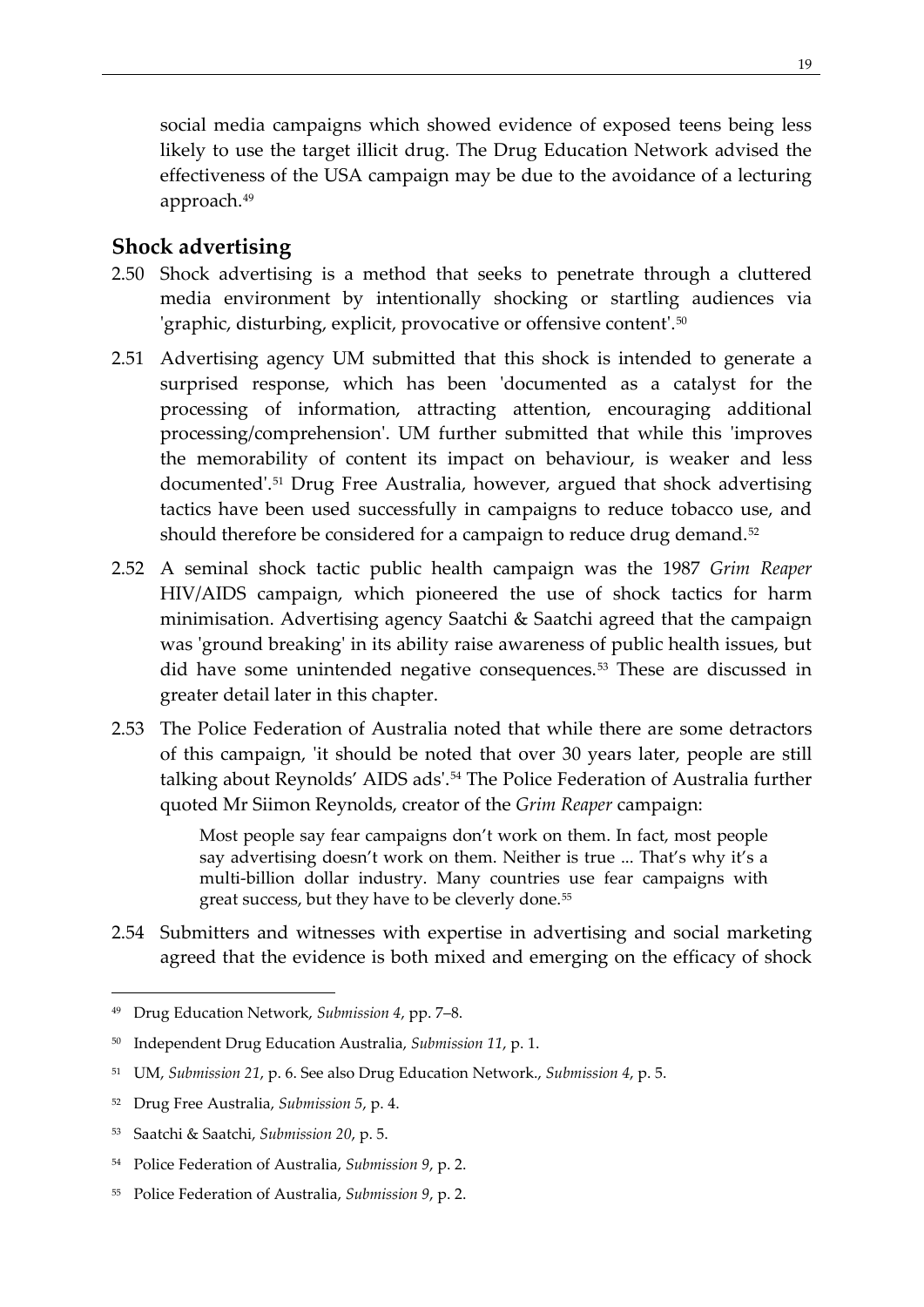social media campaigns which showed evidence of exposed teens being less likely to use the target illicit drug. The Drug Education Network advised the effectiveness of the USA campaign may be due to the avoidance of a lecturing approach.[49]

## Shock advertising

2.50 Shock advertising is a method that seeks to penetrate through a cluttered media environment by intentionally shocking or startling audiences via 'graphic, disturbing, explicit, provocative or offensive content'.[50]

2.51 Advertising agency UM submitted that this shock is intended to generate a surprised response, which has been 'documented as a catalyst for the processing of information, attracting attention, encouraging additional processing/comprehension'. UM further submitted that while this 'improves the memorability of content its impact on behaviour, is weaker and less documented'.[51] Drug Free Australia, however, argued that shock advertising tactics have been used successfully in campaigns to reduce tobacco use, and should therefore be considered for a campaign to reduce drug demand.[52]

2.52 A seminal shock tactic public health campaign was the 1987 *Grim Reaper* HIV/AIDS campaign, which pioneered the use of shock tactics for harm minimisation. Advertising agency Saatchi & Saatchi agreed that the campaign was 'ground breaking' in its ability raise awareness of public health issues, but did have some unintended negative consequences.[53] These are discussed in greater detail later in this chapter.

2.53 The Police Federation of Australia noted that while there are some detractors of this campaign, 'it should be noted that over 30 years later, people are still talking about Reynolds' AIDS ads'.[54] The Police Federation of Australia further quoted Mr Siimon Reynolds, creator of the *Grim Reaper* campaign:

> Most people say fear campaigns don't work on them. In fact, most people say advertising doesn't work on them. Neither is true ... That's why it's a multi-billion dollar industry. Many countries use fear campaigns with great success, but they have to be cleverly done.[55]

2.54 Submitters and witnesses with expertise in advertising and social marketing agreed that the evidence is both mixed and emerging on the efficacy of shock

---

[49] Drug Education Network, *Submission 4*, pp. 7–8.

[50] Independent Drug Education Australia, *Submission 11*, p. 1.

[51] UM, *Submission 21*, p. 6. See also Drug Education Network., *Submission 4*, p. 5.

[52] Drug Free Australia, *Submission 5*, p. 4.

[53] Saatchi & Saatchi, *Submission 20*, p. 5.

[54] Police Federation of Australia, *Submission 9*, p. 2.

[55] Police Federation of Australia, *Submission 9*, p. 2.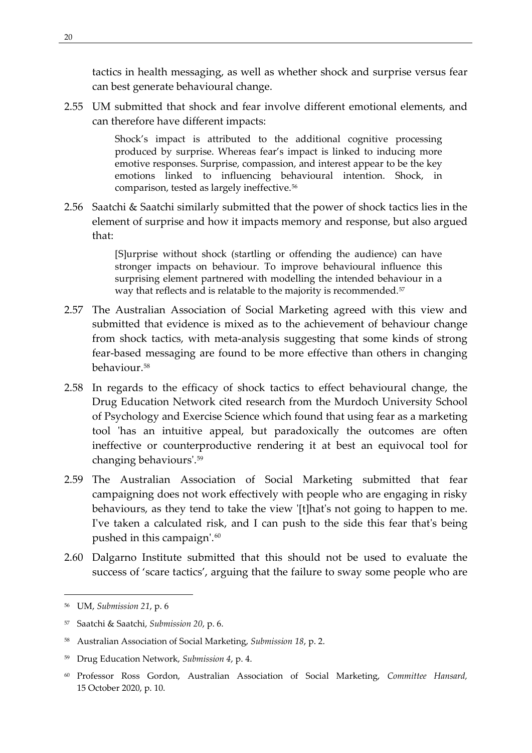tactics in health messaging, as well as whether shock and surprise versus fear can best generate behavioural change.

2.55 UM submitted that shock and fear involve different emotional elements, and can therefore have different impacts:

> Shock's impact is attributed to the additional cognitive processing produced by surprise. Whereas fear's impact is linked to inducing more emotive responses. Surprise, compassion, and interest appear to be the key emotions linked to influencing behavioural intention. Shock, in comparison, tested as largely ineffective.[56]

2.56 Saatchi & Saatchi similarly submitted that the power of shock tactics lies in the element of surprise and how it impacts memory and response, but also argued that:

> [S]urprise without shock (startling or offending the audience) can have stronger impacts on behaviour. To improve behavioural influence this surprising element partnered with modelling the intended behaviour in a way that reflects and is relatable to the majority is recommended.[57]

2.57 The Australian Association of Social Marketing agreed with this view and submitted that evidence is mixed as to the achievement of behaviour change from shock tactics, with meta-analysis suggesting that some kinds of strong fear-based messaging are found to be more effective than others in changing behaviour.[58]

2.58 In regards to the efficacy of shock tactics to effect behavioural change, the Drug Education Network cited research from the Murdoch University School of Psychology and Exercise Science which found that using fear as a marketing tool 'has an intuitive appeal, but paradoxically the outcomes are often ineffective or counterproductive rendering it at best an equivocal tool for changing behaviours'.[59]

2.59 The Australian Association of Social Marketing submitted that fear campaigning does not work effectively with people who are engaging in risky behaviours, as they tend to take the view '[t]hat's not going to happen to me. I've taken a calculated risk, and I can push to the side this fear that's being pushed in this campaign'.[60]

2.60 Dalgarno Institute submitted that this should not be used to evaluate the success of 'scare tactics', arguing that the failure to sway some people who are

---

[56] UM, *Submission 21*, p. 6

[57] Saatchi & Saatchi, *Submission 20*, p. 6.

[58] Australian Association of Social Marketing, *Submission 18*, p. 2.

[59] Drug Education Network, *Submission 4*, p. 4.

[60] Professor Ross Gordon, Australian Association of Social Marketing, *Committee Hansard*, 15 October 2020, p. 10.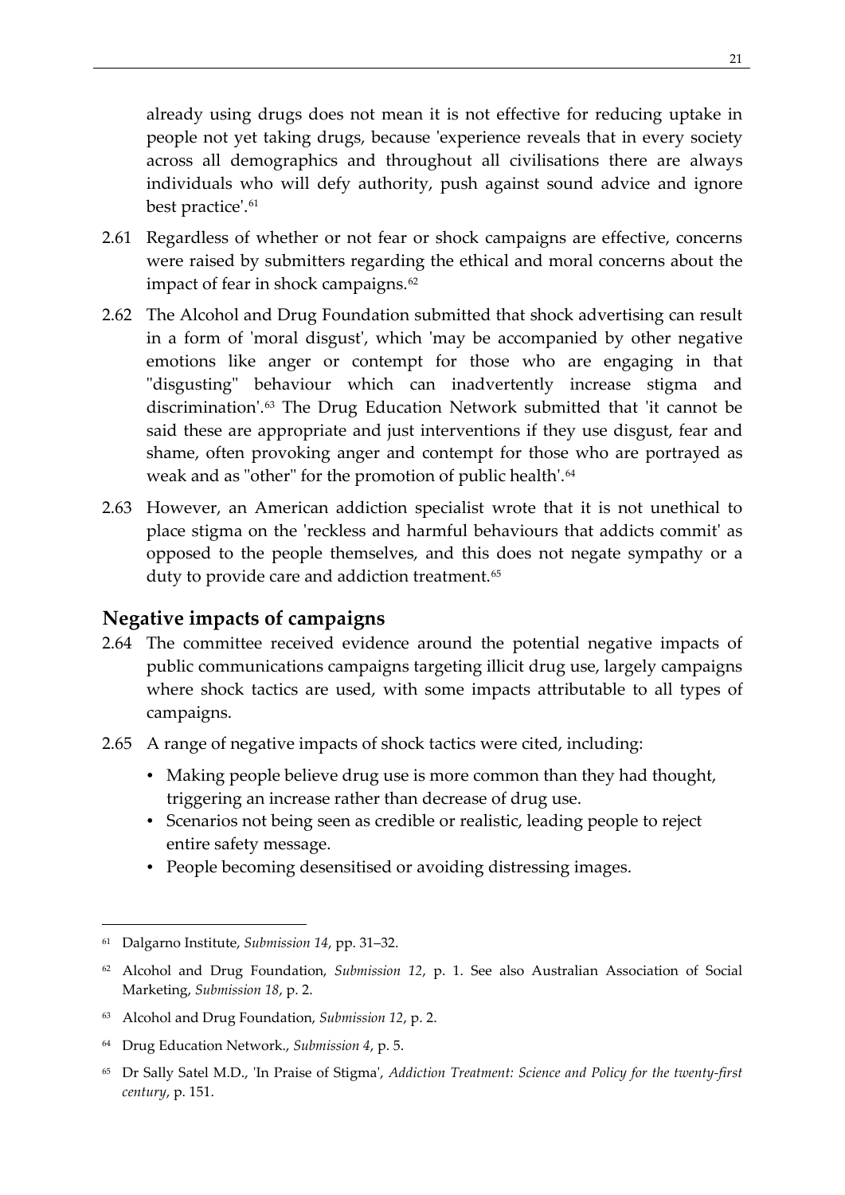already using drugs does not mean it is not effective for reducing uptake in people not yet taking drugs, because 'experience reveals that in every society across all demographics and throughout all civilisations there are always individuals who will defy authority, push against sound advice and ignore best practice'.[61]

2.61 Regardless of whether or not fear or shock campaigns are effective, concerns were raised by submitters regarding the ethical and moral concerns about the impact of fear in shock campaigns.[62]

2.62 The Alcohol and Drug Foundation submitted that shock advertising can result in a form of 'moral disgust', which 'may be accompanied by other negative emotions like anger or contempt for those who are engaging in that "disgusting" behaviour which can inadvertently increase stigma and discrimination'.[63] The Drug Education Network submitted that 'it cannot be said these are appropriate and just interventions if they use disgust, fear and shame, often provoking anger and contempt for those who are portrayed as weak and as "other" for the promotion of public health'.[64]

2.63 However, an American addiction specialist wrote that it is not unethical to place stigma on the 'reckless and harmful behaviours that addicts commit' as opposed to the people themselves, and this does not negate sympathy or a duty to provide care and addiction treatment.[65]

## Negative impacts of campaigns

2.64 The committee received evidence around the potential negative impacts of public communications campaigns targeting illicit drug use, largely campaigns where shock tactics are used, with some impacts attributable to all types of campaigns.

2.65 A range of negative impacts of shock tactics were cited, including:

- Making people believe drug use is more common than they had thought, triggering an increase rather than decrease of drug use.
- Scenarios not being seen as credible or realistic, leading people to reject entire safety message.
- People becoming desensitised or avoiding distressing images.

---

[61] Dalgarno Institute, *Submission 14*, pp. 31–32.

[62] Alcohol and Drug Foundation, *Submission 12*, p. 1. See also Australian Association of Social Marketing, *Submission 18*, p. 2.

[63] Alcohol and Drug Foundation, *Submission 12*, p. 2.

[64] Drug Education Network., *Submission 4*, p. 5.

[65] Dr Sally Satel M.D., 'In Praise of Stigma', *Addiction Treatment: Science and Policy for the twenty-first century*, p. 151.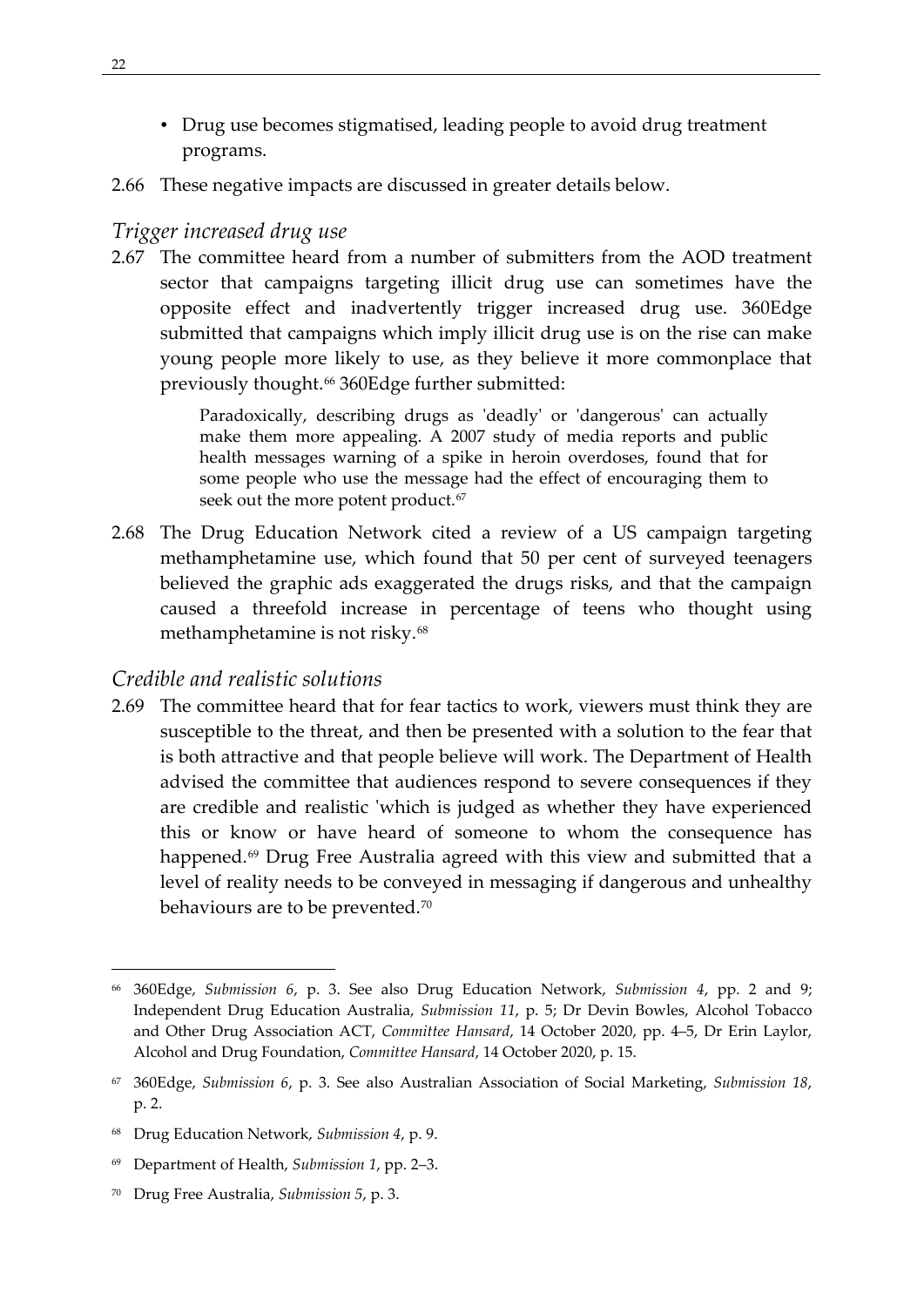- Drug use becomes stigmatised, leading people to avoid drug treatment programs.

2.66 These negative impacts are discussed in greater details below.

### *Trigger increased drug use*

2.67 The committee heard from a number of submitters from the AOD treatment sector that campaigns targeting illicit drug use can sometimes have the opposite effect and inadvertently trigger increased drug use. 360Edge submitted that campaigns which imply illicit drug use is on the rise can make young people more likely to use, as they believe it more commonplace that previously thought.[66] 360Edge further submitted:

> Paradoxically, describing drugs as 'deadly' or 'dangerous' can actually make them more appealing. A 2007 study of media reports and public health messages warning of a spike in heroin overdoses, found that for some people who use the message had the effect of encouraging them to seek out the more potent product.[67]

2.68 The Drug Education Network cited a review of a US campaign targeting methamphetamine use, which found that 50 per cent of surveyed teenagers believed the graphic ads exaggerated the drugs risks, and that the campaign caused a threefold increase in percentage of teens who thought using methamphetamine is not risky.[68]

### *Credible and realistic solutions*

2.69 The committee heard that for fear tactics to work, viewers must think they are susceptible to the threat, and then be presented with a solution to the fear that is both attractive and that people believe will work. The Department of Health advised the committee that audiences respond to severe consequences if they are credible and realistic 'which is judged as whether they have experienced this or know or have heard of someone to whom the consequence has happened.[69] Drug Free Australia agreed with this view and submitted that a level of reality needs to be conveyed in messaging if dangerous and unhealthy behaviours are to be prevented.[70]

---

[66] 360Edge, *Submission 6*, p. 3. See also Drug Education Network, *Submission 4*, pp. 2 and 9; Independent Drug Education Australia, *Submission 11*, p. 5; Dr Devin Bowles, Alcohol Tobacco and Other Drug Association ACT, *Committee Hansard*, 14 October 2020, pp. 4–5, Dr Erin Laylor, Alcohol and Drug Foundation, *Committee Hansard*, 14 October 2020, p. 15.

[67] 360Edge, *Submission 6*, p. 3. See also Australian Association of Social Marketing, *Submission 18*, p. 2.

[68] Drug Education Network, *Submission 4*, p. 9.

[69] Department of Health, *Submission 1*, pp. 2–3.

[70] Drug Free Australia, *Submission 5*, p. 3.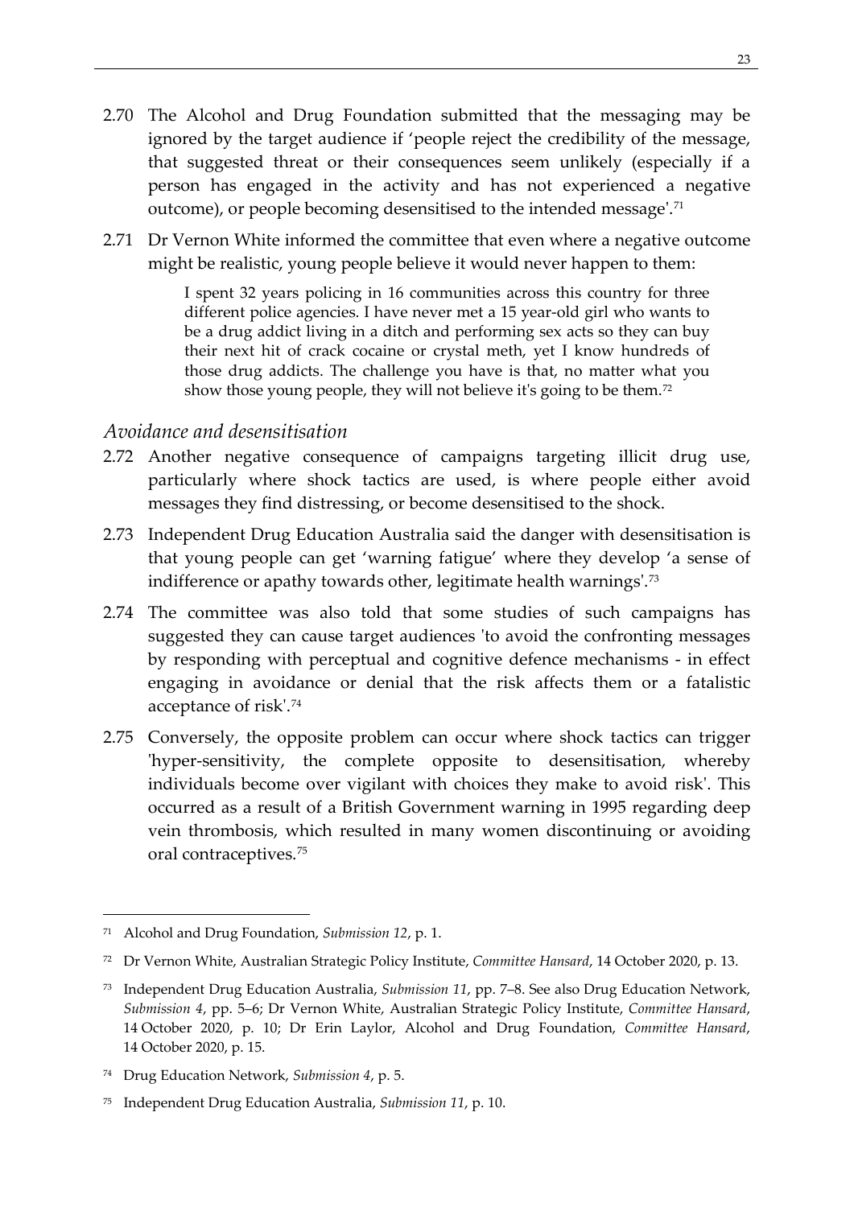2.70 The Alcohol and Drug Foundation submitted that the messaging may be ignored by the target audience if 'people reject the credibility of the message, that suggested threat or their consequences seem unlikely (especially if a person has engaged in the activity and has not experienced a negative outcome), or people becoming desensitised to the intended message'.[71]

2.71 Dr Vernon White informed the committee that even where a negative outcome might be realistic, young people believe it would never happen to them:

> I spent 32 years policing in 16 communities across this country for three different police agencies. I have never met a 15 year-old girl who wants to be a drug addict living in a ditch and performing sex acts so they can buy their next hit of crack cocaine or crystal meth, yet I know hundreds of those drug addicts. The challenge you have is that, no matter what you show those young people, they will not believe it's going to be them.[72]

### *Avoidance and desensitisation*

2.72 Another negative consequence of campaigns targeting illicit drug use, particularly where shock tactics are used, is where people either avoid messages they find distressing, or become desensitised to the shock.

2.73 Independent Drug Education Australia said the danger with desensitisation is that young people can get 'warning fatigue' where they develop 'a sense of indifference or apathy towards other, legitimate health warnings'.[73]

2.74 The committee was also told that some studies of such campaigns has suggested they can cause target audiences 'to avoid the confronting messages by responding with perceptual and cognitive defence mechanisms - in effect engaging in avoidance or denial that the risk affects them or a fatalistic acceptance of risk'.[74]

2.75 Conversely, the opposite problem can occur where shock tactics can trigger 'hyper-sensitivity, the complete opposite to desensitisation, whereby individuals become over vigilant with choices they make to avoid risk'. This occurred as a result of a British Government warning in 1995 regarding deep vein thrombosis, which resulted in many women discontinuing or avoiding oral contraceptives.[75]

---

[71] Alcohol and Drug Foundation, *Submission 12*, p. 1.

[72] Dr Vernon White, Australian Strategic Policy Institute, *Committee Hansard*, 14 October 2020, p. 13.

[73] Independent Drug Education Australia, *Submission 11*, pp. 7–8. See also Drug Education Network, *Submission 4*, pp. 5–6; Dr Vernon White, Australian Strategic Policy Institute, *Committee Hansard*, 14 October 2020, p. 10; Dr Erin Laylor, Alcohol and Drug Foundation, *Committee Hansard*, 14 October 2020, p. 15.

[74] Drug Education Network, *Submission 4*, p. 5.

[75] Independent Drug Education Australia, *Submission 11*, p. 10.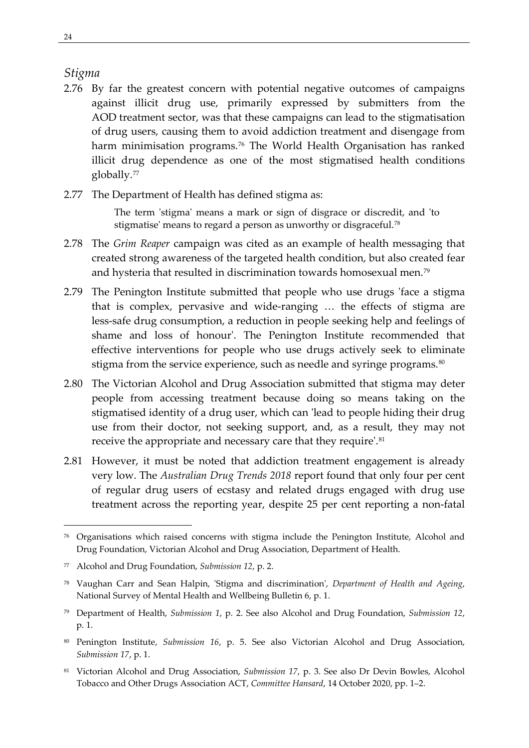*Stigma*

2.76 By far the greatest concern with potential negative outcomes of campaigns against illicit drug use, primarily expressed by submitters from the AOD treatment sector, was that these campaigns can lead to the stigmatisation of drug users, causing them to avoid addiction treatment and disengage from harm minimisation programs.[76] The World Health Organisation has ranked illicit drug dependence as one of the most stigmatised health conditions globally.[77]

2.77 The Department of Health has defined stigma as:

> The term 'stigma' means a mark or sign of disgrace or discredit, and 'to stigmatise' means to regard a person as unworthy or disgraceful.[78]

2.78 The *Grim Reaper* campaign was cited as an example of health messaging that created strong awareness of the targeted health condition, but also created fear and hysteria that resulted in discrimination towards homosexual men.[79]

2.79 The Penington Institute submitted that people who use drugs 'face a stigma that is complex, pervasive and wide-ranging … the effects of stigma are less-safe drug consumption, a reduction in people seeking help and feelings of shame and loss of honour'. The Penington Institute recommended that effective interventions for people who use drugs actively seek to eliminate stigma from the service experience, such as needle and syringe programs.[80]

2.80 The Victorian Alcohol and Drug Association submitted that stigma may deter people from accessing treatment because doing so means taking on the stigmatised identity of a drug user, which can 'lead to people hiding their drug use from their doctor, not seeking support, and, as a result, they may not receive the appropriate and necessary care that they require'.[81]

2.81 However, it must be noted that addiction treatment engagement is already very low. The *Australian Drug Trends 2018* report found that only four per cent of regular drug users of ecstasy and related drugs engaged with drug use treatment across the reporting year, despite 25 per cent reporting a non-fatal

---

[76] Organisations which raised concerns with stigma include the Penington Institute, Alcohol and Drug Foundation, Victorian Alcohol and Drug Association, Department of Health.

[77] Alcohol and Drug Foundation, *Submission 12*, p. 2.

[78] Vaughan Carr and Sean Halpin, 'Stigma and discrimination', *Department of Health and Ageing*, National Survey of Mental Health and Wellbeing Bulletin 6, p. 1.

[79] Department of Health, *Submission 1*, p. 2. See also Alcohol and Drug Foundation, *Submission 12*, p. 1.

[80] Penington Institute, *Submission 16*, p. 5. See also Victorian Alcohol and Drug Association, *Submission 17*, p. 1.

[81] Victorian Alcohol and Drug Association, *Submission 17*, p. 3. See also Dr Devin Bowles, Alcohol Tobacco and Other Drugs Association ACT, *Committee Hansard*, 14 October 2020, pp. 1–2.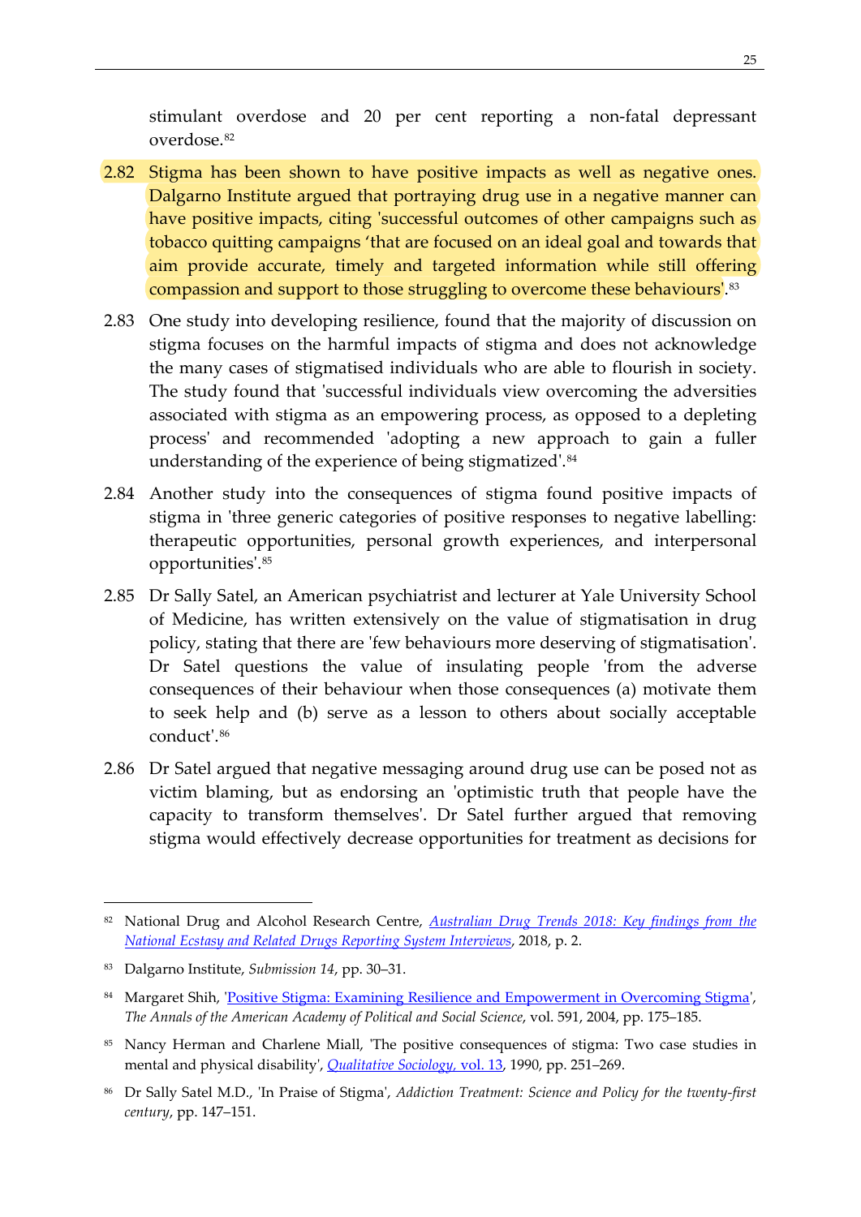stimulant overdose and 20 per cent reporting a non-fatal depressant overdose.[82]

2.82 Stigma has been shown to have positive impacts as well as negative ones. Dalgarno Institute argued that portraying drug use in a negative manner can have positive impacts, citing 'successful outcomes of other campaigns such as tobacco quitting campaigns 'that are focused on an ideal goal and towards that aim provide accurate, timely and targeted information while still offering compassion and support to those struggling to overcome these behaviours'.[83]

2.83 One study into developing resilience, found that the majority of discussion on stigma focuses on the harmful impacts of stigma and does not acknowledge the many cases of stigmatised individuals who are able to flourish in society. The study found that 'successful individuals view overcoming the adversities associated with stigma as an empowering process, as opposed to a depleting process' and recommended 'adopting a new approach to gain a fuller understanding of the experience of being stigmatized'.[84]

2.84 Another study into the consequences of stigma found positive impacts of stigma in 'three generic categories of positive responses to negative labelling: therapeutic opportunities, personal growth experiences, and interpersonal opportunities'.[85]

2.85 Dr Sally Satel, an American psychiatrist and lecturer at Yale University School of Medicine, has written extensively on the value of stigmatisation in drug policy, stating that there are 'few behaviours more deserving of stigmatisation'. Dr Satel questions the value of insulating people 'from the adverse consequences of their behaviour when those consequences (a) motivate them to seek help and (b) serve as a lesson to others about socially acceptable conduct'.[86]

2.86 Dr Satel argued that negative messaging around drug use can be posed not as victim blaming, but as endorsing an 'optimistic truth that people have the capacity to transform themselves'. Dr Satel further argued that removing stigma would effectively decrease opportunities for treatment as decisions for

---

[82] National Drug and Alcohol Research Centre, *Australian Drug Trends 2018: Key findings from the National Ecstasy and Related Drugs Reporting System Interviews*, 2018, p. 2.

[83] Dalgarno Institute, *Submission 14*, pp. 30–31.

[84] Margaret Shih, 'Positive Stigma: Examining Resilience and Empowerment in Overcoming Stigma', *The Annals of the American Academy of Political and Social Science*, vol. 591, 2004, pp. 175–185.

[85] Nancy Herman and Charlene Miall, 'The positive consequences of stigma: Two case studies in mental and physical disability', *Qualitative Sociology, vol. 13*, 1990, pp. 251–269.

[86] Dr Sally Satel M.D., 'In Praise of Stigma', *Addiction Treatment: Science and Policy for the twenty-first century*, pp. 147–151.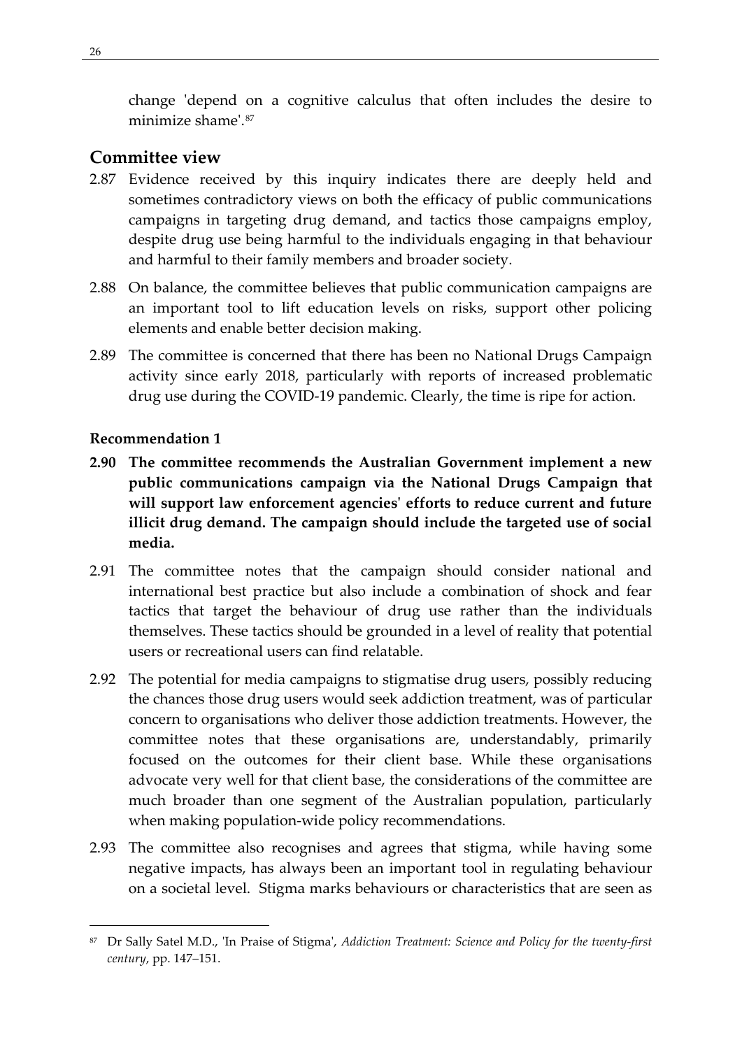change 'depend on a cognitive calculus that often includes the desire to minimize shame'.[87]

## Committee view

2.87 Evidence received by this inquiry indicates there are deeply held and sometimes contradictory views on both the efficacy of public communications campaigns in targeting drug demand, and tactics those campaigns employ, despite drug use being harmful to the individuals engaging in that behaviour and harmful to their family members and broader society.

2.88 On balance, the committee believes that public communication campaigns are an important tool to lift education levels on risks, support other policing elements and enable better decision making.

2.89 The committee is concerned that there has been no National Drugs Campaign activity since early 2018, particularly with reports of increased problematic drug use during the COVID-19 pandemic. Clearly, the time is ripe for action.

**Recommendation 1**

**2.90 The committee recommends the Australian Government implement a new public communications campaign via the National Drugs Campaign that will support law enforcement agencies' efforts to reduce current and future illicit drug demand. The campaign should include the targeted use of social media.**

2.91 The committee notes that the campaign should consider national and international best practice but also include a combination of shock and fear tactics that target the behaviour of drug use rather than the individuals themselves. These tactics should be grounded in a level of reality that potential users or recreational users can find relatable.

2.92 The potential for media campaigns to stigmatise drug users, possibly reducing the chances those drug users would seek addiction treatment, was of particular concern to organisations who deliver those addiction treatments. However, the committee notes that these organisations are, understandably, primarily focused on the outcomes for their client base. While these organisations advocate very well for that client base, the considerations of the committee are much broader than one segment of the Australian population, particularly when making population-wide policy recommendations.

2.93 The committee also recognises and agrees that stigma, while having some negative impacts, has always been an important tool in regulating behaviour on a societal level. Stigma marks behaviours or characteristics that are seen as

---

[87] Dr Sally Satel M.D., 'In Praise of Stigma', *Addiction Treatment: Science and Policy for the twenty-first century*, pp. 147–151.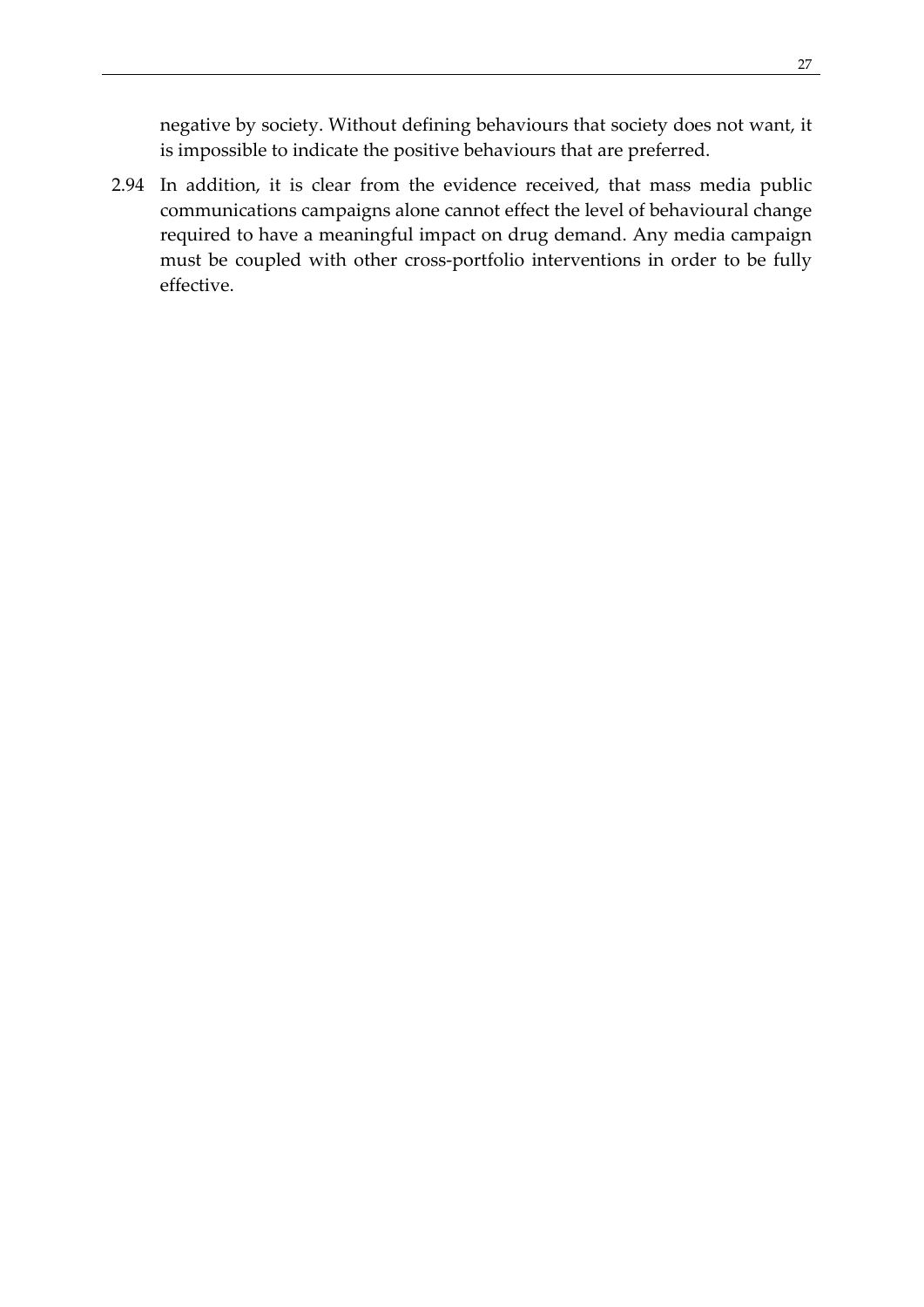negative by society. Without defining behaviours that society does not want, it is impossible to indicate the positive behaviours that are preferred.

2.94 In addition, it is clear from the evidence received, that mass media public communications campaigns alone cannot effect the level of behavioural change required to have a meaningful impact on drug demand. Any media campaign must be coupled with other cross-portfolio interventions in order to be fully effective.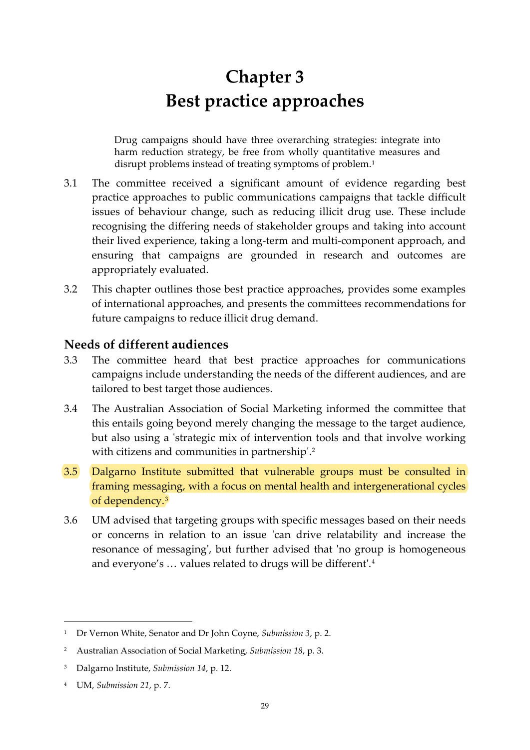# Chapter 3
# Best practice approaches

> Drug campaigns should have three overarching strategies: integrate into harm reduction strategy, be free from wholly quantitative measures and disrupt problems instead of treating symptoms of problem.[1]

3.1 The committee received a significant amount of evidence regarding best practice approaches to public communications campaigns that tackle difficult issues of behaviour change, such as reducing illicit drug use. These include recognising the differing needs of stakeholder groups and taking into account their lived experience, taking a long-term and multi-component approach, and ensuring that campaigns are grounded in research and outcomes are appropriately evaluated.

3.2 This chapter outlines those best practice approaches, provides some examples of international approaches, and presents the committees recommendations for future campaigns to reduce illicit drug demand.

## Needs of different audiences

3.3 The committee heard that best practice approaches for communications campaigns include understanding the needs of the different audiences, and are tailored to best target those audiences.

3.4 The Australian Association of Social Marketing informed the committee that this entails going beyond merely changing the message to the target audience, but also using a 'strategic mix of intervention tools and that involve working with citizens and communities in partnership'.[2]

3.5 Dalgarno Institute submitted that vulnerable groups must be consulted in framing messaging, with a focus on mental health and intergenerational cycles of dependency.[3]

3.6 UM advised that targeting groups with specific messages based on their needs or concerns in relation to an issue 'can drive relatability and increase the resonance of messaging', but further advised that 'no group is homogeneous and everyone's … values related to drugs will be different'.[4]

---

[1] Dr Vernon White, Senator and Dr John Coyne, *Submission 3*, p. 2.

[2] Australian Association of Social Marketing, *Submission 18*, p. 3.

[3] Dalgarno Institute, *Submission 14*, p. 12.

[4] UM, *Submission 21*, p. 7.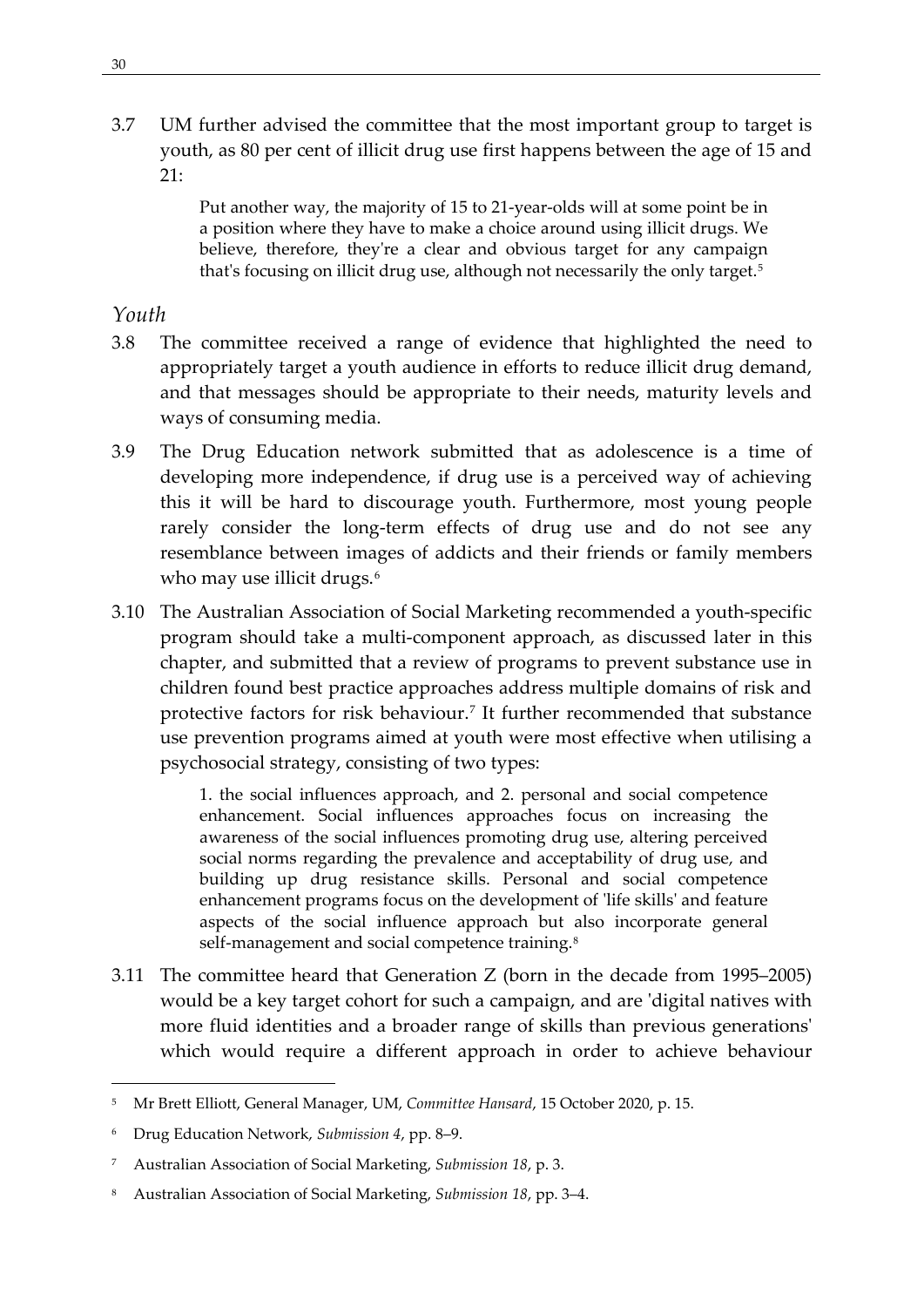3.7 UM further advised the committee that the most important group to target is youth, as 80 per cent of illicit drug use first happens between the age of 15 and 21:

> Put another way, the majority of 15 to 21-year-olds will at some point be in a position where they have to make a choice around using illicit drugs. We believe, therefore, they're a clear and obvious target for any campaign that's focusing on illicit drug use, although not necessarily the only target.[5]

### *Youth*

3.8 The committee received a range of evidence that highlighted the need to appropriately target a youth audience in efforts to reduce illicit drug demand, and that messages should be appropriate to their needs, maturity levels and ways of consuming media.

3.9 The Drug Education network submitted that as adolescence is a time of developing more independence, if drug use is a perceived way of achieving this it will be hard to discourage youth. Furthermore, most young people rarely consider the long-term effects of drug use and do not see any resemblance between images of addicts and their friends or family members who may use illicit drugs.[6]

3.10 The Australian Association of Social Marketing recommended a youth-specific program should take a multi-component approach, as discussed later in this chapter, and submitted that a review of programs to prevent substance use in children found best practice approaches address multiple domains of risk and protective factors for risk behaviour.[7] It further recommended that substance use prevention programs aimed at youth were most effective when utilising a psychosocial strategy, consisting of two types:

> 1. the social influences approach, and 2. personal and social competence enhancement. Social influences approaches focus on increasing the awareness of the social influences promoting drug use, altering perceived social norms regarding the prevalence and acceptability of drug use, and building up drug resistance skills. Personal and social competence enhancement programs focus on the development of 'life skills' and feature aspects of the social influence approach but also incorporate general self-management and social competence training.[8]

3.11 The committee heard that Generation Z (born in the decade from 1995–2005) would be a key target cohort for such a campaign, and are 'digital natives with more fluid identities and a broader range of skills than previous generations' which would require a different approach in order to achieve behaviour

---

[5] Mr Brett Elliott, General Manager, UM, *Committee Hansard*, 15 October 2020, p. 15.

[6] Drug Education Network, *Submission 4*, pp. 8–9.

[7] Australian Association of Social Marketing, *Submission 18*, p. 3.

[8] Australian Association of Social Marketing, *Submission 18*, pp. 3–4.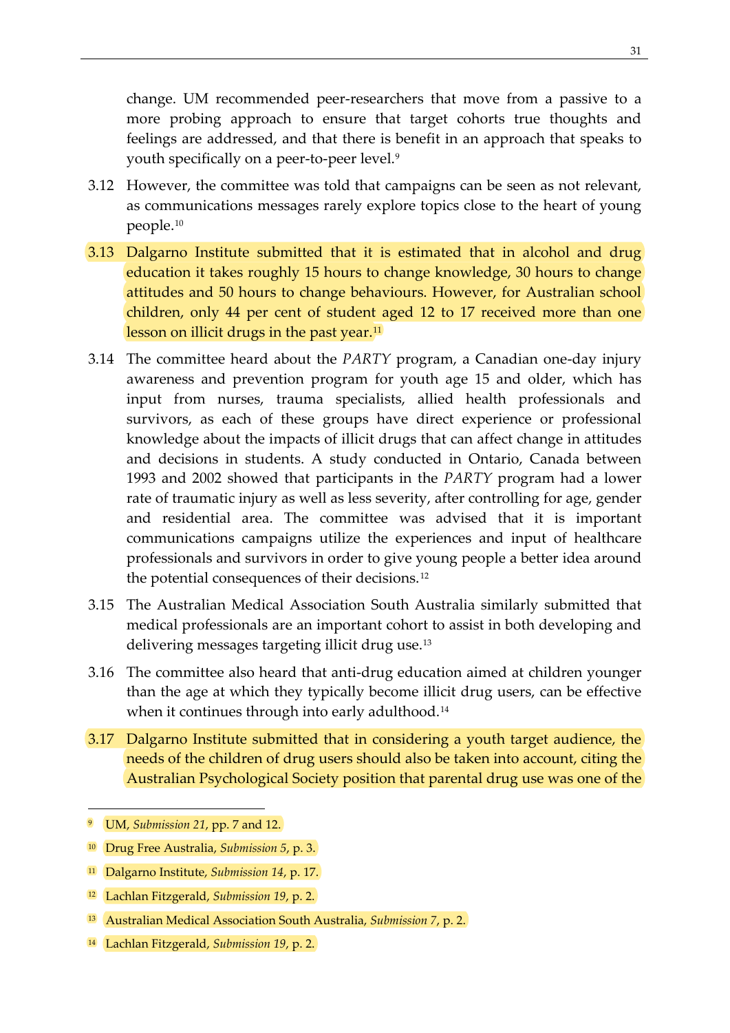change. UM recommended peer-researchers that move from a passive to a more probing approach to ensure that target cohorts true thoughts and feelings are addressed, and that there is benefit in an approach that speaks to youth specifically on a peer-to-peer level.[9]

3.12 However, the committee was told that campaigns can be seen as not relevant, as communications messages rarely explore topics close to the heart of young people.[10]

3.13 Dalgarno Institute submitted that it is estimated that in alcohol and drug education it takes roughly 15 hours to change knowledge, 30 hours to change attitudes and 50 hours to change behaviours. However, for Australian school children, only 44 per cent of student aged 12 to 17 received more than one lesson on illicit drugs in the past year.[11]

3.14 The committee heard about the *PARTY* program, a Canadian one-day injury awareness and prevention program for youth age 15 and older, which has input from nurses, trauma specialists, allied health professionals and survivors, as each of these groups have direct experience or professional knowledge about the impacts of illicit drugs that can affect change in attitudes and decisions in students. A study conducted in Ontario, Canada between 1993 and 2002 showed that participants in the *PARTY* program had a lower rate of traumatic injury as well as less severity, after controlling for age, gender and residential area. The committee was advised that it is important communications campaigns utilize the experiences and input of healthcare professionals and survivors in order to give young people a better idea around the potential consequences of their decisions.[12]

3.15 The Australian Medical Association South Australia similarly submitted that medical professionals are an important cohort to assist in both developing and delivering messages targeting illicit drug use.[13]

3.16 The committee also heard that anti-drug education aimed at children younger than the age at which they typically become illicit drug users, can be effective when it continues through into early adulthood.[14]

3.17 Dalgarno Institute submitted that in considering a youth target audience, the needs of the children of drug users should also be taken into account, citing the Australian Psychological Society position that parental drug use was one of the

---

[9] UM, *Submission 21*, pp. 7 and 12.

[10] Drug Free Australia, *Submission 5*, p. 3.

[11] Dalgarno Institute, *Submission 14*, p. 17.

[12] Lachlan Fitzgerald, *Submission 19*, p. 2.

[13] Australian Medical Association South Australia, *Submission 7*, p. 2.

[14] Lachlan Fitzgerald, *Submission 19*, p. 2.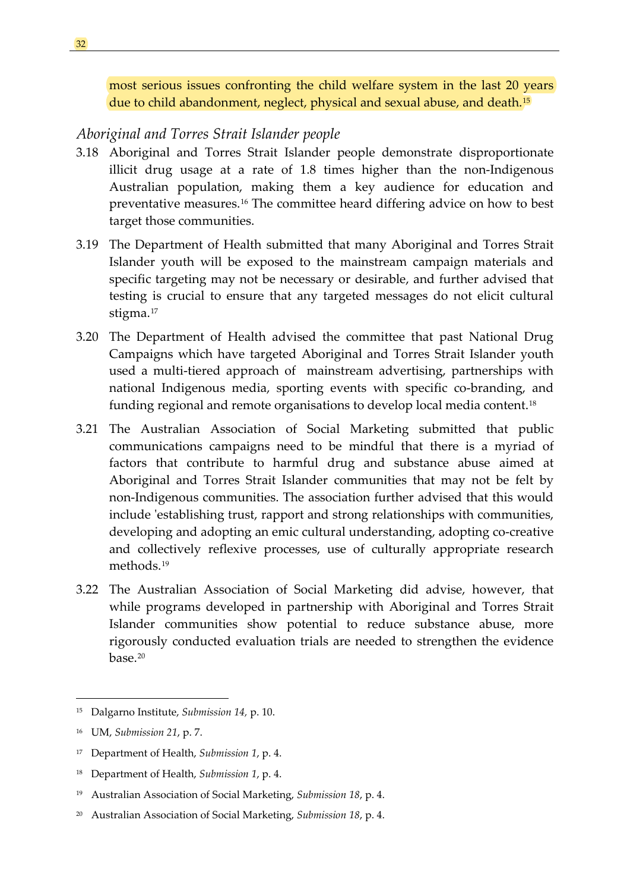most serious issues confronting the child welfare system in the last 20 years due to child abandonment, neglect, physical and sexual abuse, and death.[15]

### *Aboriginal and Torres Strait Islander people*

3.18 Aboriginal and Torres Strait Islander people demonstrate disproportionate illicit drug usage at a rate of 1.8 times higher than the non-Indigenous Australian population, making them a key audience for education and preventative measures.[16] The committee heard differing advice on how to best target those communities.

3.19 The Department of Health submitted that many Aboriginal and Torres Strait Islander youth will be exposed to the mainstream campaign materials and specific targeting may not be necessary or desirable, and further advised that testing is crucial to ensure that any targeted messages do not elicit cultural stigma.[17]

3.20 The Department of Health advised the committee that past National Drug Campaigns which have targeted Aboriginal and Torres Strait Islander youth used a multi-tiered approach of mainstream advertising, partnerships with national Indigenous media, sporting events with specific co-branding, and funding regional and remote organisations to develop local media content.[18]

3.21 The Australian Association of Social Marketing submitted that public communications campaigns need to be mindful that there is a myriad of factors that contribute to harmful drug and substance abuse aimed at Aboriginal and Torres Strait Islander communities that may not be felt by non-Indigenous communities. The association further advised that this would include 'establishing trust, rapport and strong relationships with communities, developing and adopting an emic cultural understanding, adopting co-creative and collectively reflexive processes, use of culturally appropriate research methods.[19]

3.22 The Australian Association of Social Marketing did advise, however, that while programs developed in partnership with Aboriginal and Torres Strait Islander communities show potential to reduce substance abuse, more rigorously conducted evaluation trials are needed to strengthen the evidence base.[20]

---

[15] Dalgarno Institute, *Submission 14,* p. 10.

[16] UM, *Submission 21*, p. 7.

[17] Department of Health, *Submission 1*, p. 4.

[18] Department of Health, *Submission 1*, p. 4.

[19] Australian Association of Social Marketing, *Submission 18*, p. 4.

[20] Australian Association of Social Marketing, *Submission 18*, p. 4.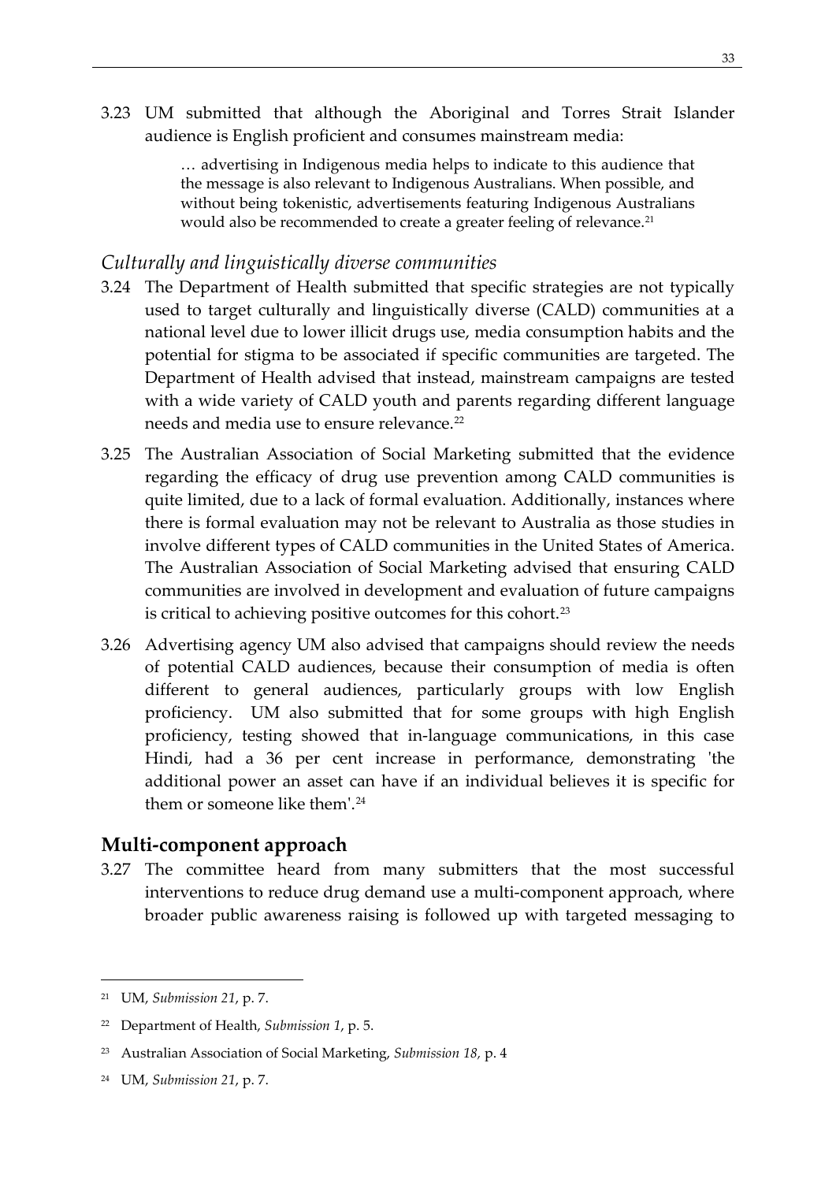3.23 UM submitted that although the Aboriginal and Torres Strait Islander audience is English proficient and consumes mainstream media:

> … advertising in Indigenous media helps to indicate to this audience that the message is also relevant to Indigenous Australians. When possible, and without being tokenistic, advertisements featuring Indigenous Australians would also be recommended to create a greater feeling of relevance.[21]

### *Culturally and linguistically diverse communities*

3.24 The Department of Health submitted that specific strategies are not typically used to target culturally and linguistically diverse (CALD) communities at a national level due to lower illicit drugs use, media consumption habits and the potential for stigma to be associated if specific communities are targeted. The Department of Health advised that instead, mainstream campaigns are tested with a wide variety of CALD youth and parents regarding different language needs and media use to ensure relevance.[22]

3.25 The Australian Association of Social Marketing submitted that the evidence regarding the efficacy of drug use prevention among CALD communities is quite limited, due to a lack of formal evaluation. Additionally, instances where there is formal evaluation may not be relevant to Australia as those studies in involve different types of CALD communities in the United States of America. The Australian Association of Social Marketing advised that ensuring CALD communities are involved in development and evaluation of future campaigns is critical to achieving positive outcomes for this cohort.[23]

3.26 Advertising agency UM also advised that campaigns should review the needs of potential CALD audiences, because their consumption of media is often different to general audiences, particularly groups with low English proficiency. UM also submitted that for some groups with high English proficiency, testing showed that in-language communications, in this case Hindi, had a 36 per cent increase in performance, demonstrating 'the additional power an asset can have if an individual believes it is specific for them or someone like them'.[24]

## **Multi-component approach**

3.27 The committee heard from many submitters that the most successful interventions to reduce drug demand use a multi-component approach, where broader public awareness raising is followed up with targeted messaging to

---

21 UM, *Submission 21*, p. 7.

22 Department of Health, *Submission 1*, p. 5.

23 Australian Association of Social Marketing, *Submission 18,* p. 4

24 UM, *Submission 21*, p. 7.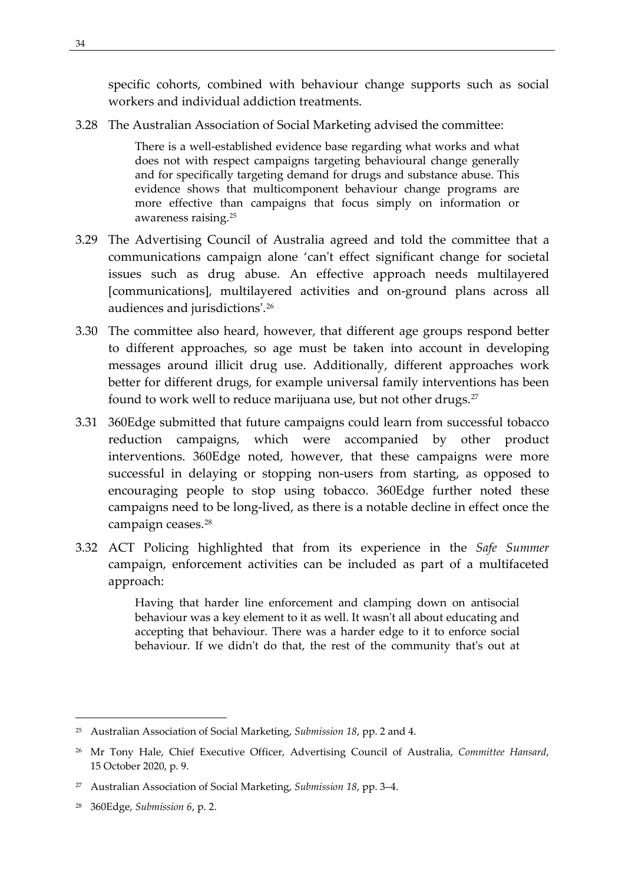specific cohorts, combined with behaviour change supports such as social workers and individual addiction treatments.

3.28 The Australian Association of Social Marketing advised the committee:

> There is a well-established evidence base regarding what works and what does not with respect campaigns targeting behavioural change generally and for specifically targeting demand for drugs and substance abuse. This evidence shows that multicomponent behaviour change programs are more effective than campaigns that focus simply on information or awareness raising.[25]

3.29 The Advertising Council of Australia agreed and told the committee that a communications campaign alone 'can't effect significant change for societal issues such as drug abuse. An effective approach needs multilayered [communications], multilayered activities and on-ground plans across all audiences and jurisdictions'.[26]

3.30 The committee also heard, however, that different age groups respond better to different approaches, so age must be taken into account in developing messages around illicit drug use. Additionally, different approaches work better for different drugs, for example universal family interventions has been found to work well to reduce marijuana use, but not other drugs.[27]

3.31 360Edge submitted that future campaigns could learn from successful tobacco reduction campaigns, which were accompanied by other product interventions. 360Edge noted, however, that these campaigns were more successful in delaying or stopping non-users from starting, as opposed to encouraging people to stop using tobacco. 360Edge further noted these campaigns need to be long-lived, as there is a notable decline in effect once the campaign ceases.[28]

3.32 ACT Policing highlighted that from its experience in the *Safe Summer* campaign, enforcement activities can be included as part of a multifaceted approach:

> Having that harder line enforcement and clamping down on antisocial behaviour was a key element to it as well. It wasn't all about educating and accepting that behaviour. There was a harder edge to it to enforce social behaviour. If we didn't do that, the rest of the community that's out at

---

[25] Australian Association of Social Marketing, *Submission 18*, pp. 2 and 4.

[26] Mr Tony Hale, Chief Executive Officer, Advertising Council of Australia, *Committee Hansard*, 15 October 2020, p. 9.

[27] Australian Association of Social Marketing, *Submission 18*, pp. 3–4.

[28] 360Edge, *Submission 6*, p. 2.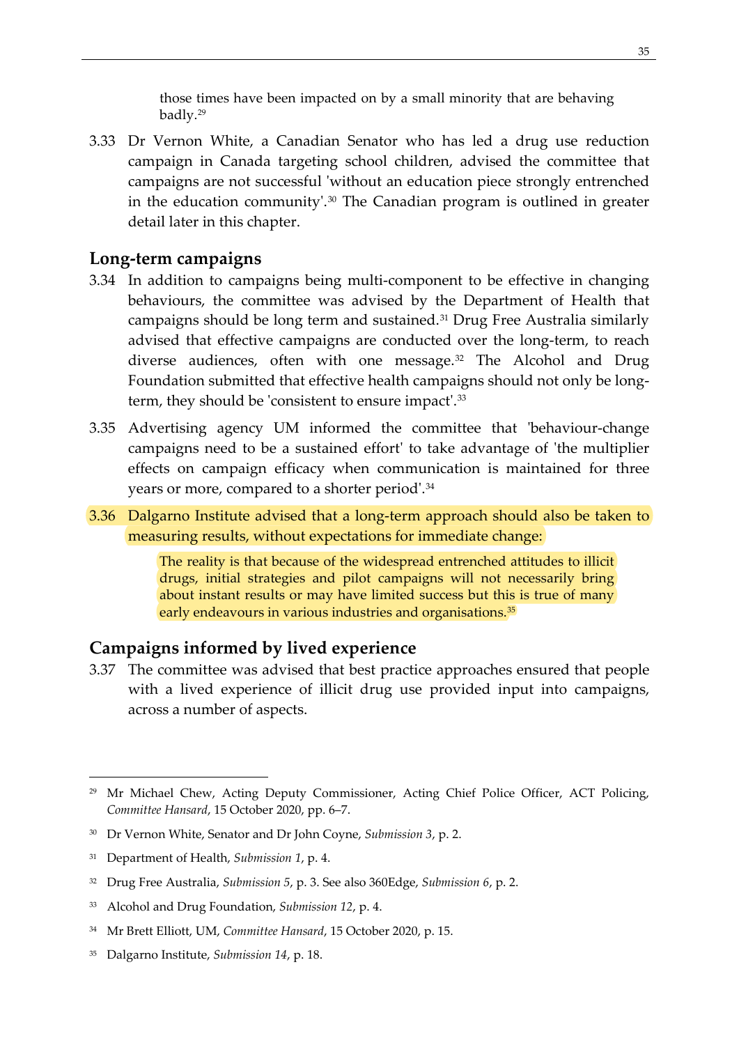> those times have been impacted on by a small minority that are behaving badly.[29]

3.33 Dr Vernon White, a Canadian Senator who has led a drug use reduction campaign in Canada targeting school children, advised the committee that campaigns are not successful 'without an education piece strongly entrenched in the education community'.[30] The Canadian program is outlined in greater detail later in this chapter.

## Long-term campaigns

3.34 In addition to campaigns being multi-component to be effective in changing behaviours, the committee was advised by the Department of Health that campaigns should be long term and sustained.[31] Drug Free Australia similarly advised that effective campaigns are conducted over the long-term, to reach diverse audiences, often with one message.[32] The Alcohol and Drug Foundation submitted that effective health campaigns should not only be long-term, they should be 'consistent to ensure impact'.[33]

3.35 Advertising agency UM informed the committee that 'behaviour-change campaigns need to be a sustained effort' to take advantage of 'the multiplier effects on campaign efficacy when communication is maintained for three years or more, compared to a shorter period'.[34]

3.36 Dalgarno Institute advised that a long-term approach should also be taken to measuring results, without expectations for immediate change:

> The reality is that because of the widespread entrenched attitudes to illicit drugs, initial strategies and pilot campaigns will not necessarily bring about instant results or may have limited success but this is true of many early endeavours in various industries and organisations.[35]

## Campaigns informed by lived experience

3.37 The committee was advised that best practice approaches ensured that people with a lived experience of illicit drug use provided input into campaigns, across a number of aspects.

---

[29] Mr Michael Chew, Acting Deputy Commissioner, Acting Chief Police Officer, ACT Policing, *Committee Hansard*, 15 October 2020, pp. 6–7.

[30] Dr Vernon White, Senator and Dr John Coyne, *Submission 3*, p. 2.

[31] Department of Health, *Submission 1*, p. 4.

[32] Drug Free Australia, *Submission 5*, p. 3. See also 360Edge, *Submission 6*, p. 2.

[33] Alcohol and Drug Foundation, *Submission 12*, p. 4.

[34] Mr Brett Elliott, UM, *Committee Hansard*, 15 October 2020, p. 15.

[35] Dalgarno Institute, *Submission 14*, p. 18.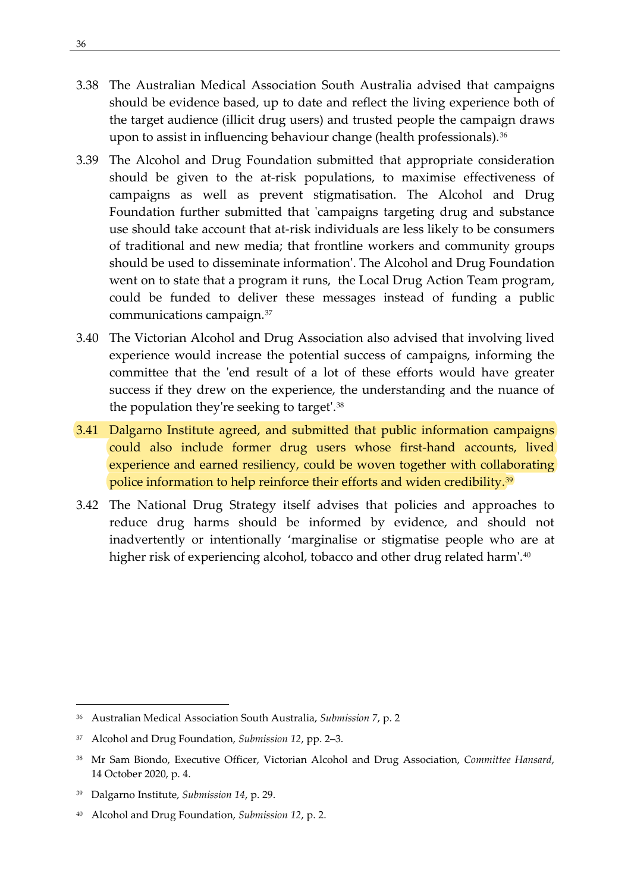3.38 The Australian Medical Association South Australia advised that campaigns should be evidence based, up to date and reflect the living experience both of the target audience (illicit drug users) and trusted people the campaign draws upon to assist in influencing behaviour change (health professionals).[36]

3.39 The Alcohol and Drug Foundation submitted that appropriate consideration should be given to the at-risk populations, to maximise effectiveness of campaigns as well as prevent stigmatisation. The Alcohol and Drug Foundation further submitted that 'campaigns targeting drug and substance use should take account that at-risk individuals are less likely to be consumers of traditional and new media; that frontline workers and community groups should be used to disseminate information'. The Alcohol and Drug Foundation went on to state that a program it runs, the Local Drug Action Team program, could be funded to deliver these messages instead of funding a public communications campaign.[37]

3.40 The Victorian Alcohol and Drug Association also advised that involving lived experience would increase the potential success of campaigns, informing the committee that the 'end result of a lot of these efforts would have greater success if they drew on the experience, the understanding and the nuance of the population they're seeking to target'.[38]

3.41 Dalgarno Institute agreed, and submitted that public information campaigns could also include former drug users whose first-hand accounts, lived experience and earned resiliency, could be woven together with collaborating police information to help reinforce their efforts and widen credibility.[39]

3.42 The National Drug Strategy itself advises that policies and approaches to reduce drug harms should be informed by evidence, and should not inadvertently or intentionally 'marginalise or stigmatise people who are at higher risk of experiencing alcohol, tobacco and other drug related harm'.[40]

---

[36] Australian Medical Association South Australia, *Submission 7*, p. 2

[37] Alcohol and Drug Foundation, *Submission 12*, pp. 2–3.

[38] Mr Sam Biondo, Executive Officer, Victorian Alcohol and Drug Association, *Committee Hansard*, 14 October 2020, p. 4.

[39] Dalgarno Institute, *Submission 14*, p. 29.

[40] Alcohol and Drug Foundation, *Submission 12*, p. 2.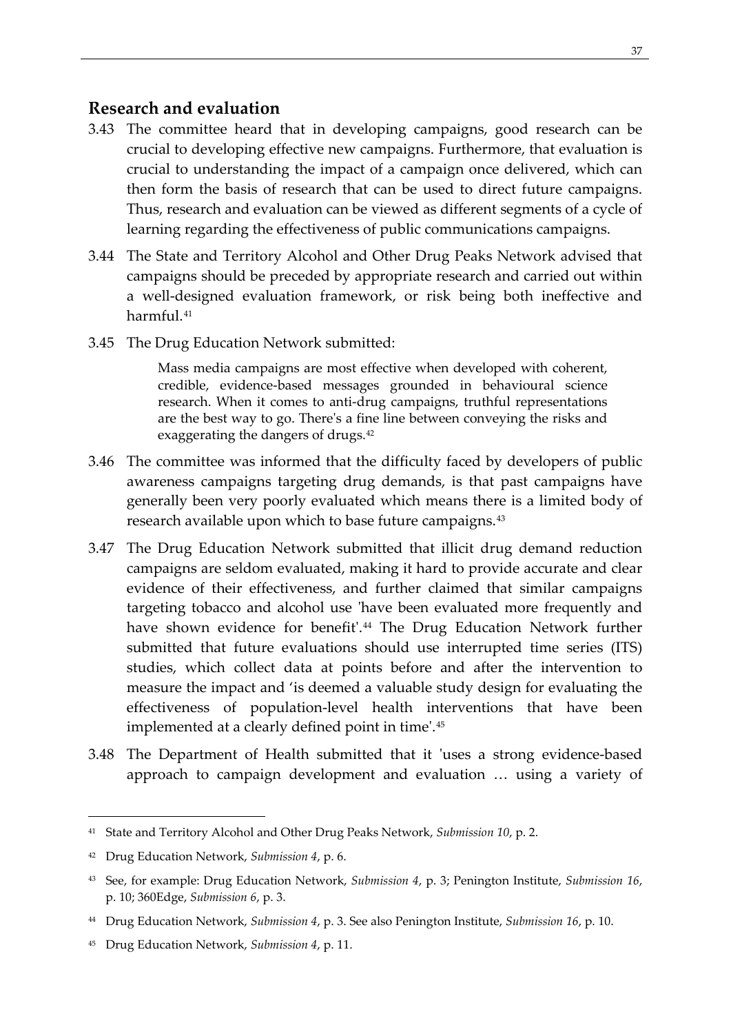## Research and evaluation

3.43 The committee heard that in developing campaigns, good research can be crucial to developing effective new campaigns. Furthermore, that evaluation is crucial to understanding the impact of a campaign once delivered, which can then form the basis of research that can be used to direct future campaigns. Thus, research and evaluation can be viewed as different segments of a cycle of learning regarding the effectiveness of public communications campaigns.

3.44 The State and Territory Alcohol and Other Drug Peaks Network advised that campaigns should be preceded by appropriate research and carried out within a well-designed evaluation framework, or risk being both ineffective and harmful.[41]

3.45 The Drug Education Network submitted:

> Mass media campaigns are most effective when developed with coherent, credible, evidence-based messages grounded in behavioural science research. When it comes to anti-drug campaigns, truthful representations are the best way to go. There's a fine line between conveying the risks and exaggerating the dangers of drugs.[42]

3.46 The committee was informed that the difficulty faced by developers of public awareness campaigns targeting drug demands, is that past campaigns have generally been very poorly evaluated which means there is a limited body of research available upon which to base future campaigns.[43]

3.47 The Drug Education Network submitted that illicit drug demand reduction campaigns are seldom evaluated, making it hard to provide accurate and clear evidence of their effectiveness, and further claimed that similar campaigns targeting tobacco and alcohol use 'have been evaluated more frequently and have shown evidence for benefit'.[44] The Drug Education Network further submitted that future evaluations should use interrupted time series (ITS) studies, which collect data at points before and after the intervention to measure the impact and 'is deemed a valuable study design for evaluating the effectiveness of population-level health interventions that have been implemented at a clearly defined point in time'.[45]

3.48 The Department of Health submitted that it 'uses a strong evidence-based approach to campaign development and evaluation … using a variety of

---

41 State and Territory Alcohol and Other Drug Peaks Network, *Submission 10*, p. 2.

42 Drug Education Network, *Submission 4*, p. 6.

43 See, for example: Drug Education Network, *Submission 4*, p. 3; Penington Institute, *Submission 16*, p. 10; 360Edge, *Submission 6*, p. 3.

44 Drug Education Network, *Submission 4*, p. 3. See also Penington Institute, *Submission 16*, p. 10.

45 Drug Education Network, *Submission 4*, p. 11.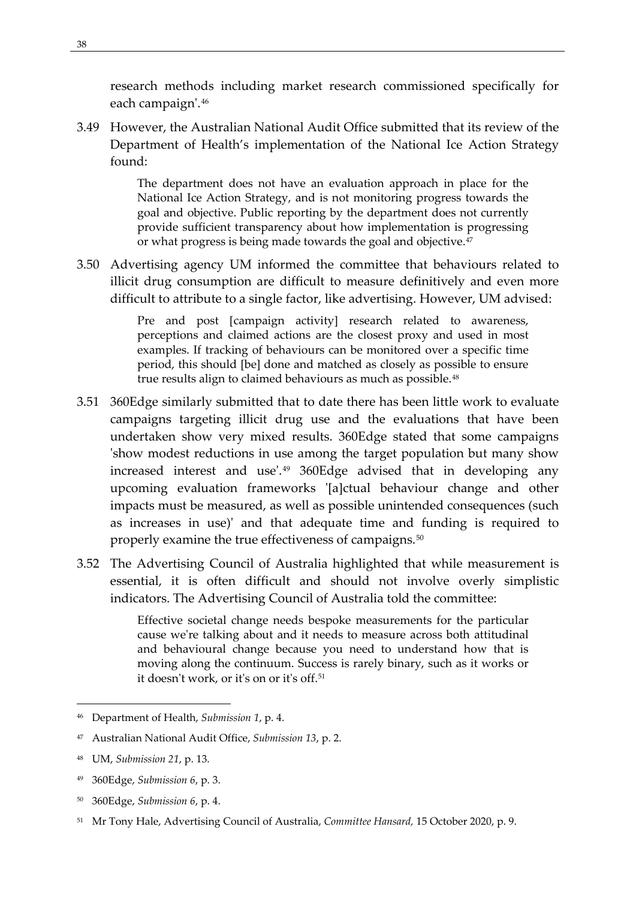research methods including market research commissioned specifically for each campaign'.[46]

3.49 However, the Australian National Audit Office submitted that its review of the Department of Health's implementation of the National Ice Action Strategy found:

> The department does not have an evaluation approach in place for the National Ice Action Strategy, and is not monitoring progress towards the goal and objective. Public reporting by the department does not currently provide sufficient transparency about how implementation is progressing or what progress is being made towards the goal and objective.[47]

3.50 Advertising agency UM informed the committee that behaviours related to illicit drug consumption are difficult to measure definitively and even more difficult to attribute to a single factor, like advertising. However, UM advised:

> Pre and post [campaign activity] research related to awareness, perceptions and claimed actions are the closest proxy and used in most examples. If tracking of behaviours can be monitored over a specific time period, this should [be] done and matched as closely as possible to ensure true results align to claimed behaviours as much as possible.[48]

3.51 360Edge similarly submitted that to date there has been little work to evaluate campaigns targeting illicit drug use and the evaluations that have been undertaken show very mixed results. 360Edge stated that some campaigns 'show modest reductions in use among the target population but many show increased interest and use'.[49] 360Edge advised that in developing any upcoming evaluation frameworks '[a]ctual behaviour change and other impacts must be measured, as well as possible unintended consequences (such as increases in use)' and that adequate time and funding is required to properly examine the true effectiveness of campaigns.[50]

3.52 The Advertising Council of Australia highlighted that while measurement is essential, it is often difficult and should not involve overly simplistic indicators. The Advertising Council of Australia told the committee:

> Effective societal change needs bespoke measurements for the particular cause we're talking about and it needs to measure across both attitudinal and behavioural change because you need to understand how that is moving along the continuum. Success is rarely binary, such as it works or it doesn't work, or it's on or it's off.[51]

---

[46] Department of Health, *Submission 1*, p. 4.

[47] Australian National Audit Office, *Submission 13*, p. 2.

[48] UM, *Submission 21*, p. 13.

[49] 360Edge, *Submission 6*, p. 3.

[50] 360Edge, *Submission 6*, p. 4.

[51] Mr Tony Hale, Advertising Council of Australia, *Committee Hansard*, 15 October 2020, p. 9.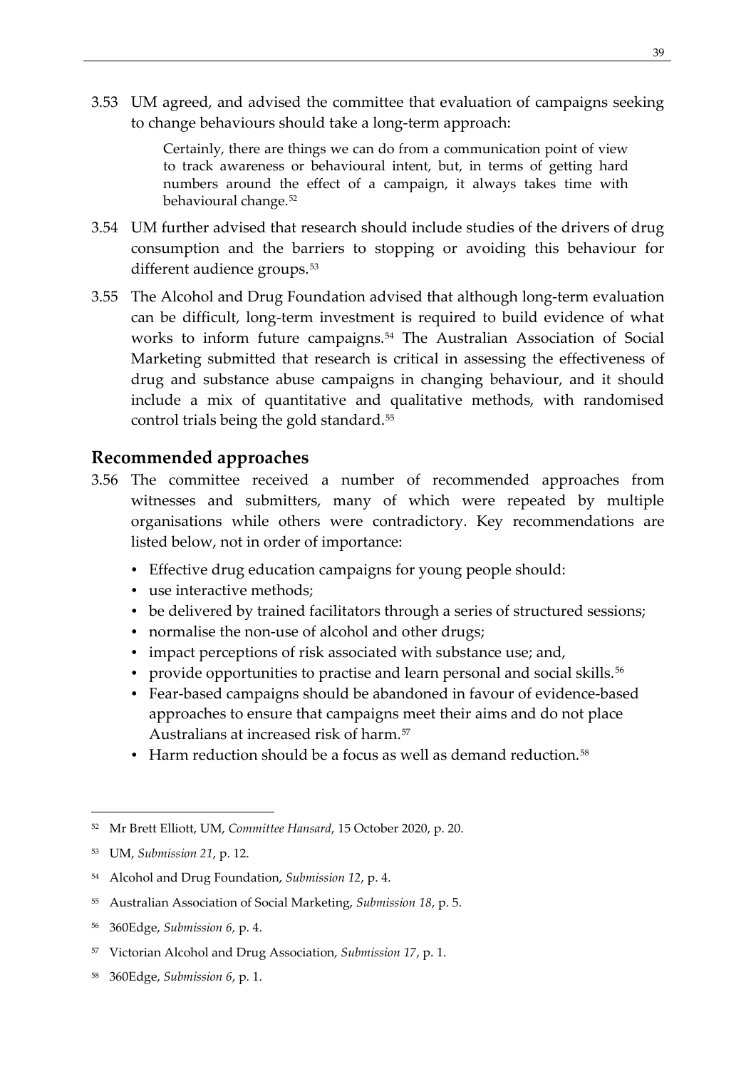3.53 UM agreed, and advised the committee that evaluation of campaigns seeking to change behaviours should take a long-term approach:

> Certainly, there are things we can do from a communication point of view to track awareness or behavioural intent, but, in terms of getting hard numbers around the effect of a campaign, it always takes time with behavioural change.[52]

3.54 UM further advised that research should include studies of the drivers of drug consumption and the barriers to stopping or avoiding this behaviour for different audience groups.[53]

3.55 The Alcohol and Drug Foundation advised that although long-term evaluation can be difficult, long-term investment is required to build evidence of what works to inform future campaigns.[54] The Australian Association of Social Marketing submitted that research is critical in assessing the effectiveness of drug and substance abuse campaigns in changing behaviour, and it should include a mix of quantitative and qualitative methods, with randomised control trials being the gold standard.[55]

## Recommended approaches

3.56 The committee received a number of recommended approaches from witnesses and submitters, many of which were repeated by multiple organisations while others were contradictory. Key recommendations are listed below, not in order of importance:

- Effective drug education campaigns for young people should:
- use interactive methods;
- be delivered by trained facilitators through a series of structured sessions;
- normalise the non-use of alcohol and other drugs;
- impact perceptions of risk associated with substance use; and,
- provide opportunities to practise and learn personal and social skills.[56]
- Fear-based campaigns should be abandoned in favour of evidence-based approaches to ensure that campaigns meet their aims and do not place Australians at increased risk of harm.[57]
- Harm reduction should be a focus as well as demand reduction.[58]

---

[52] Mr Brett Elliott, UM, *Committee Hansard*, 15 October 2020, p. 20.

[53] UM, *Submission 21*, p. 12.

[54] Alcohol and Drug Foundation, *Submission 12*, p. 4.

[55] Australian Association of Social Marketing, *Submission 18*, p. 5.

[56] 360Edge, *Submission 6*, p. 4.

[57] Victorian Alcohol and Drug Association, *Submission 17*, p. 1.

[58] 360Edge, *Submission 6*, p. 1.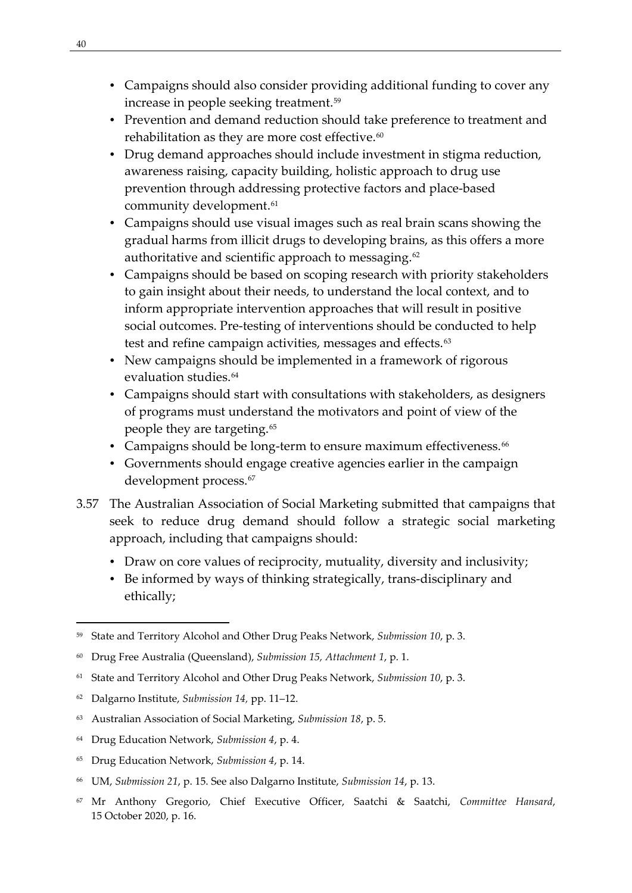- Campaigns should also consider providing additional funding to cover any increase in people seeking treatment.[59]
- Prevention and demand reduction should take preference to treatment and rehabilitation as they are more cost effective.[60]
- Drug demand approaches should include investment in stigma reduction, awareness raising, capacity building, holistic approach to drug use prevention through addressing protective factors and place-based community development.[61]
- Campaigns should use visual images such as real brain scans showing the gradual harms from illicit drugs to developing brains, as this offers a more authoritative and scientific approach to messaging.[62]
- Campaigns should be based on scoping research with priority stakeholders to gain insight about their needs, to understand the local context, and to inform appropriate intervention approaches that will result in positive social outcomes. Pre-testing of interventions should be conducted to help test and refine campaign activities, messages and effects.[63]
- New campaigns should be implemented in a framework of rigorous evaluation studies.[64]
- Campaigns should start with consultations with stakeholders, as designers of programs must understand the motivators and point of view of the people they are targeting.[65]
- Campaigns should be long-term to ensure maximum effectiveness.[66]
- Governments should engage creative agencies earlier in the campaign development process.[67]

3.57 The Australian Association of Social Marketing submitted that campaigns that seek to reduce drug demand should follow a strategic social marketing approach, including that campaigns should:

- Draw on core values of reciprocity, mutuality, diversity and inclusivity;
- Be informed by ways of thinking strategically, trans-disciplinary and ethically;

---

[59] State and Territory Alcohol and Other Drug Peaks Network, *Submission 10*, p. 3.

[60] Drug Free Australia (Queensland), *Submission 15, Attachment 1*, p. 1.

[61] State and Territory Alcohol and Other Drug Peaks Network, *Submission 10*, p. 3.

[62] Dalgarno Institute, *Submission 14*, pp. 11–12.

[63] Australian Association of Social Marketing, *Submission 18*, p. 5.

[64] Drug Education Network, *Submission 4*, p. 4.

[65] Drug Education Network, *Submission 4*, p. 14.

[66] UM, *Submission 21*, p. 15. See also Dalgarno Institute, *Submission 14*, p. 13.

[67] Mr Anthony Gregorio, Chief Executive Officer, Saatchi & Saatchi, *Committee Hansard*, 15 October 2020, p. 16.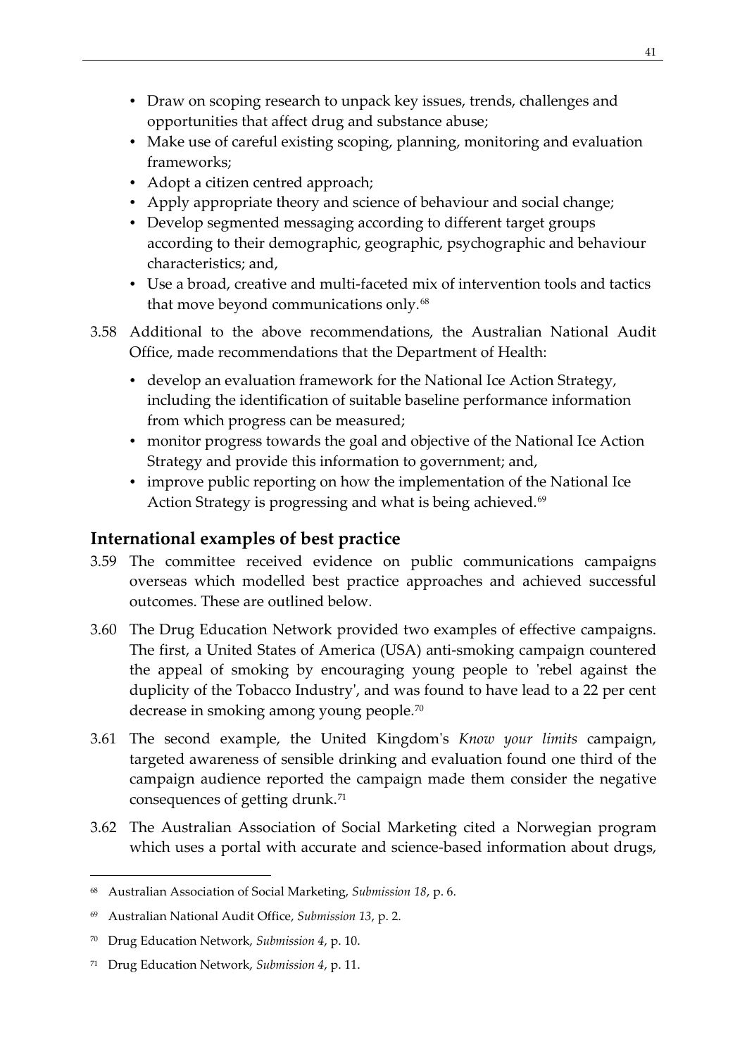- Draw on scoping research to unpack key issues, trends, challenges and opportunities that affect drug and substance abuse;
- Make use of careful existing scoping, planning, monitoring and evaluation frameworks;
- Adopt a citizen centred approach;
- Apply appropriate theory and science of behaviour and social change;
- Develop segmented messaging according to different target groups according to their demographic, geographic, psychographic and behaviour characteristics; and,
- Use a broad, creative and multi-faceted mix of intervention tools and tactics that move beyond communications only.[68]

3.58 Additional to the above recommendations, the Australian National Audit Office, made recommendations that the Department of Health:

- develop an evaluation framework for the National Ice Action Strategy, including the identification of suitable baseline performance information from which progress can be measured;
- monitor progress towards the goal and objective of the National Ice Action Strategy and provide this information to government; and,
- improve public reporting on how the implementation of the National Ice Action Strategy is progressing and what is being achieved.[69]

## International examples of best practice

3.59 The committee received evidence on public communications campaigns overseas which modelled best practice approaches and achieved successful outcomes. These are outlined below.

3.60 The Drug Education Network provided two examples of effective campaigns. The first, a United States of America (USA) anti-smoking campaign countered the appeal of smoking by encouraging young people to 'rebel against the duplicity of the Tobacco Industry', and was found to have lead to a 22 per cent decrease in smoking among young people.[70]

3.61 The second example, the United Kingdom's *Know your limits* campaign, targeted awareness of sensible drinking and evaluation found one third of the campaign audience reported the campaign made them consider the negative consequences of getting drunk.[71]

3.62 The Australian Association of Social Marketing cited a Norwegian program which uses a portal with accurate and science-based information about drugs,

---

68 Australian Association of Social Marketing, *Submission 18*, p. 6.

69 Australian National Audit Office, *Submission 13*, p. 2.

70 Drug Education Network, *Submission 4*, p. 10.

71 Drug Education Network, *Submission 4*, p. 11.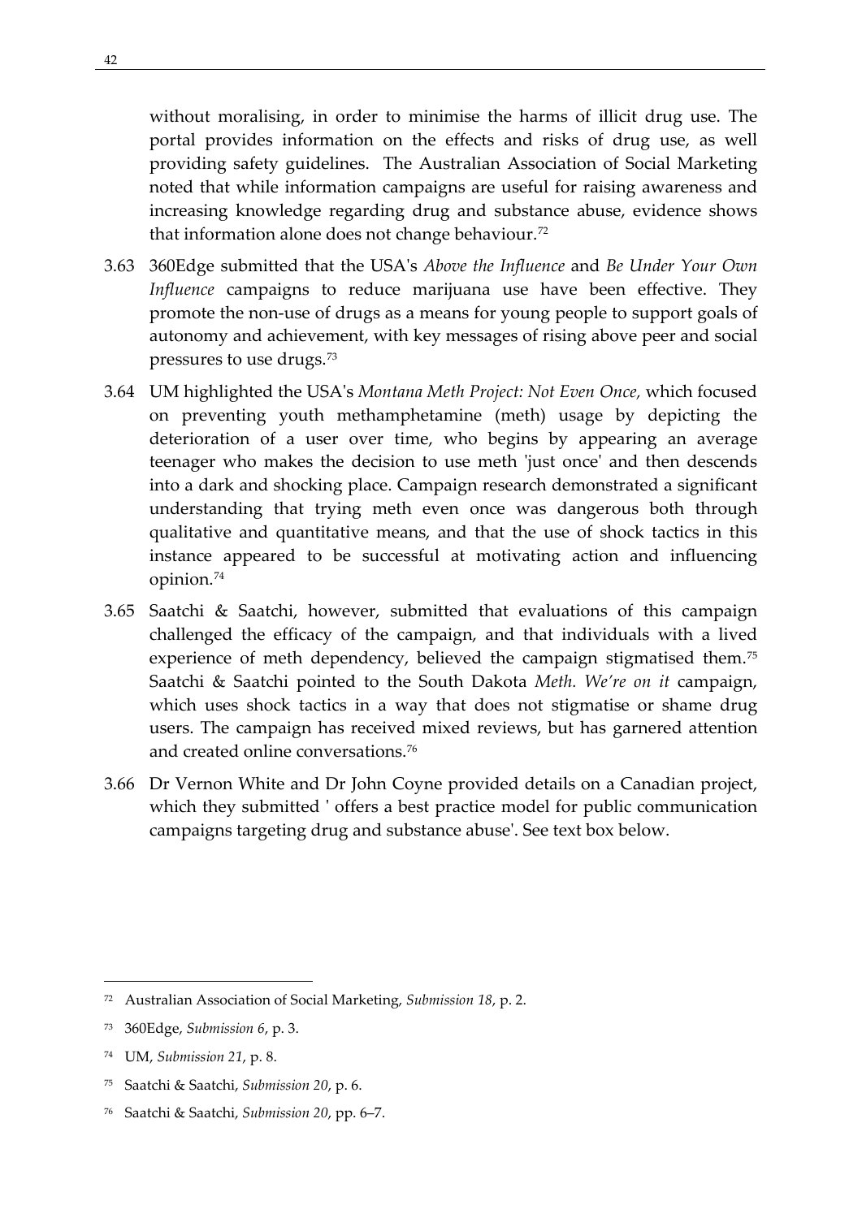without moralising, in order to minimise the harms of illicit drug use. The portal provides information on the effects and risks of drug use, as well providing safety guidelines. The Australian Association of Social Marketing noted that while information campaigns are useful for raising awareness and increasing knowledge regarding drug and substance abuse, evidence shows that information alone does not change behaviour.[72]

3.63 360Edge submitted that the USA's *Above the Influence* and *Be Under Your Own Influence* campaigns to reduce marijuana use have been effective. They promote the non-use of drugs as a means for young people to support goals of autonomy and achievement, with key messages of rising above peer and social pressures to use drugs.[73]

3.64 UM highlighted the USA's *Montana Meth Project: Not Even Once,* which focused on preventing youth methamphetamine (meth) usage by depicting the deterioration of a user over time, who begins by appearing an average teenager who makes the decision to use meth 'just once' and then descends into a dark and shocking place. Campaign research demonstrated a significant understanding that trying meth even once was dangerous both through qualitative and quantitative means, and that the use of shock tactics in this instance appeared to be successful at motivating action and influencing opinion.[74]

3.65 Saatchi & Saatchi, however, submitted that evaluations of this campaign challenged the efficacy of the campaign, and that individuals with a lived experience of meth dependency, believed the campaign stigmatised them.[75] Saatchi & Saatchi pointed to the South Dakota *Meth. We're on it* campaign, which uses shock tactics in a way that does not stigmatise or shame drug users. The campaign has received mixed reviews, but has garnered attention and created online conversations.[76]

3.66 Dr Vernon White and Dr John Coyne provided details on a Canadian project, which they submitted ' offers a best practice model for public communication campaigns targeting drug and substance abuse'. See text box below.

---

72 Australian Association of Social Marketing, *Submission 18*, p. 2.

73 360Edge, *Submission 6*, p. 3.

74 UM, *Submission 21*, p. 8.

75 Saatchi & Saatchi, *Submission 20*, p. 6.

76 Saatchi & Saatchi, *Submission 20*, pp. 6–7.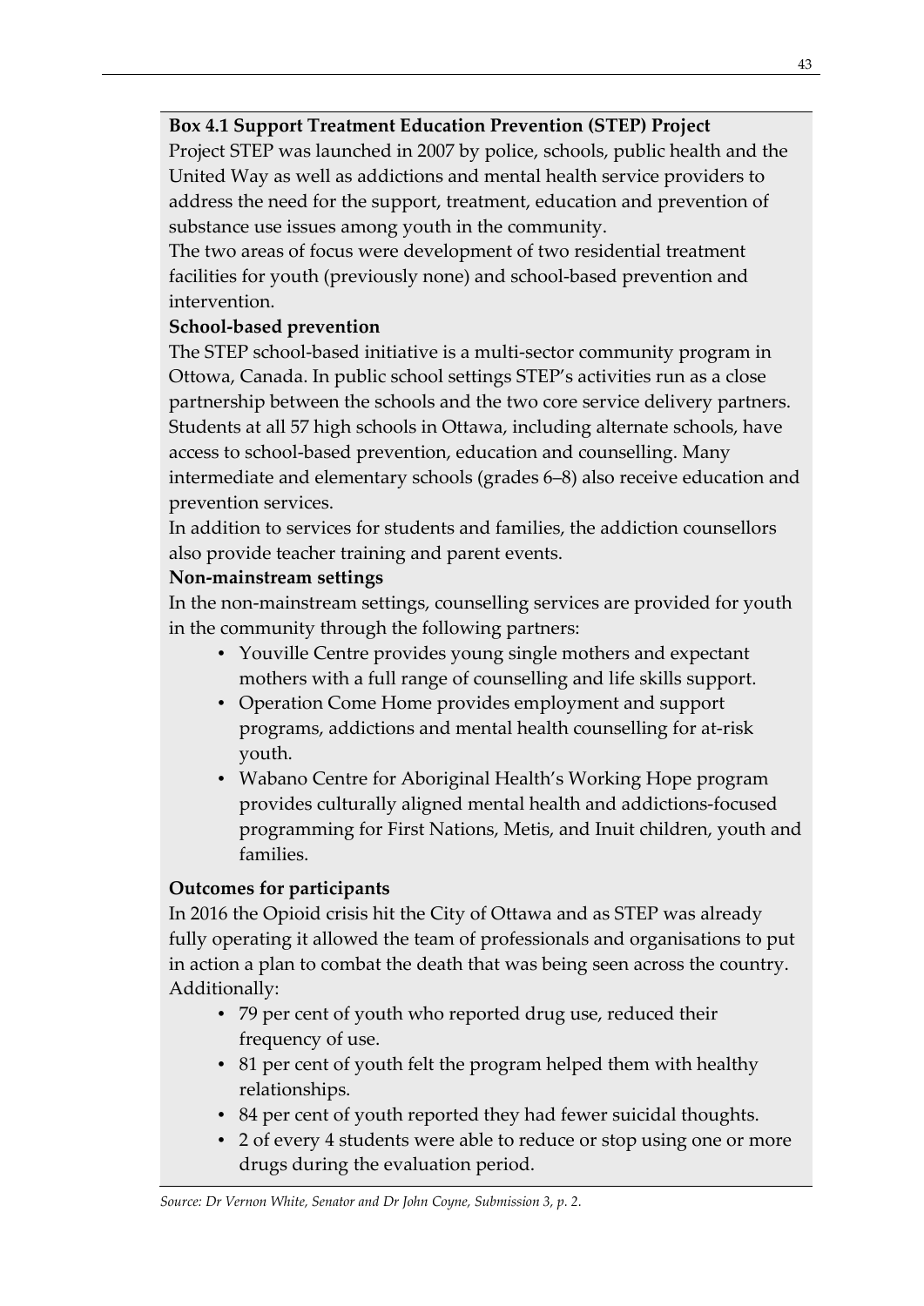**Box 4.1 Support Treatment Education Prevention (STEP) Project**

Project STEP was launched in 2007 by police, schools, public health and the United Way as well as addictions and mental health service providers to address the need for the support, treatment, education and prevention of substance use issues among youth in the community.

The two areas of focus were development of two residential treatment facilities for youth (previously none) and school-based prevention and intervention.

**School-based prevention**

The STEP school-based initiative is a multi-sector community program in Ottowa, Canada. In public school settings STEP's activities run as a close partnership between the schools and the two core service delivery partners. Students at all 57 high schools in Ottawa, including alternate schools, have access to school-based prevention, education and counselling. Many intermediate and elementary schools (grades 6–8) also receive education and prevention services.

In addition to services for students and families, the addiction counsellors also provide teacher training and parent events.

**Non-mainstream settings**

In the non-mainstream settings, counselling services are provided for youth in the community through the following partners:

- Youville Centre provides young single mothers and expectant mothers with a full range of counselling and life skills support.
- Operation Come Home provides employment and support programs, addictions and mental health counselling for at-risk youth.
- Wabano Centre for Aboriginal Health's Working Hope program provides culturally aligned mental health and addictions-focused programming for First Nations, Metis, and Inuit children, youth and families.

**Outcomes for participants**

In 2016 the Opioid crisis hit the City of Ottawa and as STEP was already fully operating it allowed the team of professionals and organisations to put in action a plan to combat the death that was being seen across the country. Additionally:

- 79 per cent of youth who reported drug use, reduced their frequency of use.
- 81 per cent of youth felt the program helped them with healthy relationships.
- 84 per cent of youth reported they had fewer suicidal thoughts.
- 2 of every 4 students were able to reduce or stop using one or more drugs during the evaluation period.

*Source: Dr Vernon White, Senator and Dr John Coyne, Submission 3, p. 2.*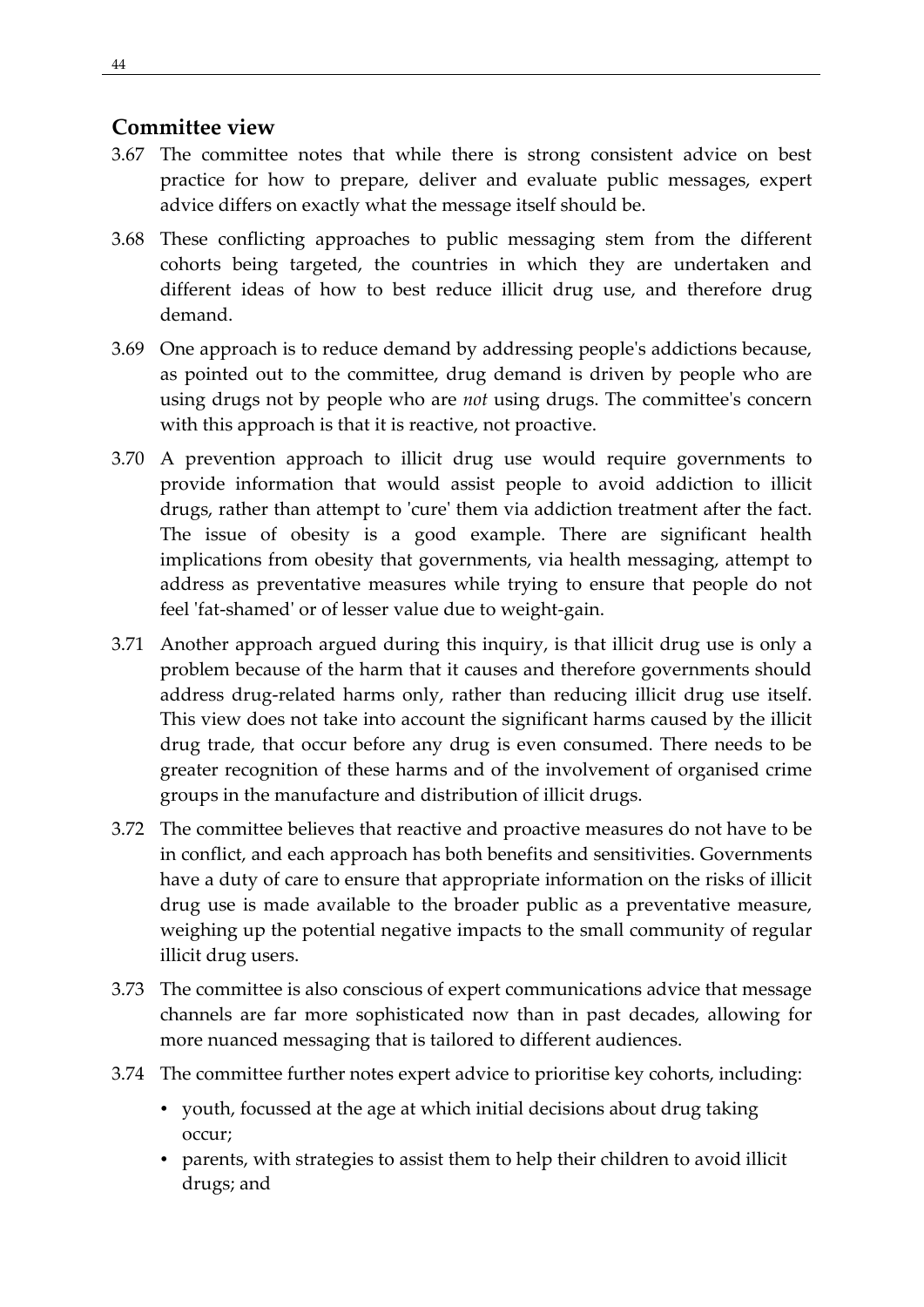## Committee view

3.67 The committee notes that while there is strong consistent advice on best practice for how to prepare, deliver and evaluate public messages, expert advice differs on exactly what the message itself should be.

3.68 These conflicting approaches to public messaging stem from the different cohorts being targeted, the countries in which they are undertaken and different ideas of how to best reduce illicit drug use, and therefore drug demand.

3.69 One approach is to reduce demand by addressing people's addictions because, as pointed out to the committee, drug demand is driven by people who are using drugs not by people who are *not* using drugs. The committee's concern with this approach is that it is reactive, not proactive.

3.70 A prevention approach to illicit drug use would require governments to provide information that would assist people to avoid addiction to illicit drugs, rather than attempt to 'cure' them via addiction treatment after the fact. The issue of obesity is a good example. There are significant health implications from obesity that governments, via health messaging, attempt to address as preventative measures while trying to ensure that people do not feel 'fat-shamed' or of lesser value due to weight-gain.

3.71 Another approach argued during this inquiry, is that illicit drug use is only a problem because of the harm that it causes and therefore governments should address drug-related harms only, rather than reducing illicit drug use itself. This view does not take into account the significant harms caused by the illicit drug trade, that occur before any drug is even consumed. There needs to be greater recognition of these harms and of the involvement of organised crime groups in the manufacture and distribution of illicit drugs.

3.72 The committee believes that reactive and proactive measures do not have to be in conflict, and each approach has both benefits and sensitivities. Governments have a duty of care to ensure that appropriate information on the risks of illicit drug use is made available to the broader public as a preventative measure, weighing up the potential negative impacts to the small community of regular illicit drug users.

3.73 The committee is also conscious of expert communications advice that message channels are far more sophisticated now than in past decades, allowing for more nuanced messaging that is tailored to different audiences.

3.74 The committee further notes expert advice to prioritise key cohorts, including:

- youth, focussed at the age at which initial decisions about drug taking occur;
- parents, with strategies to assist them to help their children to avoid illicit drugs; and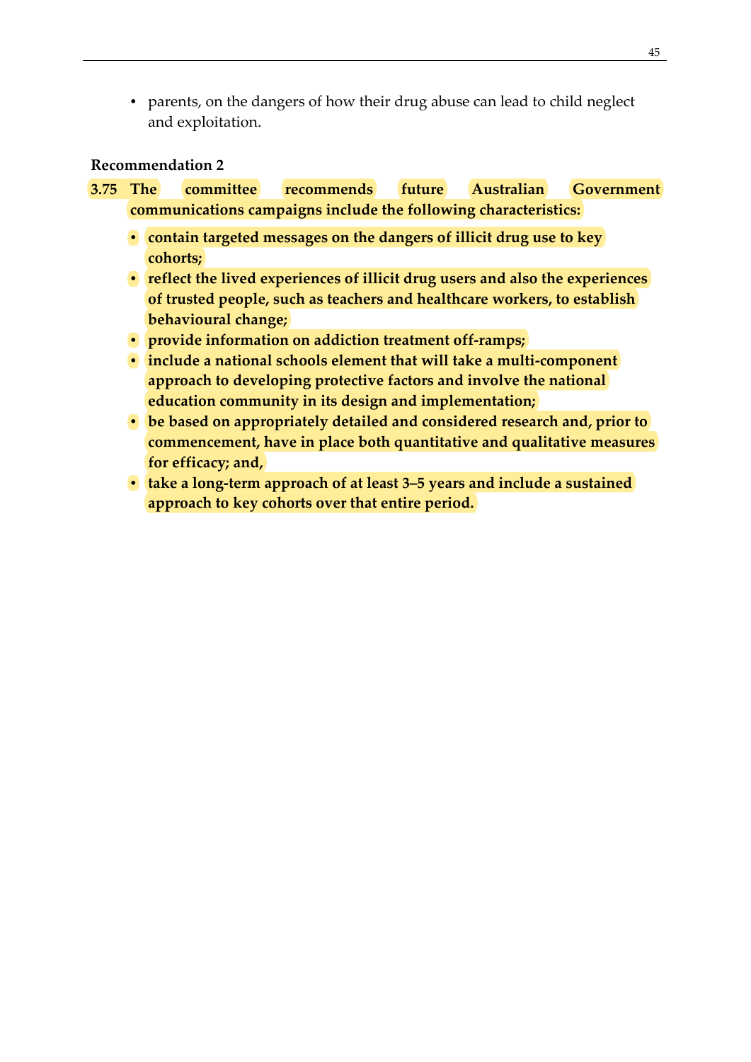- parents, on the dangers of how their drug abuse can lead to child neglect and exploitation.

**Recommendation 2**

**3.75 The committee recommends future Australian Government communications campaigns include the following characteristics:**

- **contain targeted messages on the dangers of illicit drug use to key cohorts;**
- **reflect the lived experiences of illicit drug users and also the experiences of trusted people, such as teachers and healthcare workers, to establish behavioural change;**
- **provide information on addiction treatment off-ramps;**
- **include a national schools element that will take a multi-component approach to developing protective factors and involve the national education community in its design and implementation;**
- **be based on appropriately detailed and considered research and, prior to commencement, have in place both quantitative and qualitative measures for efficacy; and,**
- **take a long-term approach of at least 3–5 years and include a sustained approach to key cohorts over that entire period.**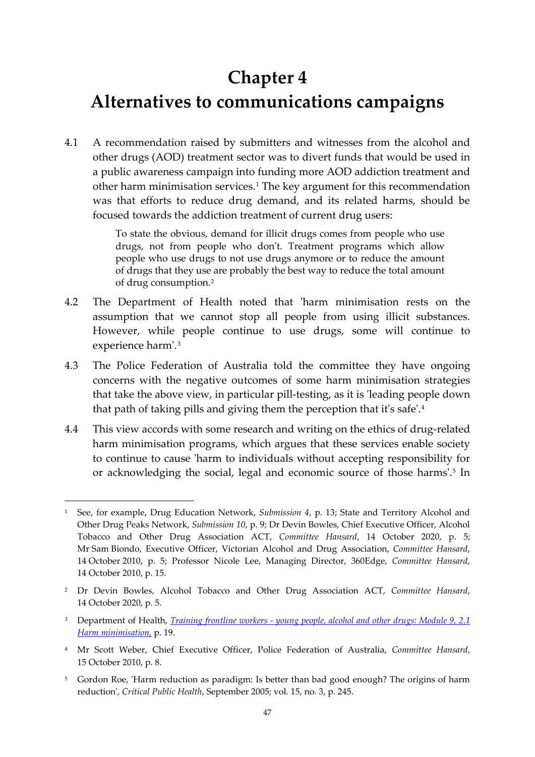# Chapter 4
# Alternatives to communications campaigns

4.1 A recommendation raised by submitters and witnesses from the alcohol and other drugs (AOD) treatment sector was to divert funds that would be used in a public awareness campaign into funding more AOD addiction treatment and other harm minimisation services.[1] The key argument for this recommendation was that efforts to reduce drug demand, and its related harms, should be focused towards the addiction treatment of current drug users:

> To state the obvious, demand for illicit drugs comes from people who use drugs, not from people who don't. Treatment programs which allow people who use drugs to not use drugs anymore or to reduce the amount of drugs that they use are probably the best way to reduce the total amount of drug consumption.[2]

4.2 The Department of Health noted that 'harm minimisation rests on the assumption that we cannot stop all people from using illicit substances. However, while people continue to use drugs, some will continue to experience harm'.[3]

4.3 The Police Federation of Australia told the committee they have ongoing concerns with the negative outcomes of some harm minimisation strategies that take the above view, in particular pill-testing, as it is 'leading people down that path of taking pills and giving them the perception that it's safe'.[4]

4.4 This view accords with some research and writing on the ethics of drug-related harm minimisation programs, which argues that these services enable society to continue to cause 'harm to individuals without accepting responsibility for or acknowledging the social, legal and economic source of those harms'.[5] In

---

1 See, for example, Drug Education Network, *Submission 4*, p. 13; State and Territory Alcohol and Other Drug Peaks Network, *Submission 10*, p. 9; Dr Devin Bowles, Chief Executive Officer, Alcohol Tobacco and Other Drug Association ACT, *Committee Hansard*, 14 October 2020, p. 5; Mr Sam Biondo, Executive Officer, Victorian Alcohol and Drug Association, *Committee Hansard*, 14 October 2010, p. 5; Professor Nicole Lee, Managing Director, 360Edge, *Committee Hansard*, 14 October 2010, p. 15.

2 Dr Devin Bowles, Alcohol Tobacco and Other Drug Association ACT, *Committee Hansard*, 14 October 2020, p. 5.

3 Department of Health, *Training frontline workers - young people, alcohol and other drugs: Module 9, 2.1 Harm minimisation*, p. 19.

4 Mr Scott Weber, Chief Executive Officer, Police Federation of Australia, *Committee Hansard*, 15 October 2010, p. 8.

5 Gordon Roe, 'Harm reduction as paradigm: Is better than bad good enough? The origins of harm reduction', *Critical Public Health*, September 2005; vol. 15, no. 3, p. 245.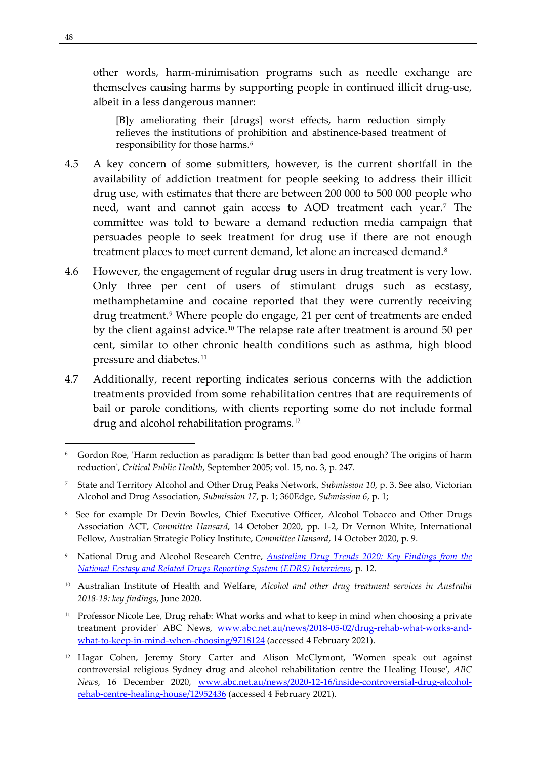other words, harm-minimisation programs such as needle exchange are themselves causing harms by supporting people in continued illicit drug-use, albeit in a less dangerous manner:

> [B]y ameliorating their [drugs] worst effects, harm reduction simply relieves the institutions of prohibition and abstinence-based treatment of responsibility for those harms.[6]

4.5 A key concern of some submitters, however, is the current shortfall in the availability of addiction treatment for people seeking to address their illicit drug use, with estimates that there are between 200 000 to 500 000 people who need, want and cannot gain access to AOD treatment each year.[7] The committee was told to beware a demand reduction media campaign that persuades people to seek treatment for drug use if there are not enough treatment places to meet current demand, let alone an increased demand.[8]

4.6 However, the engagement of regular drug users in drug treatment is very low. Only three per cent of users of stimulant drugs such as ecstasy, methamphetamine and cocaine reported that they were currently receiving drug treatment.[9] Where people do engage, 21 per cent of treatments are ended by the client against advice.[10] The relapse rate after treatment is around 50 per cent, similar to other chronic health conditions such as asthma, high blood pressure and diabetes.[11]

4.7 Additionally, recent reporting indicates serious concerns with the addiction treatments provided from some rehabilitation centres that are requirements of bail or parole conditions, with clients reporting some do not include formal drug and alcohol rehabilitation programs.[12]

---

[6] Gordon Roe, 'Harm reduction as paradigm: Is better than bad good enough? The origins of harm reduction', *Critical Public Health*, September 2005; vol. 15, no. 3, p. 247.

[7] State and Territory Alcohol and Other Drug Peaks Network, *Submission 10*, p. 3. See also, Victorian Alcohol and Drug Association, *Submission 17*, p. 1; 360Edge, *Submission 6*, p. 1;

[8] See for example Dr Devin Bowles, Chief Executive Officer, Alcohol Tobacco and Other Drugs Association ACT, *Committee Hansard*, 14 October 2020, pp. 1-2, Dr Vernon White, International Fellow, Australian Strategic Policy Institute, *Committee Hansard*, 14 October 2020, p. 9.

[9] National Drug and Alcohol Research Centre, *Australian Drug Trends 2020: Key Findings from the National Ecstasy and Related Drugs Reporting System (EDRS) Interviews*, p. 12.

[10] Australian Institute of Health and Welfare, *Alcohol and other drug treatment services in Australia 2018-19: key findings*, June 2020.

[11] Professor Nicole Lee, Drug rehab: What works and what to keep in mind when choosing a private treatment provider' ABC News, www.abc.net.au/news/2018-05-02/drug-rehab-what-works-and-what-to-keep-in-mind-when-choosing/9718124 (accessed 4 February 2021).

[12] Hagar Cohen, Jeremy Story Carter and Alison McClymont, 'Women speak out against controversial religious Sydney drug and alcohol rehabilitation centre the Healing House', *ABC News*, 16 December 2020, www.abc.net.au/news/2020-12-16/inside-controversial-drug-alcohol-rehab-centre-healing-house/12952436 (accessed 4 February 2021).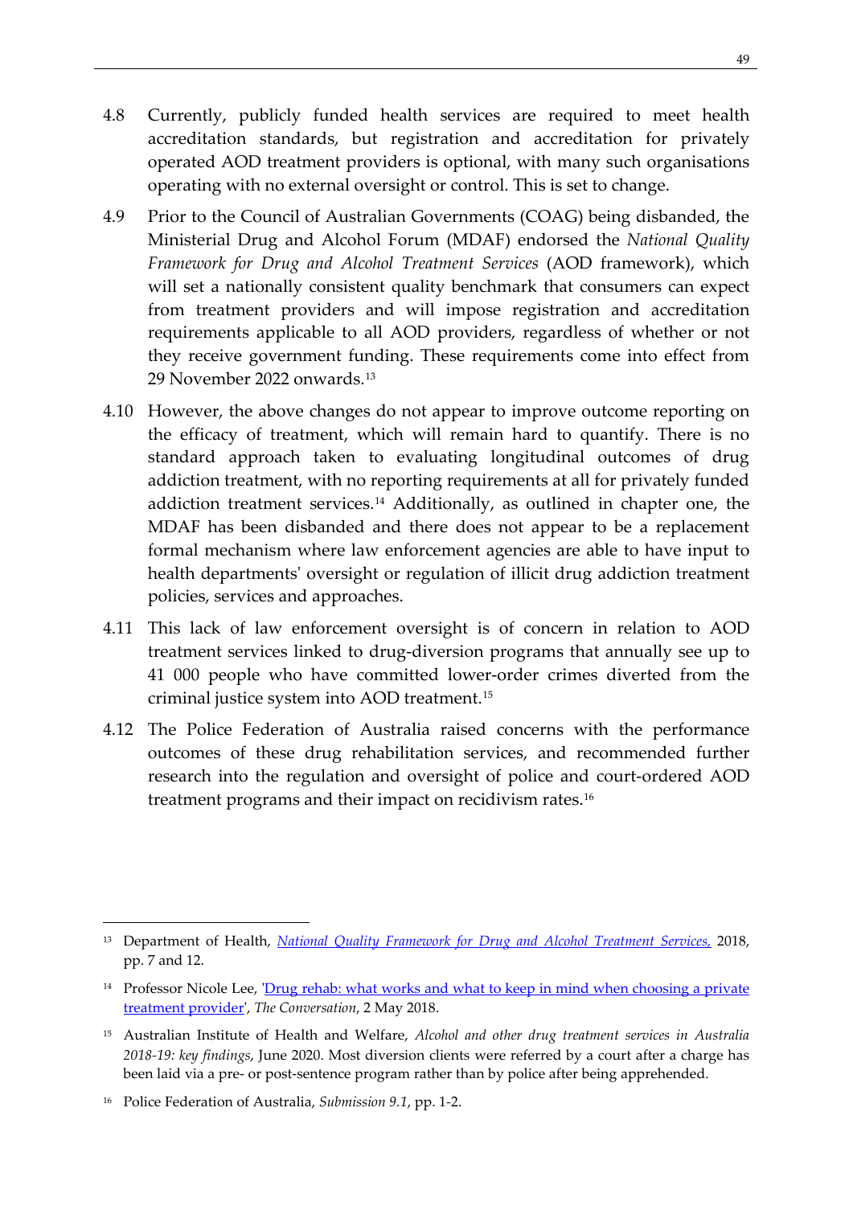4.8 Currently, publicly funded health services are required to meet health accreditation standards, but registration and accreditation for privately operated AOD treatment providers is optional, with many such organisations operating with no external oversight or control. This is set to change.

4.9 Prior to the Council of Australian Governments (COAG) being disbanded, the Ministerial Drug and Alcohol Forum (MDAF) endorsed the *National Quality Framework for Drug and Alcohol Treatment Services* (AOD framework), which will set a nationally consistent quality benchmark that consumers can expect from treatment providers and will impose registration and accreditation requirements applicable to all AOD providers, regardless of whether or not they receive government funding. These requirements come into effect from 29 November 2022 onwards.[13]

4.10 However, the above changes do not appear to improve outcome reporting on the efficacy of treatment, which will remain hard to quantify. There is no standard approach taken to evaluating longitudinal outcomes of drug addiction treatment, with no reporting requirements at all for privately funded addiction treatment services.[14] Additionally, as outlined in chapter one, the MDAF has been disbanded and there does not appear to be a replacement formal mechanism where law enforcement agencies are able to have input to health departments' oversight or regulation of illicit drug addiction treatment policies, services and approaches.

4.11 This lack of law enforcement oversight is of concern in relation to AOD treatment services linked to drug-diversion programs that annually see up to 41 000 people who have committed lower-order crimes diverted from the criminal justice system into AOD treatment.[15]

4.12 The Police Federation of Australia raised concerns with the performance outcomes of these drug rehabilitation services, and recommended further research into the regulation and oversight of police and court-ordered AOD treatment programs and their impact on recidivism rates.[16]

---

[13] Department of Health, *National Quality Framework for Drug and Alcohol Treatment Services,* 2018, pp. 7 and 12.

[14] Professor Nicole Lee, 'Drug rehab: what works and what to keep in mind when choosing a private treatment provider', *The Conversation*, 2 May 2018.

[15] Australian Institute of Health and Welfare, *Alcohol and other drug treatment services in Australia 2018-19: key findings*, June 2020. Most diversion clients were referred by a court after a charge has been laid via a pre- or post-sentence program rather than by police after being apprehended.

[16] Police Federation of Australia, *Submission 9.1*, pp. 1-2.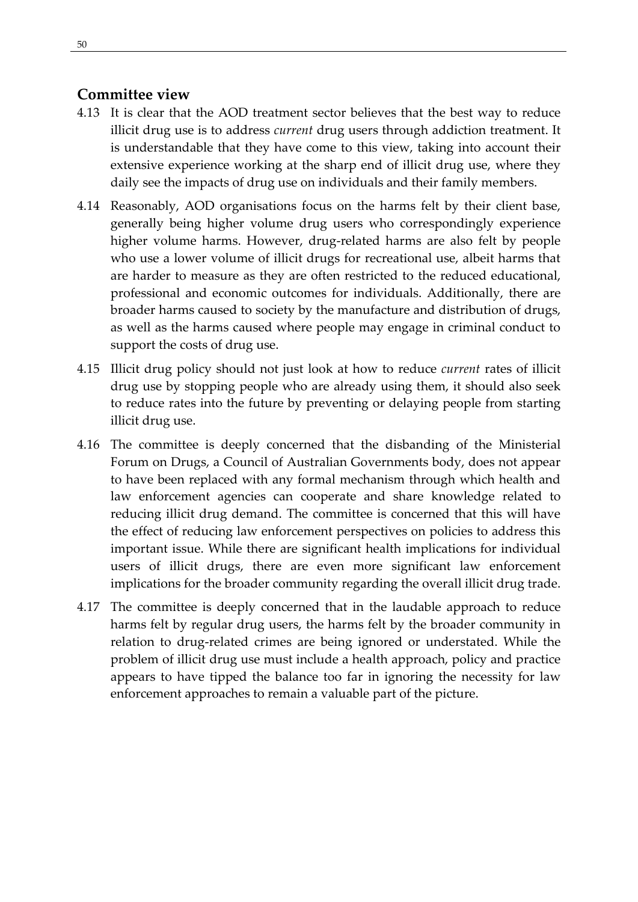## Committee view

4.13 It is clear that the AOD treatment sector believes that the best way to reduce illicit drug use is to address *current* drug users through addiction treatment. It is understandable that they have come to this view, taking into account their extensive experience working at the sharp end of illicit drug use, where they daily see the impacts of drug use on individuals and their family members.

4.14 Reasonably, AOD organisations focus on the harms felt by their client base, generally being higher volume drug users who correspondingly experience higher volume harms. However, drug-related harms are also felt by people who use a lower volume of illicit drugs for recreational use, albeit harms that are harder to measure as they are often restricted to the reduced educational, professional and economic outcomes for individuals. Additionally, there are broader harms caused to society by the manufacture and distribution of drugs, as well as the harms caused where people may engage in criminal conduct to support the costs of drug use.

4.15 Illicit drug policy should not just look at how to reduce *current* rates of illicit drug use by stopping people who are already using them, it should also seek to reduce rates into the future by preventing or delaying people from starting illicit drug use.

4.16 The committee is deeply concerned that the disbanding of the Ministerial Forum on Drugs, a Council of Australian Governments body, does not appear to have been replaced with any formal mechanism through which health and law enforcement agencies can cooperate and share knowledge related to reducing illicit drug demand. The committee is concerned that this will have the effect of reducing law enforcement perspectives on policies to address this important issue. While there are significant health implications for individual users of illicit drugs, there are even more significant law enforcement implications for the broader community regarding the overall illicit drug trade.

4.17 The committee is deeply concerned that in the laudable approach to reduce harms felt by regular drug users, the harms felt by the broader community in relation to drug-related crimes are being ignored or understated. While the problem of illicit drug use must include a health approach, policy and practice appears to have tipped the balance too far in ignoring the necessity for law enforcement approaches to remain a valuable part of the picture.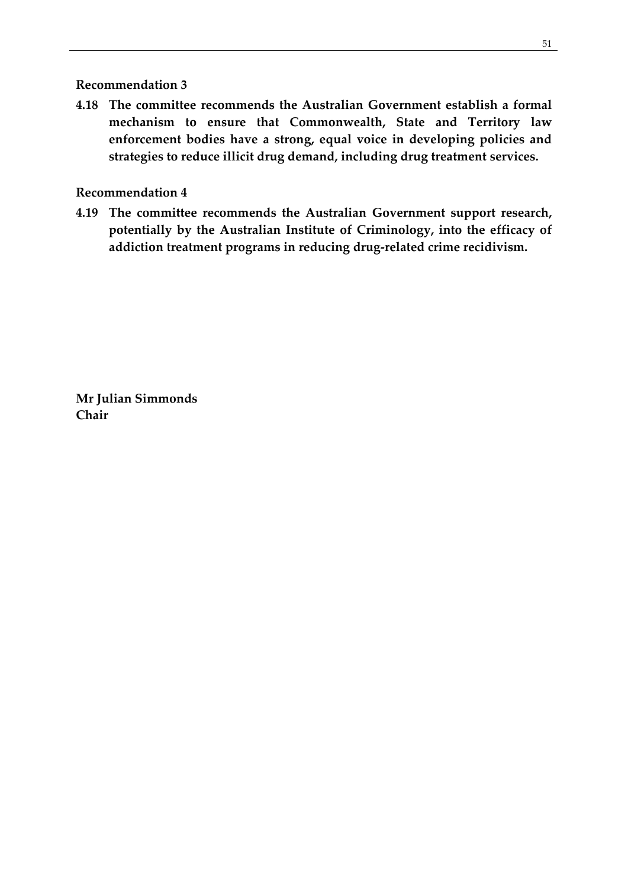**Recommendation 3**

**4.18 The committee recommends the Australian Government establish a formal mechanism to ensure that Commonwealth, State and Territory law enforcement bodies have a strong, equal voice in developing policies and strategies to reduce illicit drug demand, including drug treatment services.**

**Recommendation 4**

**4.19 The committee recommends the Australian Government support research, potentially by the Australian Institute of Criminology, into the efficacy of addiction treatment programs in reducing drug-related crime recidivism.**

**Mr Julian Simmonds**
**Chair**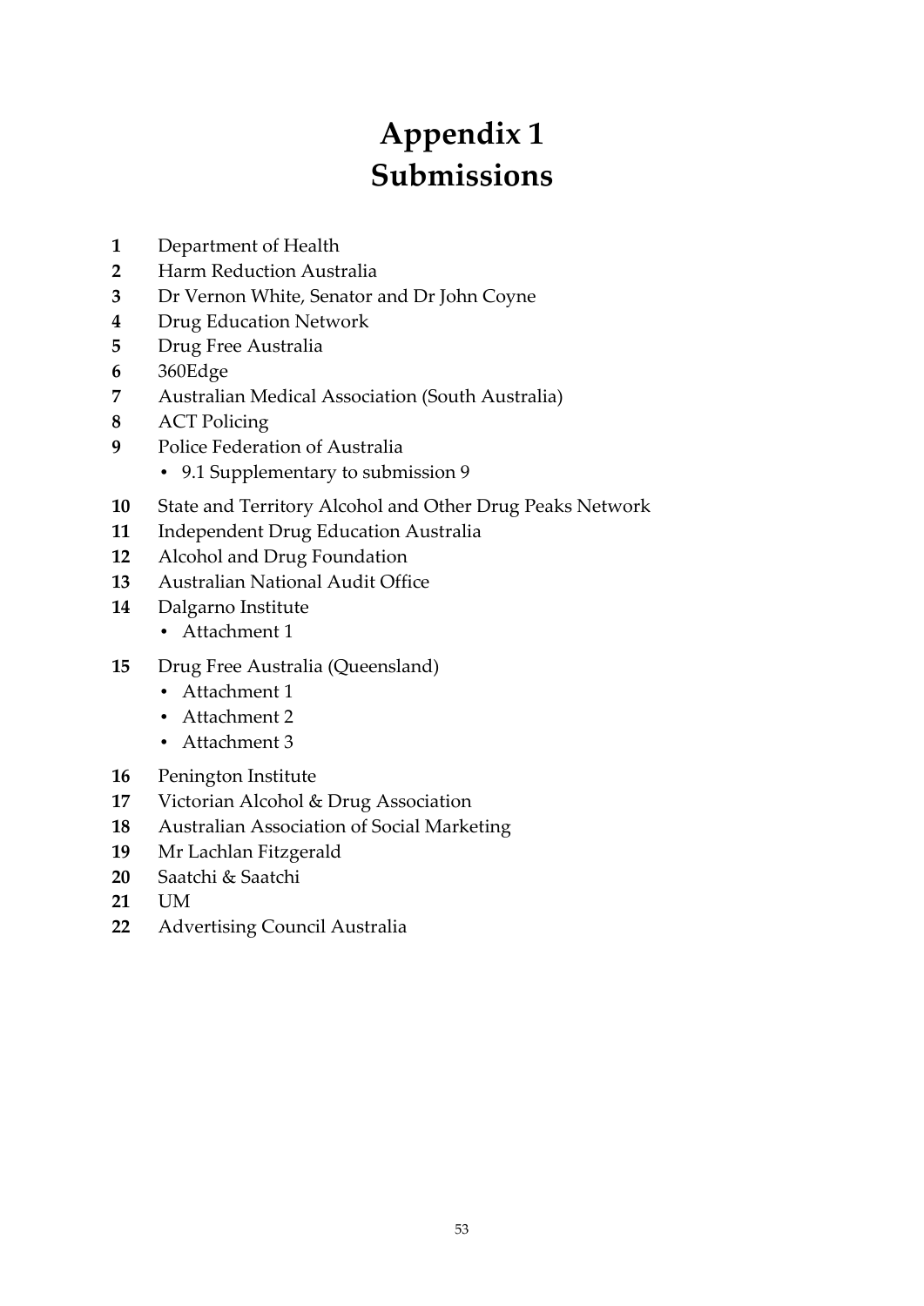# Appendix 1
# Submissions

**1** Department of Health

**2** Harm Reduction Australia

**3** Dr Vernon White, Senator and Dr John Coyne

**4** Drug Education Network

**5** Drug Free Australia

**6** 360Edge

**7** Australian Medical Association (South Australia)

**8** ACT Policing

**9** Police Federation of Australia

- 9.1 Supplementary to submission 9

**10** State and Territory Alcohol and Other Drug Peaks Network

**11** Independent Drug Education Australia

**12** Alcohol and Drug Foundation

**13** Australian National Audit Office

**14** Dalgarno Institute

- Attachment 1

**15** Drug Free Australia (Queensland)

- Attachment 1
- Attachment 2
- Attachment 3

**16** Penington Institute

**17** Victorian Alcohol & Drug Association

**18** Australian Association of Social Marketing

**19** Mr Lachlan Fitzgerald

**20** Saatchi & Saatchi

**21** UM

**22** Advertising Council Australia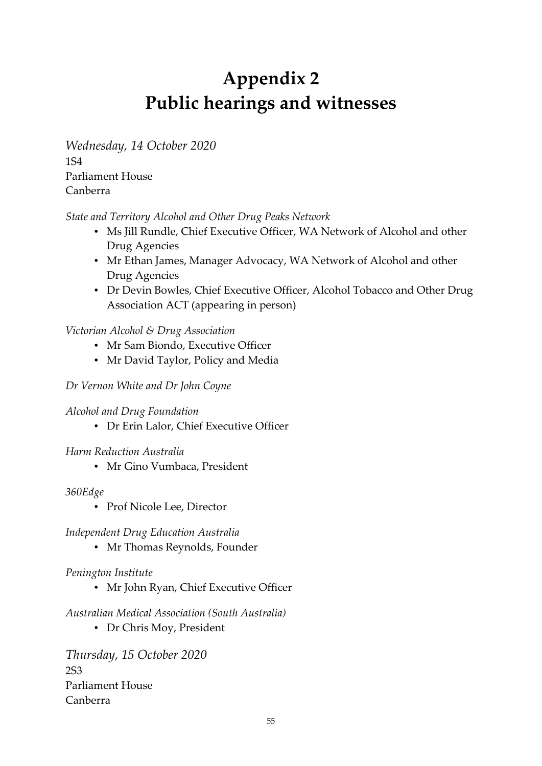# Appendix 2
# Public hearings and witnesses

*Wednesday, 14 October 2020*
1S4
Parliament House
Canberra

*State and Territory Alcohol and Other Drug Peaks Network*

- Ms Jill Rundle, Chief Executive Officer, WA Network of Alcohol and other Drug Agencies
- Mr Ethan James, Manager Advocacy, WA Network of Alcohol and other Drug Agencies
- Dr Devin Bowles, Chief Executive Officer, Alcohol Tobacco and Other Drug Association ACT (appearing in person)

*Victorian Alcohol & Drug Association*

- Mr Sam Biondo, Executive Officer
- Mr David Taylor, Policy and Media

*Dr Vernon White and Dr John Coyne*

*Alcohol and Drug Foundation*

- Dr Erin Lalor, Chief Executive Officer

*Harm Reduction Australia*

- Mr Gino Vumbaca, President

*360Edge*

- Prof Nicole Lee, Director

*Independent Drug Education Australia*

- Mr Thomas Reynolds, Founder

*Penington Institute*

- Mr John Ryan, Chief Executive Officer

*Australian Medical Association (South Australia)*

- Dr Chris Moy, President

*Thursday, 15 October 2020*
2S3
Parliament House
Canberra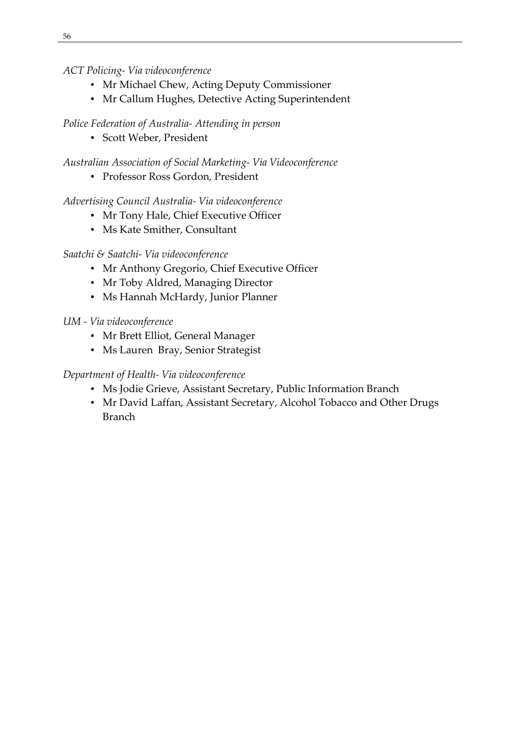*ACT Policing- Via videoconference*

- Mr Michael Chew, Acting Deputy Commissioner
- Mr Callum Hughes, Detective Acting Superintendent

*Police Federation of Australia- Attending in person*

- Scott Weber, President

*Australian Association of Social Marketing- Via Videoconference*

- Professor Ross Gordon, President

*Advertising Council Australia- Via videoconference*

- Mr Tony Hale, Chief Executive Officer
- Ms Kate Smither, Consultant

*Saatchi & Saatchi- Via videoconference*

- Mr Anthony Gregorio, Chief Executive Officer
- Mr Toby Aldred, Managing Director
- Ms Hannah McHardy, Junior Planner

*UM - Via videoconference*

- Mr Brett Elliot, General Manager
- Ms Lauren Bray, Senior Strategist

*Department of Health- Via videoconference*

- Ms Jodie Grieve, Assistant Secretary, Public Information Branch
- Mr David Laffan, Assistant Secretary, Alcohol Tobacco and Other Drugs Branch